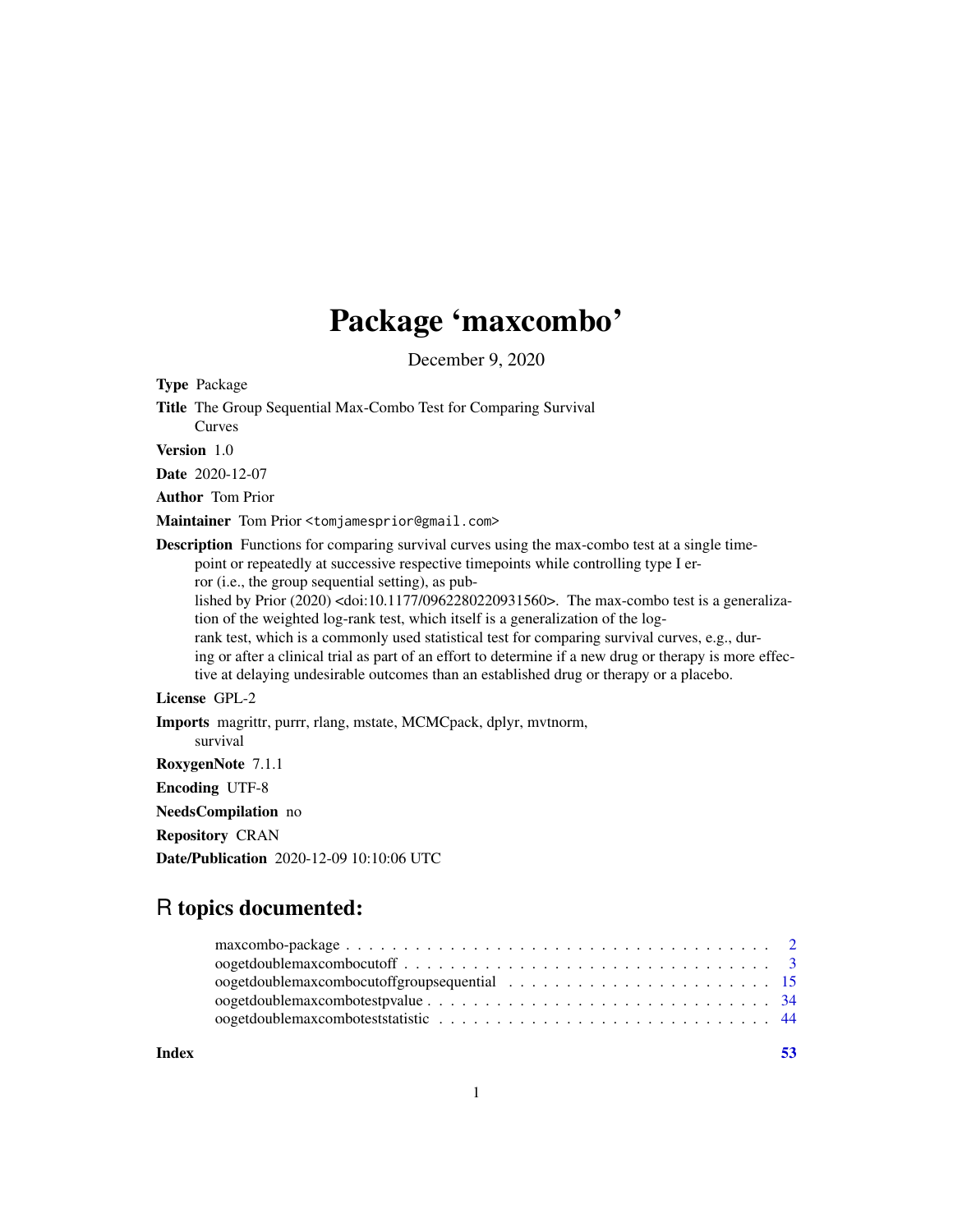# Package 'maxcombo'

December 9, 2020

**Type** Package

**Title** The Group Sequential Max-Combo Test for Comparing Survival Curves

**Version** 1.0

**Date** 2020-12-07

**Author** Tom Prior

**Maintainer** Tom Prior <tomjamesprior@gmail.com>

**Description** Functions for comparing survival curves using the max-combo test at a single timepoint or repeatedly at successive respective timepoints while controlling type I error (i.e., the group sequential setting), as published by Prior (2020) <doi:10.1177/0962280220931560>. The max-combo test is a generalization of the weighted log-rank test, which itself is a generalization of the log-rank test, which is a commonly used statistical test for comparing survival curves, e.g., during or after a clinical trial as part of an effort to determine if a new drug or therapy is more effective at delaying undesirable outcomes than an established drug or therapy or a placebo.

**License** GPL-2

**Imports** magrittr, purrr, rlang, mstate, MCMCpack, dplyr, mvtnorm, survival

**RoxygenNote** 7.1.1

**Encoding** UTF-8

**NeedsCompilation** no

**Repository** CRAN

**Date/Publication** 2020-12-09 10:10:06 UTC

## R topics documented:

| | |
|---|---|
| maxcombo-package | 2 |
| oogetdoublemaxcombocutoff | 3 |
| oogetdoublemaxcombocutoffgroupsequential | 15 |
| oogetdoublemaxcombotestpvalue | 34 |
| oogetdoublemaxcomboteststatistic | 44 |
| **Index** | **53** |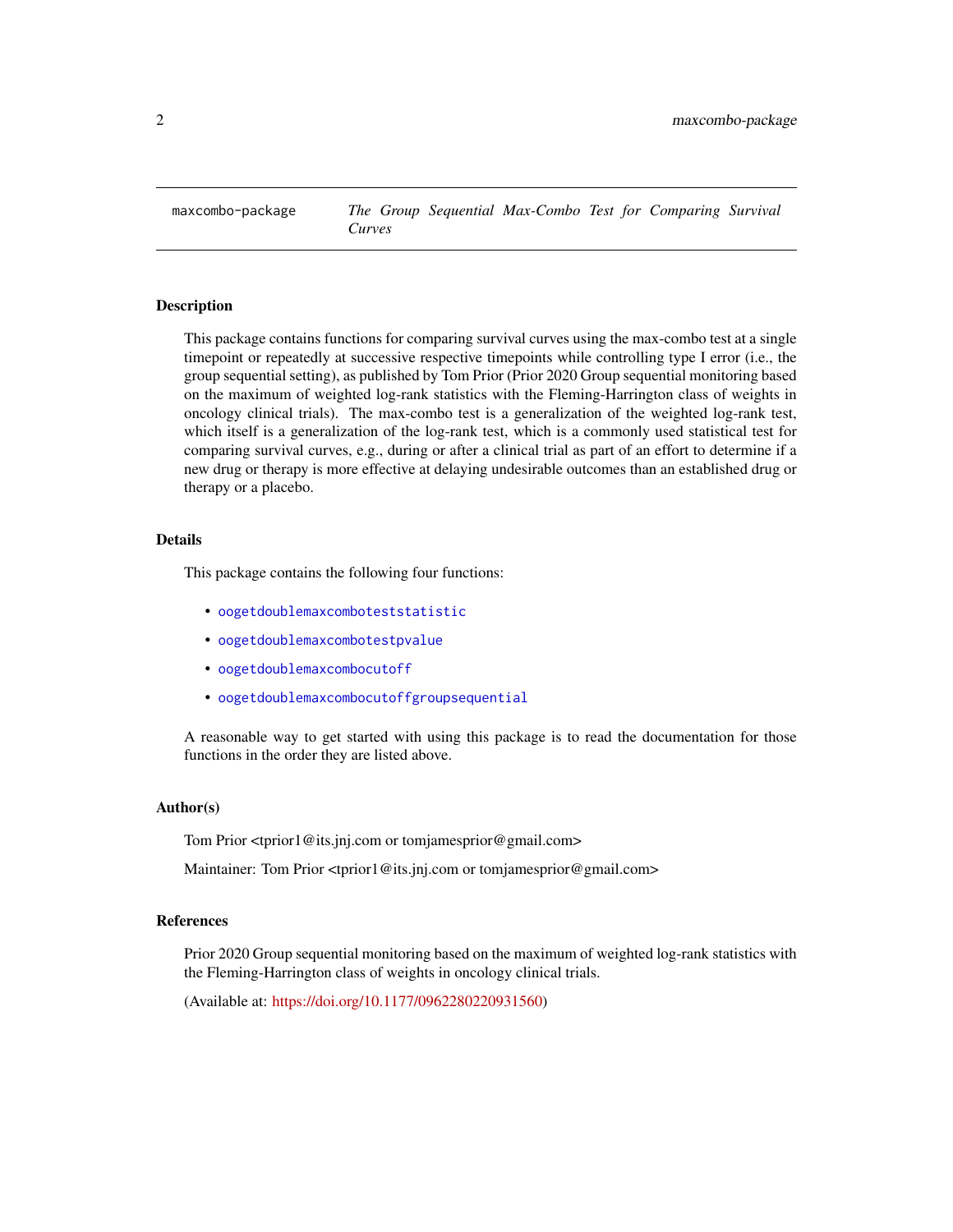maxcombo-package — *The Group Sequential Max-Combo Test for Comparing Survival Curves*

## Description

This package contains functions for comparing survival curves using the max-combo test at a single timepoint or repeatedly at successive respective timepoints while controlling type I error (i.e., the group sequential setting), as published by Tom Prior (Prior 2020 Group sequential monitoring based on the maximum of weighted log-rank statistics with the Fleming-Harrington class of weights in oncology clinical trials). The max-combo test is a generalization of the weighted log-rank test, which itself is a generalization of the log-rank test, which is a commonly used statistical test for comparing survival curves, e.g., during or after a clinical trial as part of an effort to determine if a new drug or therapy is more effective at delaying undesirable outcomes than an established drug or therapy or a placebo.

## Details

This package contains the following four functions:

- `oogetdoublemaxcomboteststatistic`
- `oogetdoublemaxcombotestpvalue`
- `oogetdoublemaxcombocutoff`
- `oogetdoublemaxcombocutoffgroupsequential`

A reasonable way to get started with using this package is to read the documentation for those functions in the order they are listed above.

## Author(s)

Tom Prior <tprior1@its.jnj.com or tomjamesprior@gmail.com>

Maintainer: Tom Prior <tprior1@its.jnj.com or tomjamesprior@gmail.com>

## References

Prior 2020 Group sequential monitoring based on the maximum of weighted log-rank statistics with the Fleming-Harrington class of weights in oncology clinical trials.

(Available at: https://doi.org/10.1177/0962280220931560)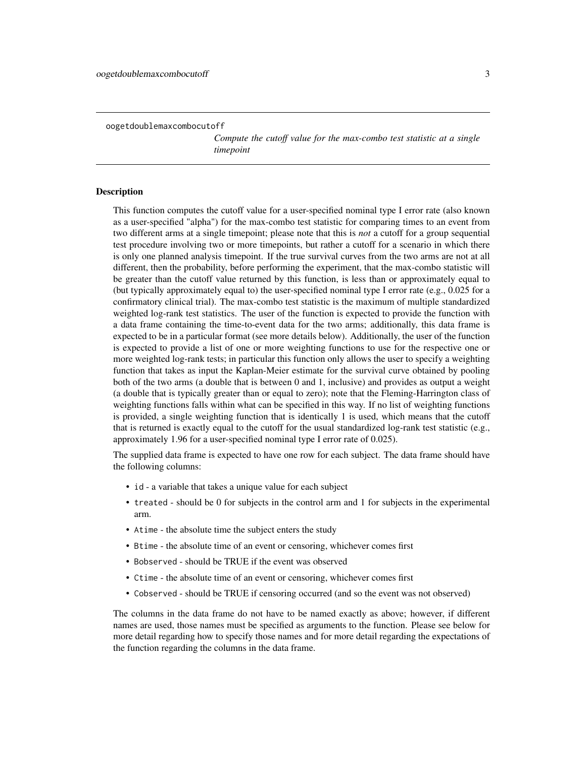oogetdoublemaxcombocutoff

*Compute the cutoff value for the max-combo test statistic at a single timepoint*

## Description

This function computes the cutoff value for a user-specified nominal type I error rate (also known as a user-specified "alpha") for the max-combo test statistic for comparing times to an event from two different arms at a single timepoint; please note that this is *not* a cutoff for a group sequential test procedure involving two or more timepoints, but rather a cutoff for a scenario in which there is only one planned analysis timepoint. If the true survival curves from the two arms are not at all different, then the probability, before performing the experiment, that the max-combo statistic will be greater than the cutoff value returned by this function, is less than or approximately equal to (but typically approximately equal to) the user-specified nominal type I error rate (e.g., 0.025 for a confirmatory clinical trial). The max-combo test statistic is the maximum of multiple standardized weighted log-rank test statistics. The user of the function is expected to provide the function with a data frame containing the time-to-event data for the two arms; additionally, this data frame is expected to be in a particular format (see more details below). Additionally, the user of the function is expected to provide a list of one or more weighting functions to use for the respective one or more weighted log-rank tests; in particular this function only allows the user to specify a weighting function that takes as input the Kaplan-Meier estimate for the survival curve obtained by pooling both of the two arms (a double that is between 0 and 1, inclusive) and provides as output a weight (a double that is typically greater than or equal to zero); note that the Fleming-Harrington class of weighting functions falls within what can be specified in this way. If no list of weighting functions is provided, a single weighting function that is identically 1 is used, which means that the cutoff that is returned is exactly equal to the cutoff for the usual standardized log-rank test statistic (e.g., approximately 1.96 for a user-specified nominal type I error rate of 0.025).

The supplied data frame is expected to have one row for each subject. The data frame should have the following columns:

- `id` - a variable that takes a unique value for each subject
- `treated` - should be 0 for subjects in the control arm and 1 for subjects in the experimental arm.
- `Atime` - the absolute time the subject enters the study
- `Btime` - the absolute time of an event or censoring, whichever comes first
- `Bobserved` - should be TRUE if the event was observed
- `Ctime` - the absolute time of an event or censoring, whichever comes first
- `Cobserved` - should be TRUE if censoring occurred (and so the event was not observed)

The columns in the data frame do not have to be named exactly as above; however, if different names are used, those names must be specified as arguments to the function. Please see below for more detail regarding how to specify those names and for more detail regarding the expectations of the function regarding the columns in the data frame.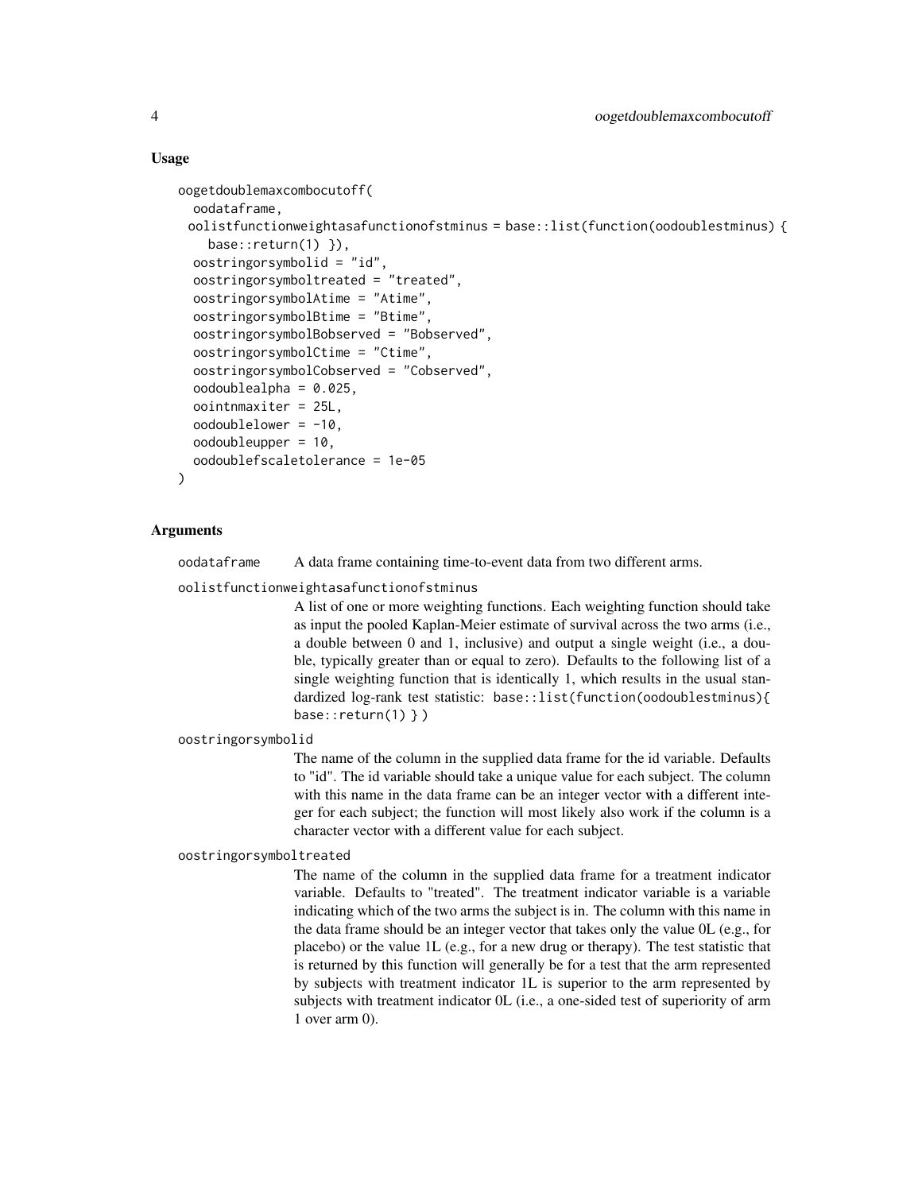## Usage

```
oogetdoublemaxcombocutoff(
  oodataframe,
  oolistfunctionweightasafunctionofstminus = base::list(function(oodoublestminus) {
    base::return(1) }),
  oostringorsymbolid = "id",
  oostringorsymboltreated = "treated",
  oostringorsymbolAtime = "Atime",
  oostringorsymbolBtime = "Btime",
  oostringorsymbolBobserved = "Bobserved",
  oostringorsymbolCtime = "Ctime",
  oostringorsymbolCobserved = "Cobserved",
  oodoublealpha = 0.025,
  oointnmaxiter = 25L,
  oodoublelower = -10,
  oodoubleupper = 10,
  oodoublefscaletolerance = 1e-05
)
```

## Arguments

`oodataframe` A data frame containing time-to-event data from two different arms.

`oolistfunctionweightasafunctionofstminus`
A list of one or more weighting functions. Each weighting function should take as input the pooled Kaplan-Meier estimate of survival across the two arms (i.e., a double between 0 and 1, inclusive) and output a single weight (i.e., a double, typically greater than or equal to zero). Defaults to the following list of a single weighting function that is identically 1, which results in the usual standardized log-rank test statistic: `base::list(function(oodoublestminus){ base::return(1) } )`

`oostringorsymbolid`
The name of the column in the supplied data frame for the id variable. Defaults to "id". The id variable should take a unique value for each subject. The column with this name in the data frame can be an integer vector with a different integer for each subject; the function will most likely also work if the column is a character vector with a different value for each subject.

`oostringorsymboltreated`
The name of the column in the supplied data frame for a treatment indicator variable. Defaults to "treated". The treatment indicator variable is a variable indicating which of the two arms the subject is in. The column with this name in the data frame should be an integer vector that takes only the value 0L (e.g., for placebo) or the value 1L (e.g., for a new drug or therapy). The test statistic that is returned by this function will generally be for a test that the arm represented by subjects with treatment indicator 1L is superior to the arm represented by subjects with treatment indicator 0L (i.e., a one-sided test of superiority of arm 1 over arm 0).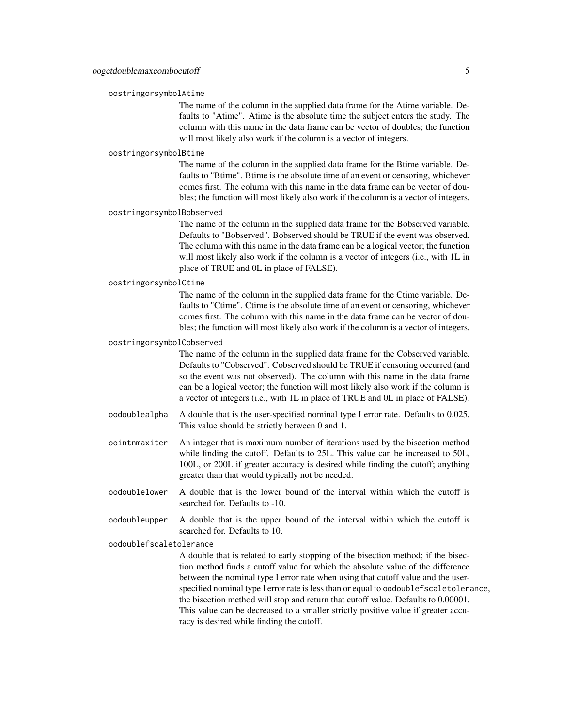`oostringorsymbolAtime`
: The name of the column in the supplied data frame for the Atime variable. Defaults to "Atime". Atime is the absolute time the subject enters the study. The column with this name in the data frame can be vector of doubles; the function will most likely also work if the column is a vector of integers.

`oostringorsymbolBtime`
: The name of the column in the supplied data frame for the Btime variable. Defaults to "Btime". Btime is the absolute time of an event or censoring, whichever comes first. The column with this name in the data frame can be vector of doubles; the function will most likely also work if the column is a vector of integers.

`oostringorsymbolBobserved`
: The name of the column in the supplied data frame for the Bobserved variable. Defaults to "Bobserved". Bobserved should be TRUE if the event was observed. The column with this name in the data frame can be a logical vector; the function will most likely also work if the column is a vector of integers (i.e., with 1L in place of TRUE and 0L in place of FALSE).

`oostringorsymbolCtime`
: The name of the column in the supplied data frame for the Ctime variable. Defaults to "Ctime". Ctime is the absolute time of an event or censoring, whichever comes first. The column with this name in the data frame can be vector of doubles; the function will most likely also work if the column is a vector of integers.

`oostringorsymbolCobserved`
: The name of the column in the supplied data frame for the Cobserved variable. Defaults to "Cobserved". Cobserved should be TRUE if censoring occurred (and so the event was not observed). The column with this name in the data frame can be a logical vector; the function will most likely also work if the column is a vector of integers (i.e., with 1L in place of TRUE and 0L in place of FALSE).

`oodoublealpha`
: A double that is the user-specified nominal type I error rate. Defaults to 0.025. This value should be strictly between 0 and 1.

`oointnmaxiter`
: An integer that is maximum number of iterations used by the bisection method while finding the cutoff. Defaults to 25L. This value can be increased to 50L, 100L, or 200L if greater accuracy is desired while finding the cutoff; anything greater than that would typically not be needed.

`oodoublelower`
: A double that is the lower bound of the interval within which the cutoff is searched for. Defaults to -10.

`oodoubleupper`
: A double that is the upper bound of the interval within which the cutoff is searched for. Defaults to 10.

`oodoublefscaletolerance`
: A double that is related to early stopping of the bisection method; if the bisection method finds a cutoff value for which the absolute value of the difference between the nominal type I error rate when using that cutoff value and the user-specified nominal type I error rate is less than or equal to `oodoublefscaletolerance`, the bisection method will stop and return that cutoff value. Defaults to 0.00001. This value can be decreased to a smaller strictly positive value if greater accuracy is desired while finding the cutoff.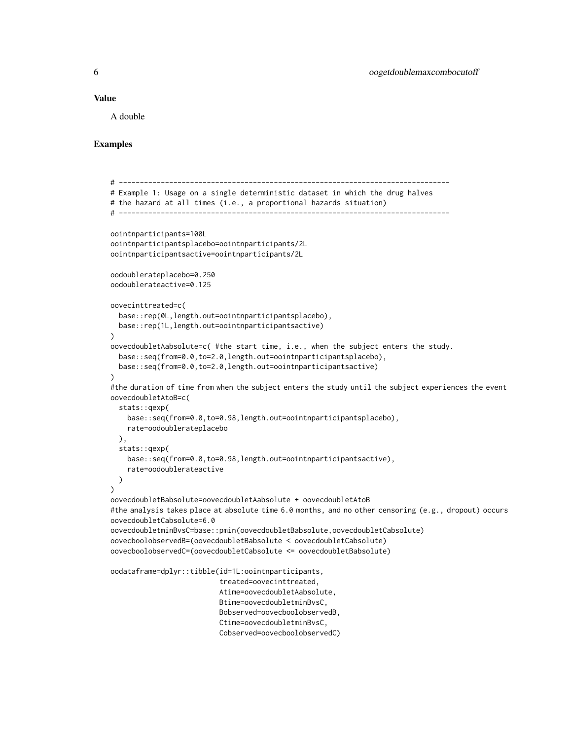## Value

A double

## Examples

```
# -------------------------------------------------------------------------------
# Example 1: Usage on a single deterministic dataset in which the drug halves
# the hazard at all times (i.e., a proportional hazards situation)
# -------------------------------------------------------------------------------

oointnparticipants=100L
oointnparticipantsplacebo=oointnparticipants/2L
oointnparticipantsactive=oointnparticipants/2L

oodoublerateplacebo=0.250
oodoublerateactive=0.125

oovecinttreated=c(
  base::rep(0L,length.out=oointnparticipantsplacebo),
  base::rep(1L,length.out=oointnparticipantsactive)
)
oovecdoubletAabsolute=c( #the start time, i.e., when the subject enters the study.
  base::seq(from=0.0,to=2.0,length.out=oointnparticipantsplacebo),
  base::seq(from=0.0,to=2.0,length.out=oointnparticipantsactive)
)
#the duration of time from when the subject enters the study until the subject experiences the event
oovecdoubletAtoB=c(
  stats::qexp(
    base::seq(from=0.0,to=0.98,length.out=oointnparticipantsplacebo),
    rate=oodoublerateplacebo
  ),
  stats::qexp(
    base::seq(from=0.0,to=0.98,length.out=oointnparticipantsactive),
    rate=oodoublerateactive
  )
)
oovecdoubletBabsolute=oovecdoubletAabsolute + oovecdoubletAtoB
#the analysis takes place at absolute time 6.0 months, and no other censoring (e.g., dropout) occurs
oovecdoubletCabsolute=6.0
oovecdoubletminBvsC=base::pmin(oovecdoubletBabsolute,oovecdoubletCabsolute)
oovecboolobservedB=(oovecdoubletBabsolute < oovecdoubletCabsolute)
oovecboolobservedC=(oovecdoubletCabsolute <= oovecdoubletBabsolute)

oodataframe=dplyr::tibble(id=1L:oointnparticipants,
                          treated=oovecinttreated,
                          Atime=oovecdoubletAabsolute,
                          Btime=oovecdoubletminBvsC,
                          Bobserved=oovecboolobservedB,
                          Ctime=oovecdoubletminBvsC,
                          Cobserved=oovecboolobservedC)
```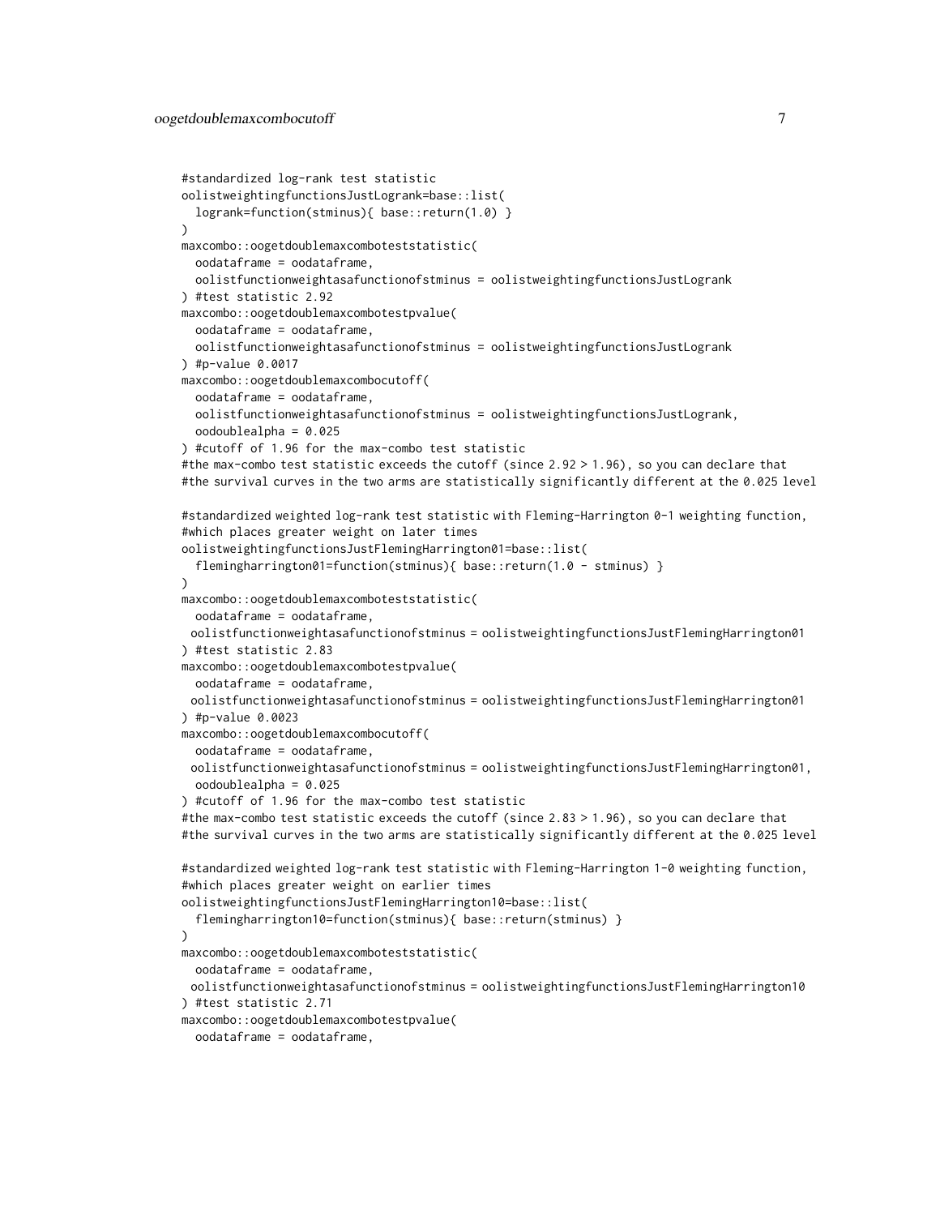```
#standardized log-rank test statistic
oolistweightingfunctionsJustLogrank=base::list(
  logrank=function(stminus){ base::return(1.0) }
)
maxcombo::oogetdoublemaxcomboteststatistic(
  oodataframe = oodataframe,
  oolistfunctionweightasafunctionofstminus = oolistweightingfunctionsJustLogrank
) #test statistic 2.92
maxcombo::oogetdoublemaxcombotestpvalue(
  oodataframe = oodataframe,
  oolistfunctionweightasafunctionofstminus = oolistweightingfunctionsJustLogrank
) #p-value 0.0017
maxcombo::oogetdoublemaxcombocutoff(
  oodataframe = oodataframe,
  oolistfunctionweightasafunctionofstminus = oolistweightingfunctionsJustLogrank,
  oodoublealpha = 0.025
) #cutoff of 1.96 for the max-combo test statistic
#the max-combo test statistic exceeds the cutoff (since 2.92 > 1.96), so you can declare that
#the survival curves in the two arms are statistically significantly different at the 0.025 level

#standardized weighted log-rank test statistic with Fleming-Harrington 0-1 weighting function,
#which places greater weight on later times
oolistweightingfunctionsJustFlemingHarrington01=base::list(
  flemingharrington01=function(stminus){ base::return(1.0 - stminus) }
)
maxcombo::oogetdoublemaxcomboteststatistic(
  oodataframe = oodataframe,
 oolistfunctionweightasafunctionofstminus = oolistweightingfunctionsJustFlemingHarrington01
) #test statistic 2.83
maxcombo::oogetdoublemaxcombotestpvalue(
  oodataframe = oodataframe,
 oolistfunctionweightasafunctionofstminus = oolistweightingfunctionsJustFlemingHarrington01
) #p-value 0.0023
maxcombo::oogetdoublemaxcombocutoff(
  oodataframe = oodataframe,
 oolistfunctionweightasafunctionofstminus = oolistweightingfunctionsJustFlemingHarrington01,
  oodoublealpha = 0.025
) #cutoff of 1.96 for the max-combo test statistic
#the max-combo test statistic exceeds the cutoff (since 2.83 > 1.96), so you can declare that
#the survival curves in the two arms are statistically significantly different at the 0.025 level

#standardized weighted log-rank test statistic with Fleming-Harrington 1-0 weighting function,
#which places greater weight on earlier times
oolistweightingfunctionsJustFlemingHarrington10=base::list(
  flemingharrington10=function(stminus){ base::return(stminus) }
)
maxcombo::oogetdoublemaxcomboteststatistic(
  oodataframe = oodataframe,
 oolistfunctionweightasafunctionofstminus = oolistweightingfunctionsJustFlemingHarrington10
) #test statistic 2.71
maxcombo::oogetdoublemaxcombotestpvalue(
  oodataframe = oodataframe,
```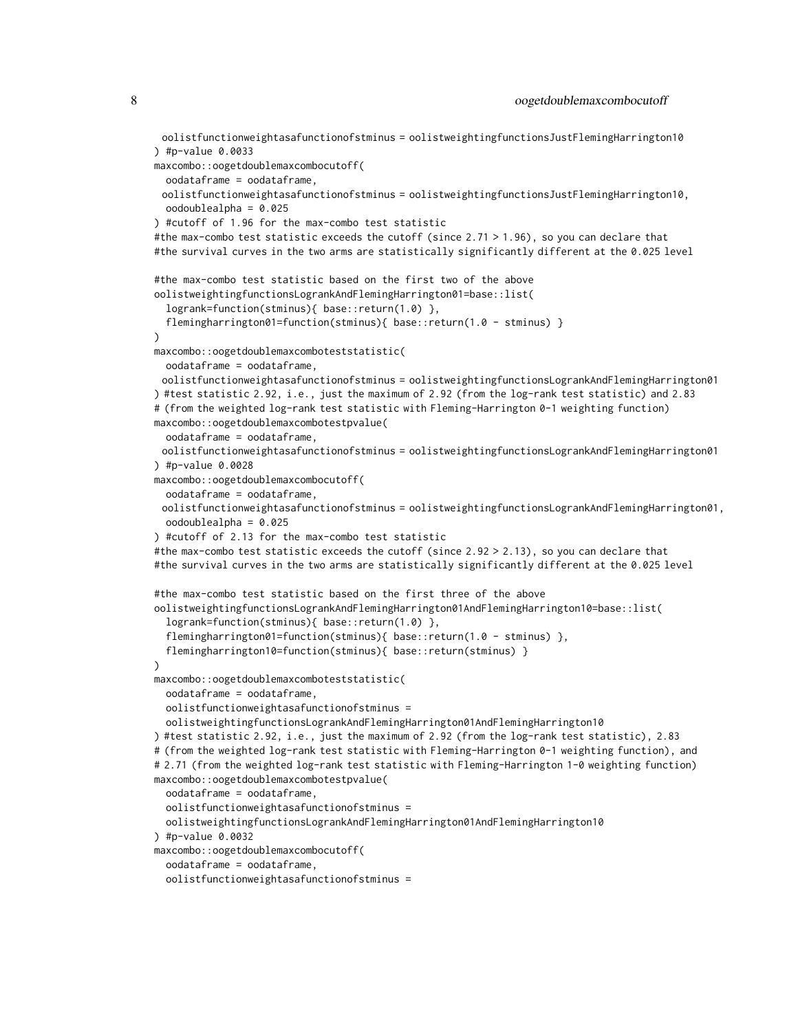```
  oolistfunctionweightasafunctionofstminus = oolistweightingfunctionsJustFlemingHarrington10
) #p-value 0.0033
maxcombo::oogetdoublemaxcombocutoff(
  oodataframe = oodataframe,
  oolistfunctionweightasafunctionofstminus = oolistweightingfunctionsJustFlemingHarrington10,
  oodoublealpha = 0.025
) #cutoff of 1.96 for the max-combo test statistic
#the max-combo test statistic exceeds the cutoff (since 2.71 > 1.96), so you can declare that
#the survival curves in the two arms are statistically significantly different at the 0.025 level

#the max-combo test statistic based on the first two of the above
oolistweightingfunctionsLogrankAndFlemingHarrington01=base::list(
  logrank=function(stminus){ base::return(1.0) },
  flemingharrington01=function(stminus){ base::return(1.0 - stminus) }
)
maxcombo::oogetdoublemaxcomboteststatistic(
  oodataframe = oodataframe,
  oolistfunctionweightasafunctionofstminus = oolistweightingfunctionsLogrankAndFlemingHarrington01
) #test statistic 2.92, i.e., just the maximum of 2.92 (from the log-rank test statistic) and 2.83
# (from the weighted log-rank test statistic with Fleming-Harrington 0-1 weighting function)
maxcombo::oogetdoublemaxcombotestpvalue(
  oodataframe = oodataframe,
  oolistfunctionweightasafunctionofstminus = oolistweightingfunctionsLogrankAndFlemingHarrington01
) #p-value 0.0028
maxcombo::oogetdoublemaxcombocutoff(
  oodataframe = oodataframe,
  oolistfunctionweightasafunctionofstminus = oolistweightingfunctionsLogrankAndFlemingHarrington01,
  oodoublealpha = 0.025
) #cutoff of 2.13 for the max-combo test statistic
#the max-combo test statistic exceeds the cutoff (since 2.92 > 2.13), so you can declare that
#the survival curves in the two arms are statistically significantly different at the 0.025 level

#the max-combo test statistic based on the first three of the above
oolistweightingfunctionsLogrankAndFlemingHarrington01AndFlemingHarrington10=base::list(
  logrank=function(stminus){ base::return(1.0) },
  flemingharrington01=function(stminus){ base::return(1.0 - stminus) },
  flemingharrington10=function(stminus){ base::return(stminus) }
)
maxcombo::oogetdoublemaxcomboteststatistic(
  oodataframe = oodataframe,
  oolistfunctionweightasafunctionofstminus =
  oolistweightingfunctionsLogrankAndFlemingHarrington01AndFlemingHarrington10
) #test statistic 2.92, i.e., just the maximum of 2.92 (from the log-rank test statistic), 2.83
# (from the weighted log-rank test statistic with Fleming-Harrington 0-1 weighting function), and
# 2.71 (from the weighted log-rank test statistic with Fleming-Harrington 1-0 weighting function)
maxcombo::oogetdoublemaxcombotestpvalue(
  oodataframe = oodataframe,
  oolistfunctionweightasafunctionofstminus =
  oolistweightingfunctionsLogrankAndFlemingHarrington01AndFlemingHarrington10
) #p-value 0.0032
maxcombo::oogetdoublemaxcombocutoff(
  oodataframe = oodataframe,
  oolistfunctionweightasafunctionofstminus =
```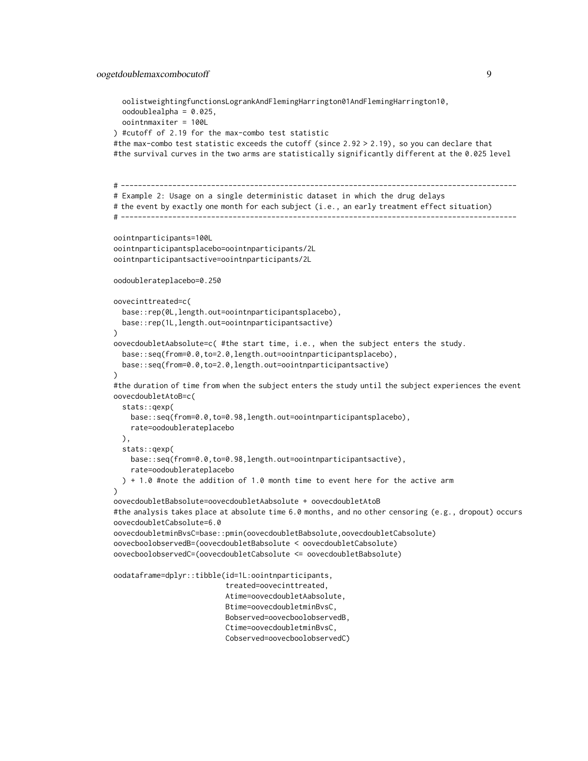```
  oolistweightingfunctionsLogrankAndFlemingHarrington01AndFlemingHarrington10,
  oodoublealpha = 0.025,
  oointnmaxiter = 100L
) #cutoff of 2.19 for the max-combo test statistic
#the max-combo test statistic exceeds the cutoff (since 2.92 > 2.19), so you can declare that
#the survival curves in the two arms are statistically significantly different at the 0.025 level


# ---------------------------------------------------------------------------------------------
# Example 2: Usage on a single deterministic dataset in which the drug delays
# the event by exactly one month for each subject (i.e., an early treatment effect situation)
# ---------------------------------------------------------------------------------------------

oointnparticipants=100L
oointnparticipantsplacebo=oointnparticipants/2L
oointnparticipantsactive=oointnparticipants/2L

oodoublerateplacebo=0.250

oovecinttreated=c(
  base::rep(0L,length.out=oointnparticipantsplacebo),
  base::rep(1L,length.out=oointnparticipantsactive)
)
oovecdoubletAabsolute=c( #the start time, i.e., when the subject enters the study.
  base::seq(from=0.0,to=2.0,length.out=oointnparticipantsplacebo),
  base::seq(from=0.0,to=2.0,length.out=oointnparticipantsactive)
)
#the duration of time from when the subject enters the study until the subject experiences the event
oovecdoubletAtoB=c(
  stats::qexp(
    base::seq(from=0.0,to=0.98,length.out=oointnparticipantsplacebo),
    rate=oodoublerateplacebo
  ),
  stats::qexp(
    base::seq(from=0.0,to=0.98,length.out=oointnparticipantsactive),
    rate=oodoublerateplacebo
  ) + 1.0 #note the addition of 1.0 month time to event here for the active arm
)
oovecdoubletBabsolute=oovecdoubletAabsolute + oovecdoubletAtoB
#the analysis takes place at absolute time 6.0 months, and no other censoring (e.g., dropout) occurs
oovecdoubletCabsolute=6.0
oovecdoubletminBvsC=base::pmin(oovecdoubletBabsolute,oovecdoubletCabsolute)
oovecboolobservedB=(oovecdoubletBabsolute < oovecdoubletCabsolute)
oovecboolobservedC=(oovecdoubletCabsolute <= oovecdoubletBabsolute)

oodataframe=dplyr::tibble(id=1L:oointnparticipants,
                          treated=oovecinttreated,
                          Atime=oovecdoubletAabsolute,
                          Btime=oovecdoubletminBvsC,
                          Bobserved=oovecboolobservedB,
                          Ctime=oovecdoubletminBvsC,
                          Cobserved=oovecboolobservedC)
```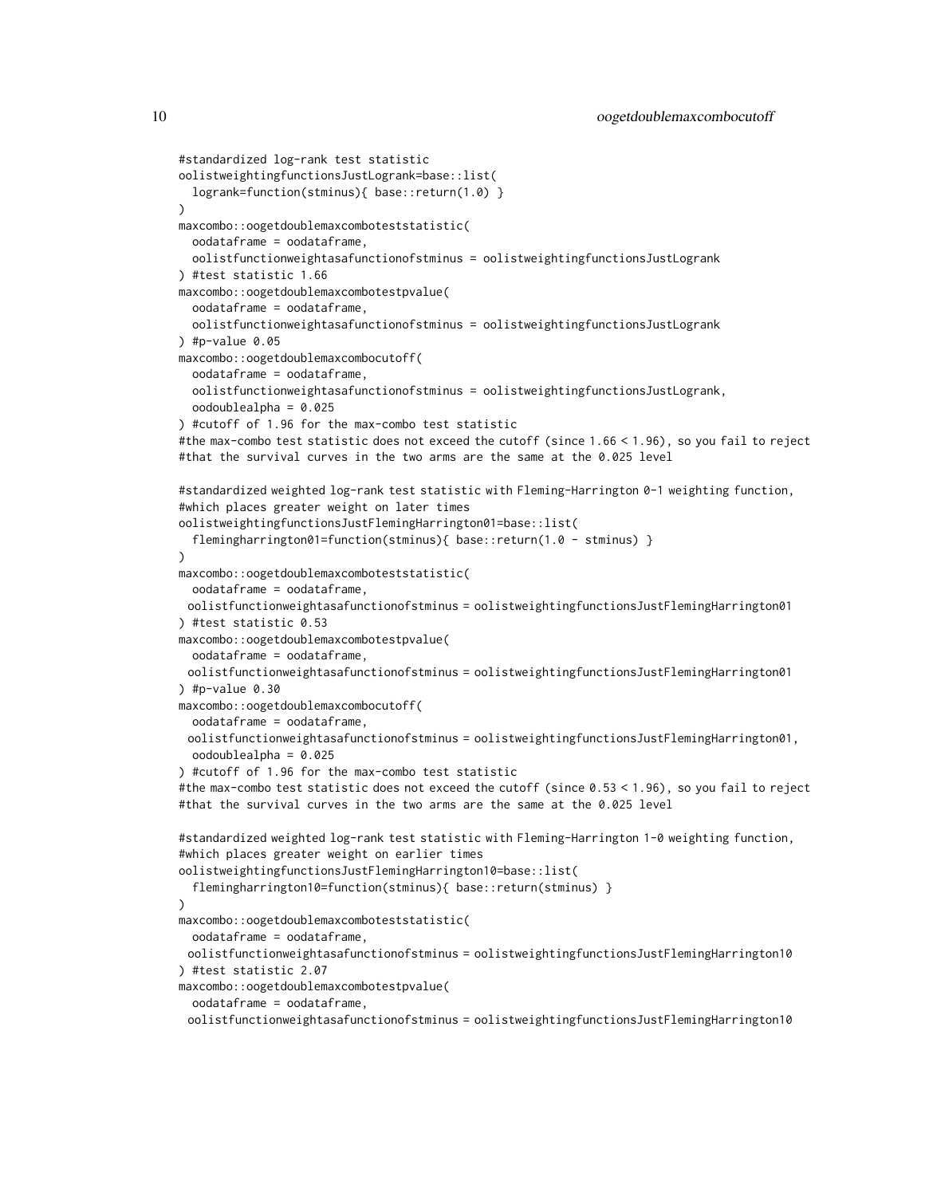```
#standardized log-rank test statistic
oolistweightingfunctionsJustLogrank=base::list(
  logrank=function(stminus){ base::return(1.0) }
)
maxcombo::oogetdoublemaxcomboteststatistic(
  oodataframe = oodataframe,
  oolistfunctionweightasafunctionofstminus = oolistweightingfunctionsJustLogrank
) #test statistic 1.66
maxcombo::oogetdoublemaxcombotestpvalue(
  oodataframe = oodataframe,
  oolistfunctionweightasafunctionofstminus = oolistweightingfunctionsJustLogrank
) #p-value 0.05
maxcombo::oogetdoublemaxcombocutoff(
  oodataframe = oodataframe,
  oolistfunctionweightasafunctionofstminus = oolistweightingfunctionsJustLogrank,
  oodoublealpha = 0.025
) #cutoff of 1.96 for the max-combo test statistic
#the max-combo test statistic does not exceed the cutoff (since 1.66 < 1.96), so you fail to reject
#that the survival curves in the two arms are the same at the 0.025 level

#standardized weighted log-rank test statistic with Fleming-Harrington 0-1 weighting function,
#which places greater weight on later times
oolistweightingfunctionsJustFlemingHarrington01=base::list(
  flemingharrington01=function(stminus){ base::return(1.0 - stminus) }
)
maxcombo::oogetdoublemaxcomboteststatistic(
  oodataframe = oodataframe,
 oolistfunctionweightasafunctionofstminus = oolistweightingfunctionsJustFlemingHarrington01
) #test statistic 0.53
maxcombo::oogetdoublemaxcombotestpvalue(
  oodataframe = oodataframe,
 oolistfunctionweightasafunctionofstminus = oolistweightingfunctionsJustFlemingHarrington01
) #p-value 0.30
maxcombo::oogetdoublemaxcombocutoff(
  oodataframe = oodataframe,
 oolistfunctionweightasafunctionofstminus = oolistweightingfunctionsJustFlemingHarrington01,
  oodoublealpha = 0.025
) #cutoff of 1.96 for the max-combo test statistic
#the max-combo test statistic does not exceed the cutoff (since 0.53 < 1.96), so you fail to reject
#that the survival curves in the two arms are the same at the 0.025 level

#standardized weighted log-rank test statistic with Fleming-Harrington 1-0 weighting function,
#which places greater weight on earlier times
oolistweightingfunctionsJustFlemingHarrington10=base::list(
  flemingharrington10=function(stminus){ base::return(stminus) }
)
maxcombo::oogetdoublemaxcomboteststatistic(
  oodataframe = oodataframe,
 oolistfunctionweightasafunctionofstminus = oolistweightingfunctionsJustFlemingHarrington10
) #test statistic 2.07
maxcombo::oogetdoublemaxcombotestpvalue(
  oodataframe = oodataframe,
 oolistfunctionweightasafunctionofstminus = oolistweightingfunctionsJustFlemingHarrington10
```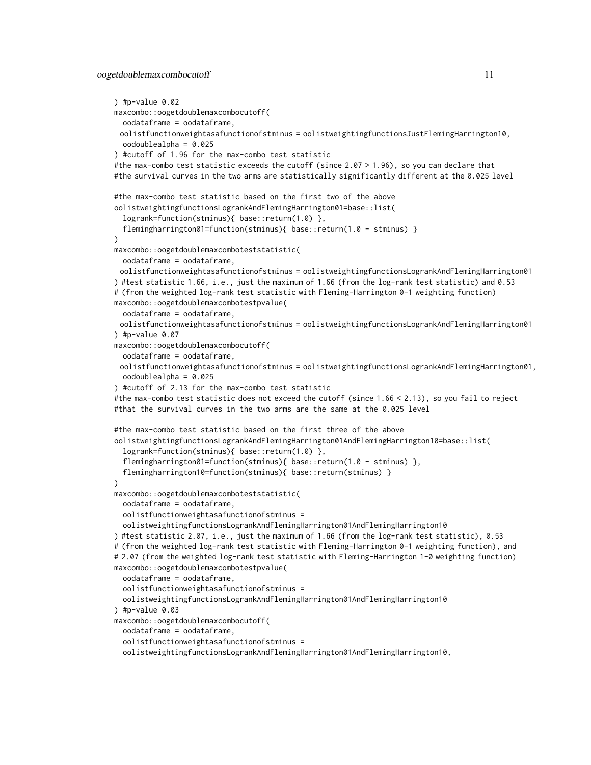```
) #p-value 0.02
maxcombo::oogetdoublemaxcombocutoff(
  oodataframe = oodataframe,
  oolistfunctionweightasafunctionofstminus = oolistweightingfunctionsJustFlemingHarrington10,
  oodoublealpha = 0.025
) #cutoff of 1.96 for the max-combo test statistic
#the max-combo test statistic exceeds the cutoff (since 2.07 > 1.96), so you can declare that
#the survival curves in the two arms are statistically significantly different at the 0.025 level

#the max-combo test statistic based on the first two of the above
oolistweightingfunctionsLogrankAndFlemingHarrington01=base::list(
  logrank=function(stminus){ base::return(1.0) },
  flemingharrington01=function(stminus){ base::return(1.0 - stminus) }
)
maxcombo::oogetdoublemaxcomboteststatistic(
  oodataframe = oodataframe,
  oolistfunctionweightasafunctionofstminus = oolistweightingfunctionsLogrankAndFlemingHarrington01
) #test statistic 1.66, i.e., just the maximum of 1.66 (from the log-rank test statistic) and 0.53
# (from the weighted log-rank test statistic with Fleming-Harrington 0-1 weighting function)
maxcombo::oogetdoublemaxcombotestpvalue(
  oodataframe = oodataframe,
  oolistfunctionweightasafunctionofstminus = oolistweightingfunctionsLogrankAndFlemingHarrington01
) #p-value 0.07
maxcombo::oogetdoublemaxcombocutoff(
  oodataframe = oodataframe,
  oolistfunctionweightasafunctionofstminus = oolistweightingfunctionsLogrankAndFlemingHarrington01,
  oodoublealpha = 0.025
) #cutoff of 2.13 for the max-combo test statistic
#the max-combo test statistic does not exceed the cutoff (since 1.66 < 2.13), so you fail to reject
#that the survival curves in the two arms are the same at the 0.025 level

#the max-combo test statistic based on the first three of the above
oolistweightingfunctionsLogrankAndFlemingHarrington01AndFlemingHarrington10=base::list(
  logrank=function(stminus){ base::return(1.0) },
  flemingharrington01=function(stminus){ base::return(1.0 - stminus) },
  flemingharrington10=function(stminus){ base::return(stminus) }
)
maxcombo::oogetdoublemaxcomboteststatistic(
  oodataframe = oodataframe,
  oolistfunctionweightasafunctionofstminus =
  oolistweightingfunctionsLogrankAndFlemingHarrington01AndFlemingHarrington10
) #test statistic 2.07, i.e., just the maximum of 1.66 (from the log-rank test statistic), 0.53
# (from the weighted log-rank test statistic with Fleming-Harrington 0-1 weighting function), and
# 2.07 (from the weighted log-rank test statistic with Fleming-Harrington 1-0 weighting function)
maxcombo::oogetdoublemaxcombotestpvalue(
  oodataframe = oodataframe,
  oolistfunctionweightasafunctionofstminus =
  oolistweightingfunctionsLogrankAndFlemingHarrington01AndFlemingHarrington10
) #p-value 0.03
maxcombo::oogetdoublemaxcombocutoff(
  oodataframe = oodataframe,
  oolistfunctionweightasafunctionofstminus =
  oolistweightingfunctionsLogrankAndFlemingHarrington01AndFlemingHarrington10,
```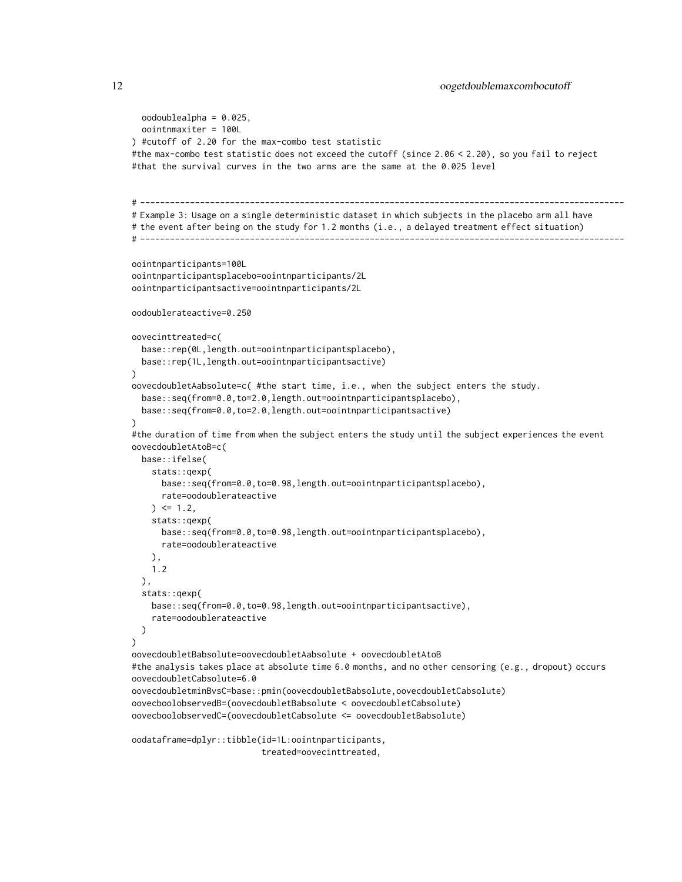```
  oodoublealpha = 0.025,
  oointnmaxiter = 100L
) #cutoff of 2.20 for the max-combo test statistic
#the max-combo test statistic does not exceed the cutoff (since 2.06 < 2.20), so you fail to reject
#that the survival curves in the two arms are the same at the 0.025 level


# ---------------------------------------------------------------------------------------------------
# Example 3: Usage on a single deterministic dataset in which subjects in the placebo arm all have
# the event after being on the study for 1.2 months (i.e., a delayed treatment effect situation)
# ---------------------------------------------------------------------------------------------------

oointnparticipants=100L
oointnparticipantsplacebo=oointnparticipants/2L
oointnparticipantsactive=oointnparticipants/2L

oodoublerateactive=0.250

oovecinttreated=c(
  base::rep(0L,length.out=oointnparticipantsplacebo),
  base::rep(1L,length.out=oointnparticipantsactive)
)
oovecdoubletAabsolute=c( #the start time, i.e., when the subject enters the study.
  base::seq(from=0.0,to=2.0,length.out=oointnparticipantsplacebo),
  base::seq(from=0.0,to=2.0,length.out=oointnparticipantsactive)
)
#the duration of time from when the subject enters the study until the subject experiences the event
oovecdoubletAtoB=c(
  base::ifelse(
    stats::qexp(
      base::seq(from=0.0,to=0.98,length.out=oointnparticipantsplacebo),
      rate=oodoublerateactive
    ) <= 1.2,
    stats::qexp(
      base::seq(from=0.0,to=0.98,length.out=oointnparticipantsplacebo),
      rate=oodoublerateactive
    ),
    1.2
  ),
  stats::qexp(
    base::seq(from=0.0,to=0.98,length.out=oointnparticipantsactive),
    rate=oodoublerateactive
  )
)
oovecdoubletBabsolute=oovecdoubletAabsolute + oovecdoubletAtoB
#the analysis takes place at absolute time 6.0 months, and no other censoring (e.g., dropout) occurs
oovecdoubletCabsolute=6.0
oovecdoubletminBvsC=base::pmin(oovecdoubletBabsolute,oovecdoubletCabsolute)
oovecboolobservedB=(oovecdoubletBabsolute < oovecdoubletCabsolute)
oovecboolobservedC=(oovecdoubletCabsolute <= oovecdoubletBabsolute)

oodataframe=dplyr::tibble(id=1L:oointnparticipants,
                          treated=oovecinttreated,
```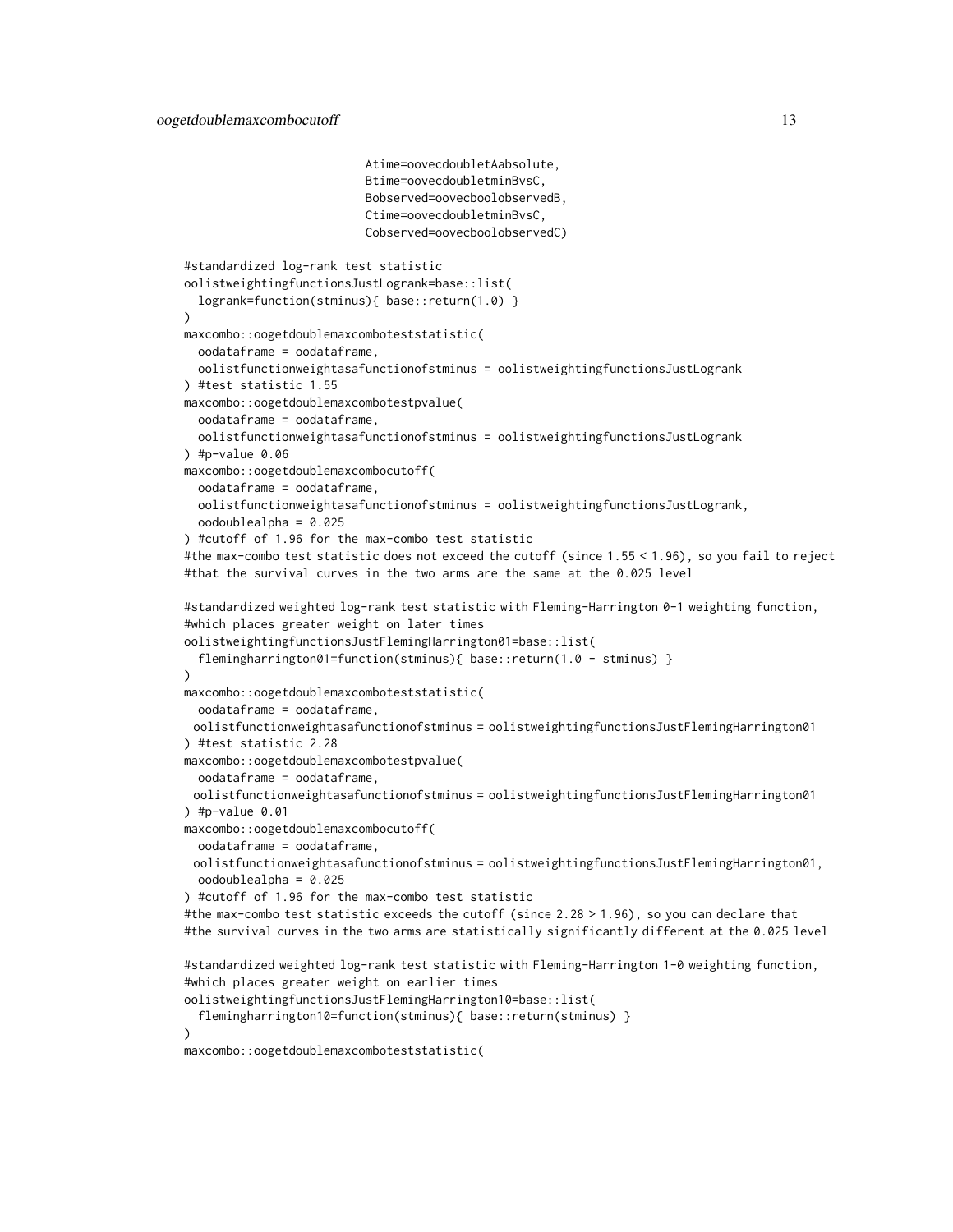```
                            Atime=oovecdoubletAabsolute,
                            Btime=oovecdoubletminBvsC,
                            Bobserved=oovecboolobservedB,
                            Ctime=oovecdoubletminBvsC,
                            Cobserved=oovecboolobservedC)

#standardized log-rank test statistic
oolistweightingfunctionsJustLogrank=base::list(
  logrank=function(stminus){ base::return(1.0) }
)
maxcombo::oogetdoublemaxcomboteststatistic(
  oodataframe = oodataframe,
  oolistfunctionweightasafunctionofstminus = oolistweightingfunctionsJustLogrank
) #test statistic 1.55
maxcombo::oogetdoublemaxcombotestpvalue(
  oodataframe = oodataframe,
  oolistfunctionweightasafunctionofstminus = oolistweightingfunctionsJustLogrank
) #p-value 0.06
maxcombo::oogetdoublemaxcombocutoff(
  oodataframe = oodataframe,
  oolistfunctionweightasafunctionofstminus = oolistweightingfunctionsJustLogrank,
  oodoublealpha = 0.025
) #cutoff of 1.96 for the max-combo test statistic
#the max-combo test statistic does not exceed the cutoff (since 1.55 < 1.96), so you fail to reject
#that the survival curves in the two arms are the same at the 0.025 level

#standardized weighted log-rank test statistic with Fleming-Harrington 0-1 weighting function,
#which places greater weight on later times
oolistweightingfunctionsJustFlemingHarrington01=base::list(
  flemingharrington01=function(stminus){ base::return(1.0 - stminus) }
)
maxcombo::oogetdoublemaxcomboteststatistic(
  oodataframe = oodataframe,
 oolistfunctionweightasafunctionofstminus = oolistweightingfunctionsJustFlemingHarrington01
) #test statistic 2.28
maxcombo::oogetdoublemaxcombotestpvalue(
  oodataframe = oodataframe,
 oolistfunctionweightasafunctionofstminus = oolistweightingfunctionsJustFlemingHarrington01
) #p-value 0.01
maxcombo::oogetdoublemaxcombocutoff(
  oodataframe = oodataframe,
 oolistfunctionweightasafunctionofstminus = oolistweightingfunctionsJustFlemingHarrington01,
  oodoublealpha = 0.025
) #cutoff of 1.96 for the max-combo test statistic
#the max-combo test statistic exceeds the cutoff (since 2.28 > 1.96), so you can declare that
#the survival curves in the two arms are statistically significantly different at the 0.025 level

#standardized weighted log-rank test statistic with Fleming-Harrington 1-0 weighting function,
#which places greater weight on earlier times
oolistweightingfunctionsJustFlemingHarrington10=base::list(
  flemingharrington10=function(stminus){ base::return(stminus) }
)
maxcombo::oogetdoublemaxcomboteststatistic(
```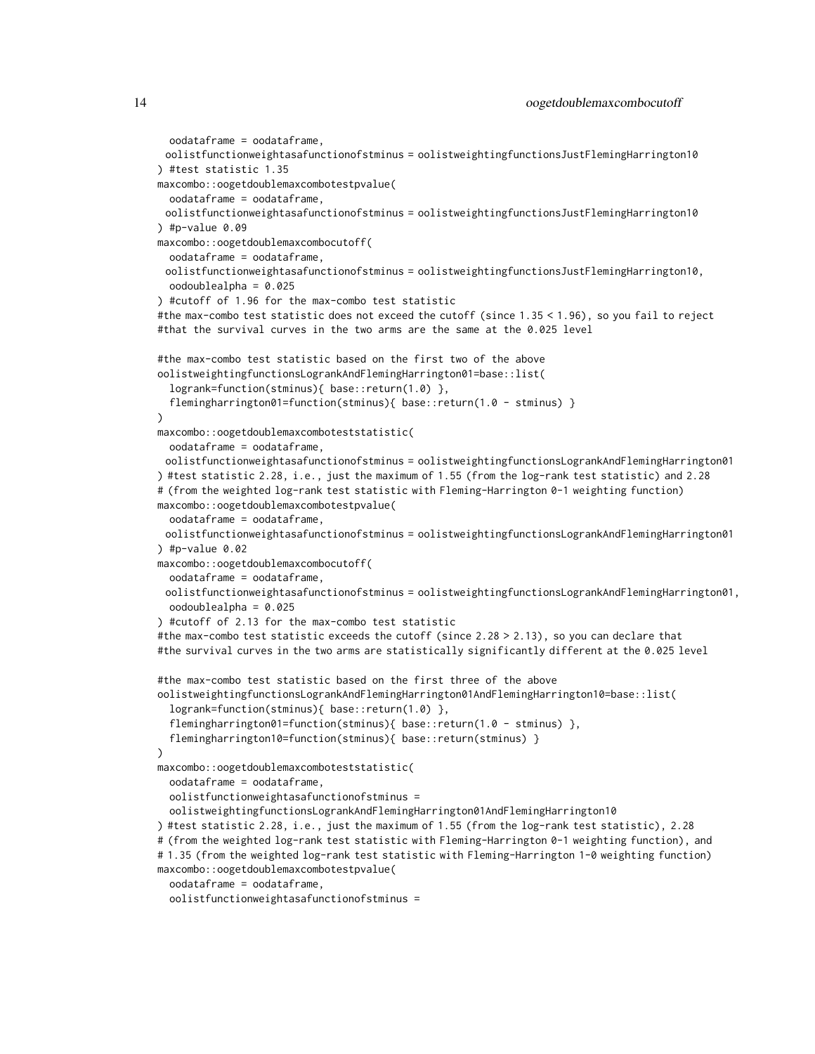```
  oodataframe = oodataframe,
  oolistfunctionweightasafunctionofstminus = oolistweightingfunctionsJustFlemingHarrington10
) #test statistic 1.35
maxcombo::oogetdoublemaxcombotestpvalue(
  oodataframe = oodataframe,
  oolistfunctionweightasafunctionofstminus = oolistweightingfunctionsJustFlemingHarrington10
) #p-value 0.09
maxcombo::oogetdoublemaxcombocutoff(
  oodataframe = oodataframe,
  oolistfunctionweightasafunctionofstminus = oolistweightingfunctionsJustFlemingHarrington10,
  oodoublealpha = 0.025
) #cutoff of 1.96 for the max-combo test statistic
#the max-combo test statistic does not exceed the cutoff (since 1.35 < 1.96), so you fail to reject
#that the survival curves in the two arms are the same at the 0.025 level

#the max-combo test statistic based on the first two of the above
oolistweightingfunctionsLogrankAndFlemingHarrington01=base::list(
  logrank=function(stminus){ base::return(1.0) },
  flemingharrington01=function(stminus){ base::return(1.0 - stminus) }
)
maxcombo::oogetdoublemaxcomboteststatistic(
  oodataframe = oodataframe,
  oolistfunctionweightasafunctionofstminus = oolistweightingfunctionsLogrankAndFlemingHarrington01
) #test statistic 2.28, i.e., just the maximum of 1.55 (from the log-rank test statistic) and 2.28
# (from the weighted log-rank test statistic with Fleming-Harrington 0-1 weighting function)
maxcombo::oogetdoublemaxcombotestpvalue(
  oodataframe = oodataframe,
  oolistfunctionweightasafunctionofstminus = oolistweightingfunctionsLogrankAndFlemingHarrington01
) #p-value 0.02
maxcombo::oogetdoublemaxcombocutoff(
  oodataframe = oodataframe,
  oolistfunctionweightasafunctionofstminus = oolistweightingfunctionsLogrankAndFlemingHarrington01,
  oodoublealpha = 0.025
) #cutoff of 2.13 for the max-combo test statistic
#the max-combo test statistic exceeds the cutoff (since 2.28 > 2.13), so you can declare that
#the survival curves in the two arms are statistically significantly different at the 0.025 level

#the max-combo test statistic based on the first three of the above
oolistweightingfunctionsLogrankAndFlemingHarrington01AndFlemingHarrington10=base::list(
  logrank=function(stminus){ base::return(1.0) },
  flemingharrington01=function(stminus){ base::return(1.0 - stminus) },
  flemingharrington10=function(stminus){ base::return(stminus) }
)
maxcombo::oogetdoublemaxcomboteststatistic(
  oodataframe = oodataframe,
  oolistfunctionweightasafunctionofstminus =
  oolistweightingfunctionsLogrankAndFlemingHarrington01AndFlemingHarrington10
) #test statistic 2.28, i.e., just the maximum of 1.55 (from the log-rank test statistic), 2.28
# (from the weighted log-rank test statistic with Fleming-Harrington 0-1 weighting function), and
# 1.35 (from the weighted log-rank test statistic with Fleming-Harrington 1-0 weighting function)
maxcombo::oogetdoublemaxcombotestpvalue(
  oodataframe = oodataframe,
  oolistfunctionweightasafunctionofstminus =
```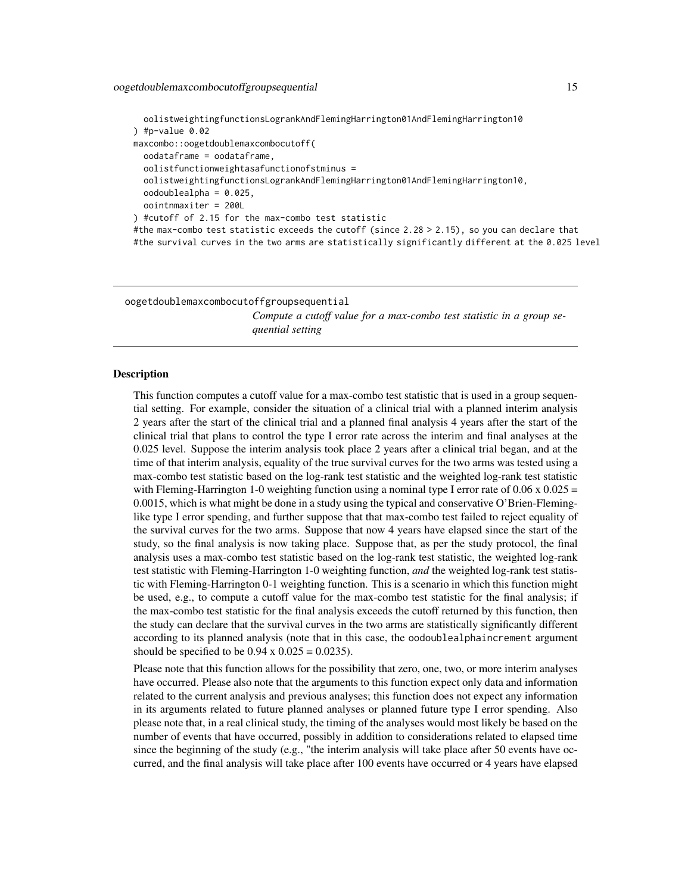```
  oolistweightingfunctionsLogrankAndFlemingHarrington01AndFlemingHarrington10
) #p-value 0.02
maxcombo::oogetdoublemaxcombocutoff(
  oodataframe = oodataframe,
  oolistfunctionweightasafunctionofstminus =
  oolistweightingfunctionsLogrankAndFlemingHarrington01AndFlemingHarrington10,
  oodoublealpha = 0.025,
  oointnmaxiter = 200L
) #cutoff of 2.15 for the max-combo test statistic
#the max-combo test statistic exceeds the cutoff (since 2.28 > 2.15), so you can declare that
#the survival curves in the two arms are statistically significantly different at the 0.025 level
```

## oogetdoublemaxcombocutoffgroupsequential

*Compute a cutoff value for a max-combo test statistic in a group sequential setting*

### Description

This function computes a cutoff value for a max-combo test statistic that is used in a group sequential setting. For example, consider the situation of a clinical trial with a planned interim analysis 2 years after the start of the clinical trial and a planned final analysis 4 years after the start of the clinical trial that plans to control the type I error rate across the interim and final analyses at the 0.025 level. Suppose the interim analysis took place 2 years after a clinical trial began, and at the time of that interim analysis, equality of the true survival curves for the two arms was tested using a max-combo test statistic based on the log-rank test statistic and the weighted log-rank test statistic with Fleming-Harrington 1-0 weighting function using a nominal type I error rate of 0.06 x 0.025 = 0.0015, which is what might be done in a study using the typical and conservative O'Brien-Fleming-like type I error spending, and further suppose that that max-combo test failed to reject equality of the survival curves for the two arms. Suppose that now 4 years have elapsed since the start of the study, so the final analysis is now taking place. Suppose that, as per the study protocol, the final analysis uses a max-combo test statistic based on the log-rank test statistic, the weighted log-rank test statistic with Fleming-Harrington 1-0 weighting function, *and* the weighted log-rank test statistic with Fleming-Harrington 0-1 weighting function. This is a scenario in which this function might be used, e.g., to compute a cutoff value for the max-combo test statistic for the final analysis; if the max-combo test statistic for the final analysis exceeds the cutoff returned by this function, then the study can declare that the survival curves in the two arms are statistically significantly different according to its planned analysis (note that in this case, the `oodoublealphaincrement` argument should be specified to be 0.94 x 0.025 = 0.0235).

Please note that this function allows for the possibility that zero, one, two, or more interim analyses have occurred. Please also note that the arguments to this function expect only data and information related to the current analysis and previous analyses; this function does not expect any information in its arguments related to future planned analyses or planned future type I error spending. Also please note that, in a real clinical study, the timing of the analyses would most likely be based on the number of events that have occurred, possibly in addition to considerations related to elapsed time since the beginning of the study (e.g., "the interim analysis will take place after 50 events have occurred, and the final analysis will take place after 100 events have occurred or 4 years have elapsed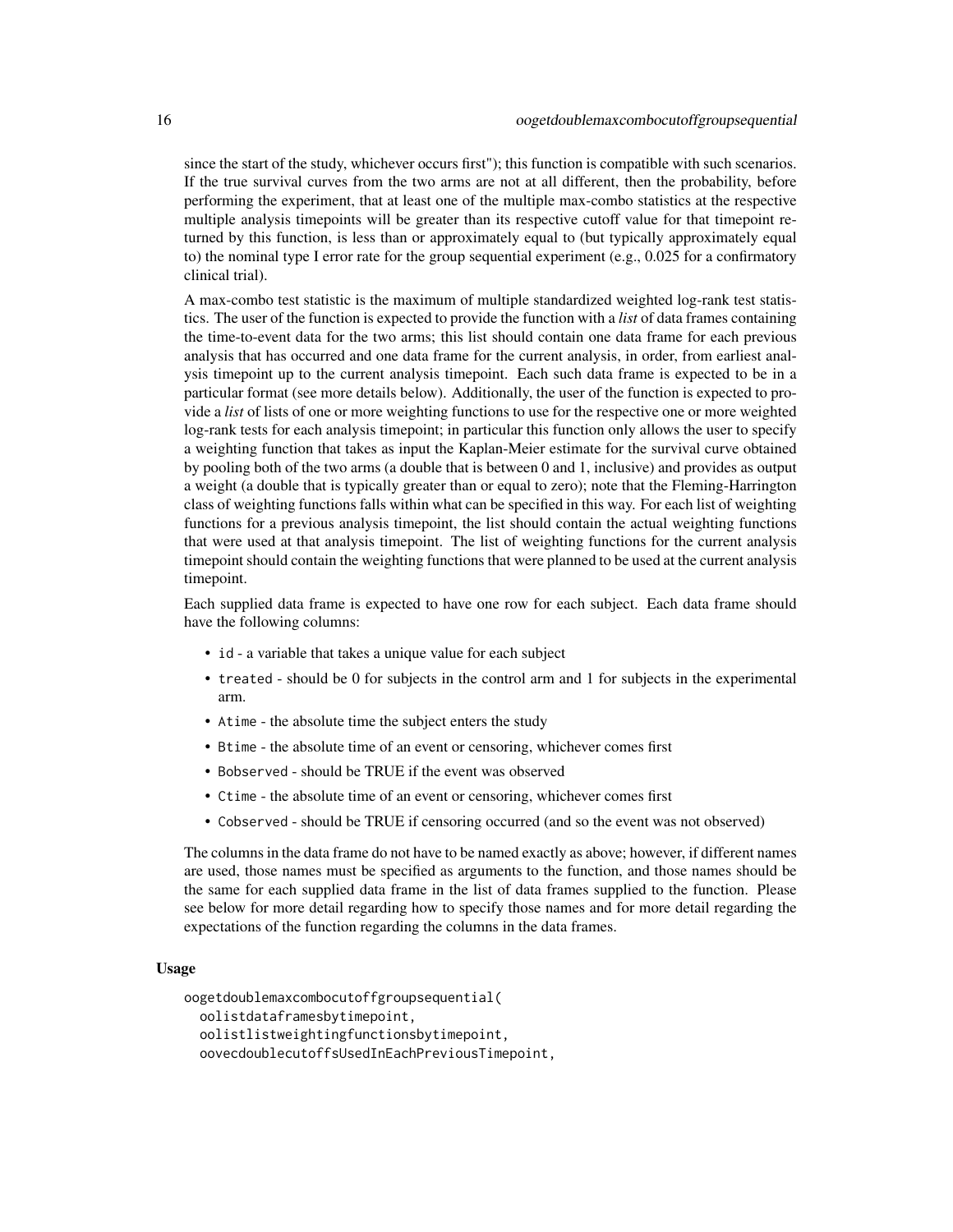since the start of the study, whichever occurs first"); this function is compatible with such scenarios. If the true survival curves from the two arms are not at all different, then the probability, before performing the experiment, that at least one of the multiple max-combo statistics at the respective multiple analysis timepoints will be greater than its respective cutoff value for that timepoint returned by this function, is less than or approximately equal to (but typically approximately equal to) the nominal type I error rate for the group sequential experiment (e.g., 0.025 for a confirmatory clinical trial).

A max-combo test statistic is the maximum of multiple standardized weighted log-rank test statistics. The user of the function is expected to provide the function with a *list* of data frames containing the time-to-event data for the two arms; this list should contain one data frame for each previous analysis that has occurred and one data frame for the current analysis, in order, from earliest analysis timepoint up to the current analysis timepoint. Each such data frame is expected to be in a particular format (see more details below). Additionally, the user of the function is expected to provide a *list* of lists of one or more weighting functions to use for the respective one or more weighted log-rank tests for each analysis timepoint; in particular this function only allows the user to specify a weighting function that takes as input the Kaplan-Meier estimate for the survival curve obtained by pooling both of the two arms (a double that is between 0 and 1, inclusive) and provides as output a weight (a double that is typically greater than or equal to zero); note that the Fleming-Harrington class of weighting functions falls within what can be specified in this way. For each list of weighting functions for a previous analysis timepoint, the list should contain the actual weighting functions that were used at that analysis timepoint. The list of weighting functions for the current analysis timepoint should contain the weighting functions that were planned to be used at the current analysis timepoint.

Each supplied data frame is expected to have one row for each subject. Each data frame should have the following columns:

- `id` - a variable that takes a unique value for each subject
- `treated` - should be 0 for subjects in the control arm and 1 for subjects in the experimental arm.
- `Atime` - the absolute time the subject enters the study
- `Btime` - the absolute time of an event or censoring, whichever comes first
- `Bobserved` - should be TRUE if the event was observed
- `Ctime` - the absolute time of an event or censoring, whichever comes first
- `Cobserved` - should be TRUE if censoring occurred (and so the event was not observed)

The columns in the data frame do not have to be named exactly as above; however, if different names are used, those names must be specified as arguments to the function, and those names should be the same for each supplied data frame in the list of data frames supplied to the function. Please see below for more detail regarding how to specify those names and for more detail regarding the expectations of the function regarding the columns in the data frames.

### Usage

```
oogetdoublemaxcombocutoffgroupsequential(
  oolistdataframesbytimepoint,
  oolistlistweightingfunctionsbytimepoint,
  oovecdoublecutoffsUsedInEachPreviousTimepoint,
```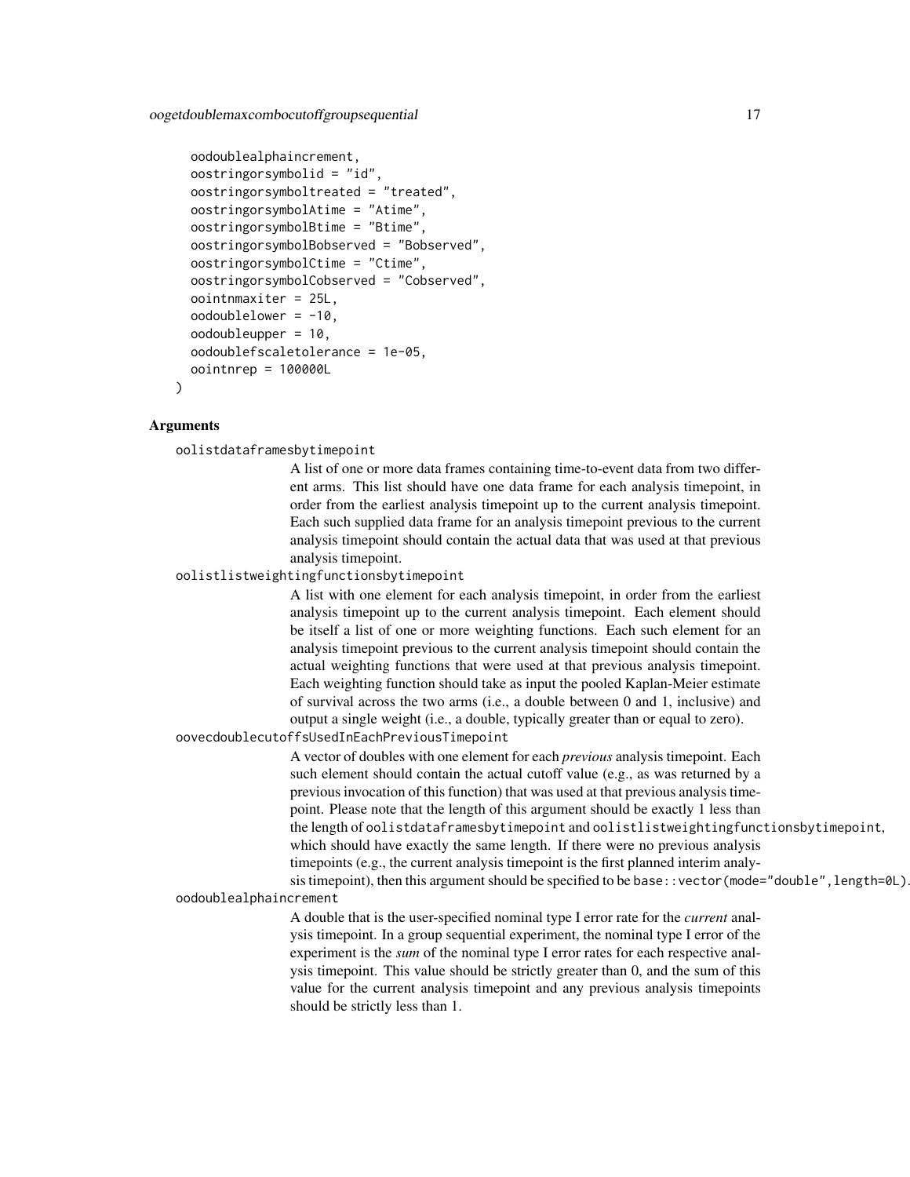```
  oodoublealphaincrement,
  oostringorsymbolid = "id",
  oostringorsymboltreated = "treated",
  oostringorsymbolAtime = "Atime",
  oostringorsymbolBtime = "Btime",
  oostringorsymbolBobserved = "Bobserved",
  oostringorsymbolCtime = "Ctime",
  oostringorsymbolCobserved = "Cobserved",
  oointnmaxiter = 25L,
  oodoublelower = -10,
  oodoubleupper = 10,
  oodoublefscaletolerance = 1e-05,
  oointnrep = 100000L
)
```

## Arguments

`oolistdataframesbytimepoint`
: A list of one or more data frames containing time-to-event data from two different arms. This list should have one data frame for each analysis timepoint, in order from the earliest analysis timepoint up to the current analysis timepoint. Each such supplied data frame for an analysis timepoint previous to the current analysis timepoint should contain the actual data that was used at that previous analysis timepoint.

`oolistlistweightingfunctionsbytimepoint`
: A list with one element for each analysis timepoint, in order from the earliest analysis timepoint up to the current analysis timepoint. Each element should be itself a list of one or more weighting functions. Each such element for an analysis timepoint previous to the current analysis timepoint should contain the actual weighting functions that were used at that previous analysis timepoint. Each weighting function should take as input the pooled Kaplan-Meier estimate of survival across the two arms (i.e., a double between 0 and 1, inclusive) and output a single weight (i.e., a double, typically greater than or equal to zero).

`oovecdoublecutoffsUsedInEachPreviousTimepoint`
: A vector of doubles with one element for each *previous* analysis timepoint. Each such element should contain the actual cutoff value (e.g., as was returned by a previous invocation of this function) that was used at that previous analysis timepoint. Please note that the length of this argument should be exactly 1 less than the length of `oolistdataframesbytimepoint` and `oolistlistweightingfunctionsbytimepoint`, which should have exactly the same length. If there were no previous analysis timepoints (e.g., the current analysis timepoint is the first planned interim analysis timepoint), then this argument should be specified to be `base::vector(mode="double",length=0L)`.

`oodoublealphaincrement`
: A double that is the user-specified nominal type I error rate for the *current* analysis timepoint. In a group sequential experiment, the nominal type I error of the experiment is the *sum* of the nominal type I error rates for each respective analysis timepoint. This value should be strictly greater than 0, and the sum of this value for the current analysis timepoint and any previous analysis timepoints should be strictly less than 1.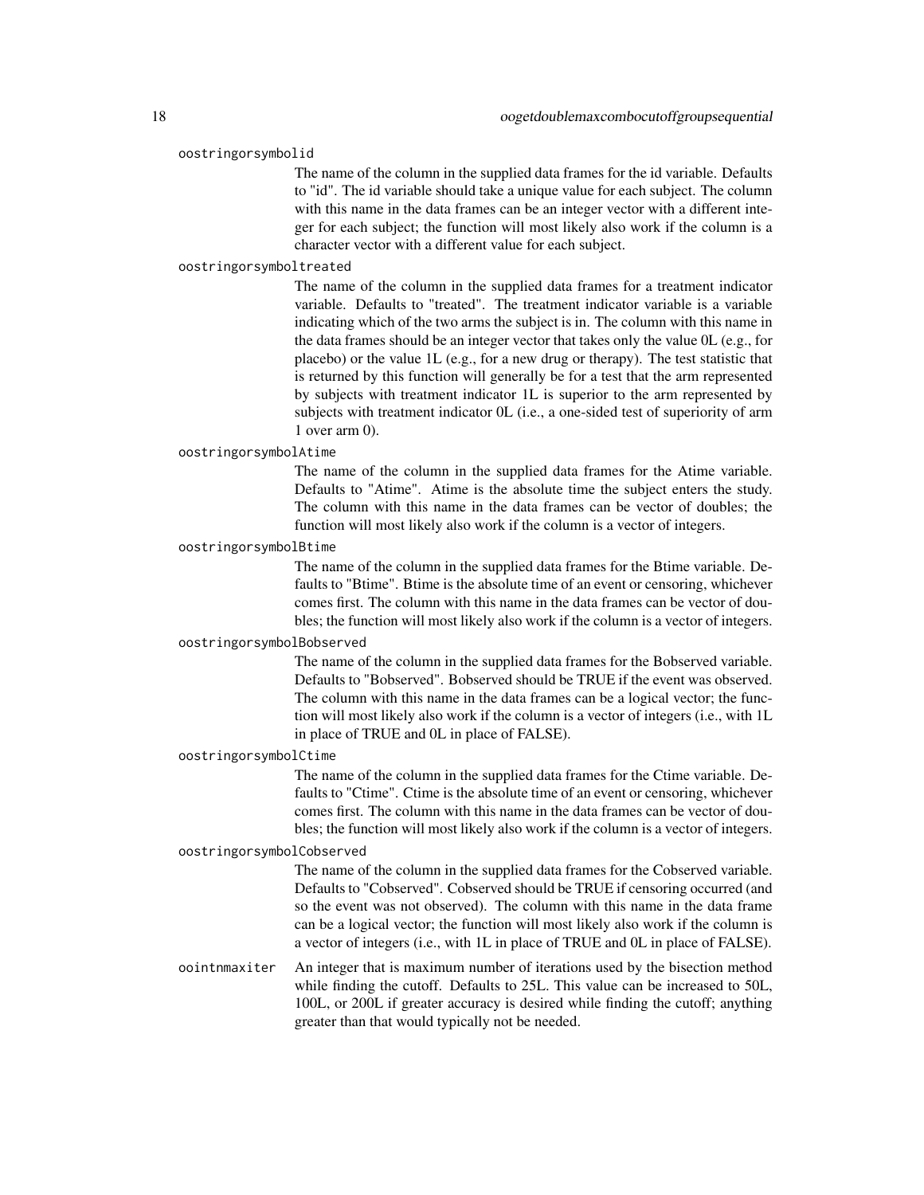**oostringorsymbolid**
: The name of the column in the supplied data frames for the id variable. Defaults to "id". The id variable should take a unique value for each subject. The column with this name in the data frames can be an integer vector with a different integer for each subject; the function will most likely also work if the column is a character vector with a different value for each subject.

**oostringorsymboltreated**
: The name of the column in the supplied data frames for a treatment indicator variable. Defaults to "treated". The treatment indicator variable is a variable indicating which of the two arms the subject is in. The column with this name in the data frames should be an integer vector that takes only the value 0L (e.g., for placebo) or the value 1L (e.g., for a new drug or therapy). The test statistic that is returned by this function will generally be for a test that the arm represented by subjects with treatment indicator 1L is superior to the arm represented by subjects with treatment indicator 0L (i.e., a one-sided test of superiority of arm 1 over arm 0).

**oostringorsymbolAtime**
: The name of the column in the supplied data frames for the Atime variable. Defaults to "Atime". Atime is the absolute time the subject enters the study. The column with this name in the data frames can be vector of doubles; the function will most likely also work if the column is a vector of integers.

**oostringorsymbolBtime**
: The name of the column in the supplied data frames for the Btime variable. Defaults to "Btime". Btime is the absolute time of an event or censoring, whichever comes first. The column with this name in the data frames can be vector of doubles; the function will most likely also work if the column is a vector of integers.

**oostringorsymbolBobserved**
: The name of the column in the supplied data frames for the Bobserved variable. Defaults to "Bobserved". Bobserved should be TRUE if the event was observed. The column with this name in the data frames can be a logical vector; the function will most likely also work if the column is a vector of integers (i.e., with 1L in place of TRUE and 0L in place of FALSE).

**oostringorsymbolCtime**
: The name of the column in the supplied data frames for the Ctime variable. Defaults to "Ctime". Ctime is the absolute time of an event or censoring, whichever comes first. The column with this name in the data frames can be vector of doubles; the function will most likely also work if the column is a vector of integers.

**oostringorsymbolCobserved**
: The name of the column in the supplied data frames for the Cobserved variable. Defaults to "Cobserved". Cobserved should be TRUE if censoring occurred (and so the event was not observed). The column with this name in the data frame can be a logical vector; the function will most likely also work if the column is a vector of integers (i.e., with 1L in place of TRUE and 0L in place of FALSE).

**oointnmaxiter**
: An integer that is maximum number of iterations used by the bisection method while finding the cutoff. Defaults to 25L. This value can be increased to 50L, 100L, or 200L if greater accuracy is desired while finding the cutoff; anything greater than that would typically not be needed.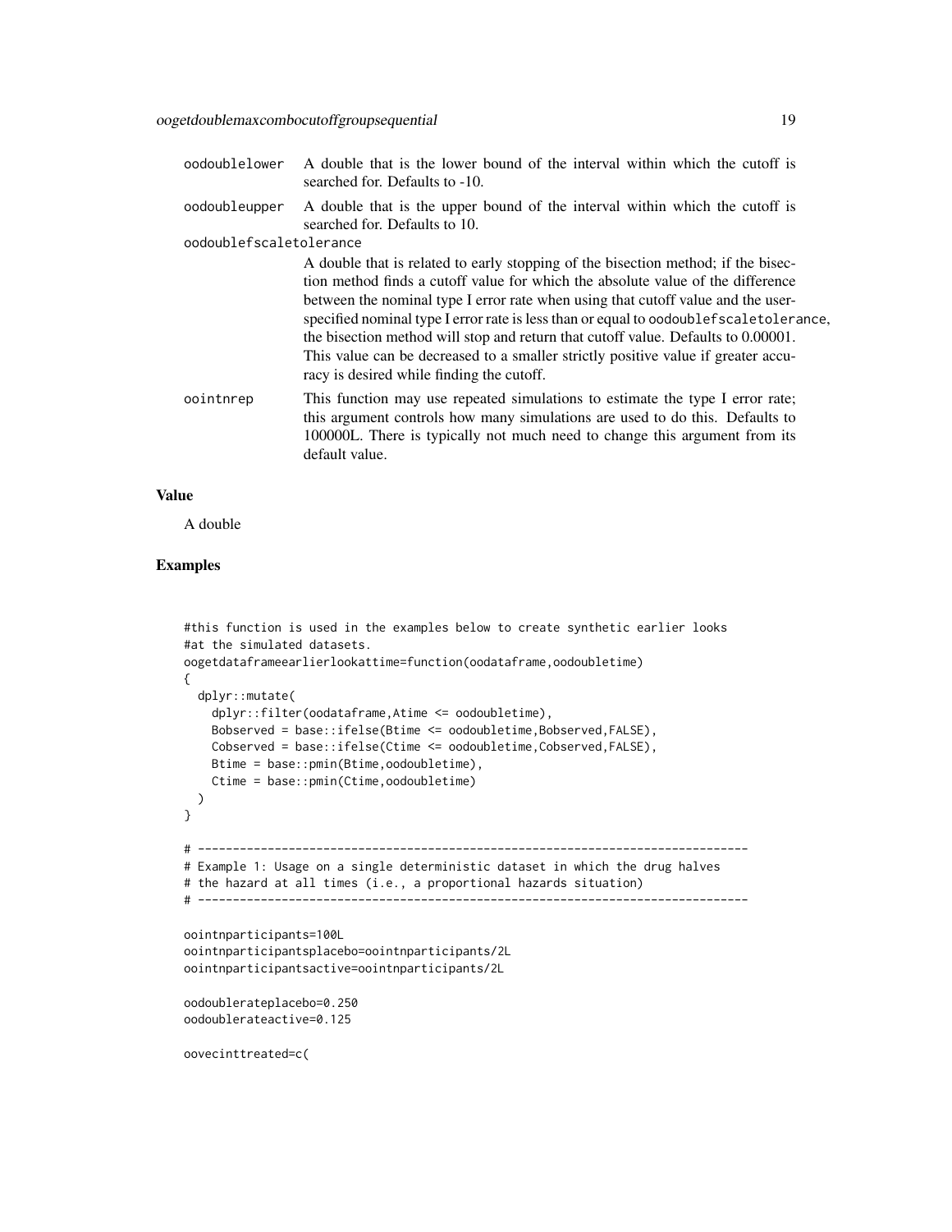oodoublelower
: A double that is the lower bound of the interval within which the cutoff is searched for. Defaults to -10.

oodoubleupper
: A double that is the upper bound of the interval within which the cutoff is searched for. Defaults to 10.

oodoublefscaletolerance
: A double that is related to early stopping of the bisection method; if the bisection method finds a cutoff value for which the absolute value of the difference between the nominal type I error rate when using that cutoff value and the user-specified nominal type I error rate is less than or equal to `oodoublefscaletolerance`, the bisection method will stop and return that cutoff value. Defaults to 0.00001. This value can be decreased to a smaller strictly positive value if greater accuracy is desired while finding the cutoff.

oointnrep
: This function may use repeated simulations to estimate the type I error rate; this argument controls how many simulations are used to do this. Defaults to 100000L. There is typically not much need to change this argument from its default value.

## Value

A double

## Examples

```
#this function is used in the examples below to create synthetic earlier looks
#at the simulated datasets.
oogetdataframeearlierlookattime=function(oodataframe,oodoubletime)
{
  dplyr::mutate(
    dplyr::filter(oodataframe,Atime <= oodoubletime),
    Bobserved = base::ifelse(Btime <= oodoubletime,Bobserved,FALSE),
    Cobserved = base::ifelse(Ctime <= oodoubletime,Cobserved,FALSE),
    Btime = base::pmin(Btime,oodoubletime),
    Ctime = base::pmin(Ctime,oodoubletime)
  )
}

# ----------------------------------------------------------------------------
# Example 1: Usage on a single deterministic dataset in which the drug halves
# the hazard at all times (i.e., a proportional hazards situation)
# ----------------------------------------------------------------------------

oointnparticipants=100L
oointnparticipantsplacebo=oointnparticipants/2L
oointnparticipantsactive=oointnparticipants/2L

oodoublerateplacebo=0.250
oodoublerateactive=0.125

oovecinttreated=c(
```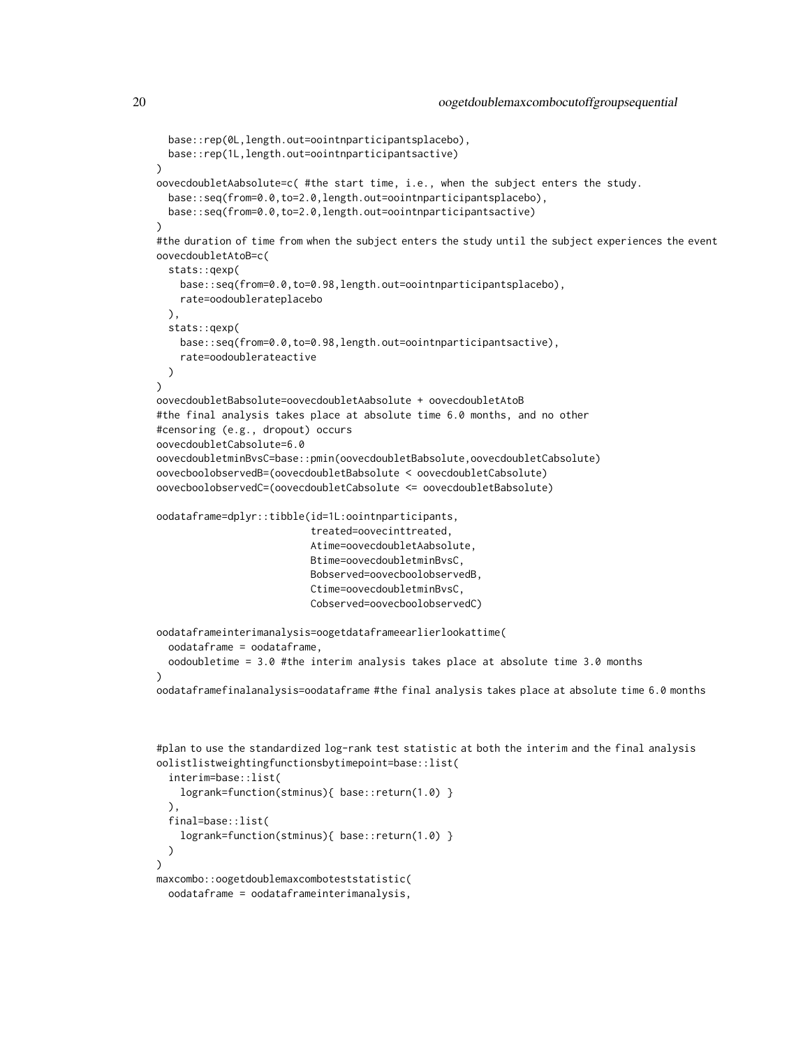```
  base::rep(0L,length.out=oointnparticipantsplacebo),
  base::rep(1L,length.out=oointnparticipantsactive)
)
oovecdoubletAabsolute=c( #the start time, i.e., when the subject enters the study.
  base::seq(from=0.0,to=2.0,length.out=oointnparticipantsplacebo),
  base::seq(from=0.0,to=2.0,length.out=oointnparticipantsactive)
)
#the duration of time from when the subject enters the study until the subject experiences the event
oovecdoubletAtoB=c(
  stats::qexp(
    base::seq(from=0.0,to=0.98,length.out=oointnparticipantsplacebo),
    rate=oodoublerateplacebo
  ),
  stats::qexp(
    base::seq(from=0.0,to=0.98,length.out=oointnparticipantsactive),
    rate=oodoublerateactive
  )
)
oovecdoubletBabsolute=oovecdoubletAabsolute + oovecdoubletAtoB
#the final analysis takes place at absolute time 6.0 months, and no other
#censoring (e.g., dropout) occurs
oovecdoubletCabsolute=6.0
oovecdoubletminBvsC=base::pmin(oovecdoubletBabsolute,oovecdoubletCabsolute)
oovecboolobservedB=(oovecdoubletBabsolute < oovecdoubletCabsolute)
oovecboolobservedC=(oovecdoubletCabsolute <= oovecdoubletBabsolute)

oodataframe=dplyr::tibble(id=1L:oointnparticipants,
                          treated=oovecinttreated,
                          Atime=oovecdoubletAabsolute,
                          Btime=oovecdoubletminBvsC,
                          Bobserved=oovecboolobservedB,
                          Ctime=oovecdoubletminBvsC,
                          Cobserved=oovecboolobservedC)

oodataframeinterimanalysis=oogetdataframeearlierlookattime(
  oodataframe = oodataframe,
  oodoubletime = 3.0 #the interim analysis takes place at absolute time 3.0 months
)
oodataframefinalanalysis=oodataframe #the final analysis takes place at absolute time 6.0 months



#plan to use the standardized log-rank test statistic at both the interim and the final analysis
oolistlistweightingfunctionsbytimepoint=base::list(
  interim=base::list(
    logrank=function(stminus){ base::return(1.0) }
  ),
  final=base::list(
    logrank=function(stminus){ base::return(1.0) }
  )
)
maxcombo::oogetdoublemaxcomboteststatistic(
  oodataframe = oodataframeinterimanalysis,
```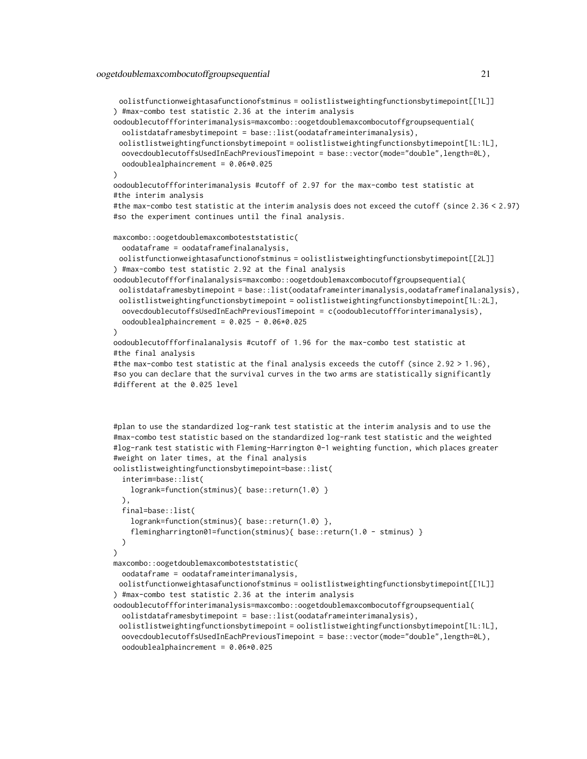```
  oolistfunctionweightasafunctionofstminus = oolistlistweightingfunctionsbytimepoint[[1L]]
) #max-combo test statistic 2.36 at the interim analysis
oodoublecutoffforinterimanalysis=maxcombo::oogetdoublemaxcombocutoffgroupsequential(
  oolistdataframesbytimepoint = base::list(oodataframeinterimanalysis),
  oolistlistweightingfunctionsbytimepoint = oolistlistweightingfunctionsbytimepoint[1L:1L],
  oovecdoublecutoffsUsedInEachPreviousTimepoint = base::vector(mode="double",length=0L),
  oodoublealphaincrement = 0.06*0.025
)
oodoublecutoffforinterimanalysis #cutoff of 2.97 for the max-combo test statistic at
#the interim analysis
#the max-combo test statistic at the interim analysis does not exceed the cutoff (since 2.36 < 2.97)
#so the experiment continues until the final analysis.

maxcombo::oogetdoublemaxcomboteststatistic(
  oodataframe = oodataframefinalanalysis,
  oolistfunctionweightasafunctionofstminus = oolistlistweightingfunctionsbytimepoint[[2L]]
) #max-combo test statistic 2.92 at the final analysis
oodoublecutoffforfinalanalysis=maxcombo::oogetdoublemaxcombocutoffgroupsequential(
  oolistdataframesbytimepoint = base::list(oodataframeinterimanalysis,oodataframefinalanalysis),
  oolistlistweightingfunctionsbytimepoint = oolistlistweightingfunctionsbytimepoint[1L:2L],
  oovecdoublecutoffsUsedInEachPreviousTimepoint = c(oodoublecutoffforinterimanalysis),
  oodoublealphaincrement = 0.025 - 0.06*0.025
)
oodoublecutoffforfinalanalysis #cutoff of 1.96 for the max-combo test statistic at
#the final analysis
#the max-combo test statistic at the final analysis exceeds the cutoff (since 2.92 > 1.96),
#so you can declare that the survival curves in the two arms are statistically significantly
#different at the 0.025 level



#plan to use the standardized log-rank test statistic at the interim analysis and to use the
#max-combo test statistic based on the standardized log-rank test statistic and the weighted
#log-rank test statistic with Fleming-Harrington 0-1 weighting function, which places greater
#weight on later times, at the final analysis
oolistlistweightingfunctionsbytimepoint=base::list(
  interim=base::list(
    logrank=function(stminus){ base::return(1.0) }
  ),
  final=base::list(
    logrank=function(stminus){ base::return(1.0) },
    flemingharrington01=function(stminus){ base::return(1.0 - stminus) }
  )
)
maxcombo::oogetdoublemaxcomboteststatistic(
  oodataframe = oodataframeinterimanalysis,
  oolistfunctionweightasafunctionofstminus = oolistlistweightingfunctionsbytimepoint[[1L]]
) #max-combo test statistic 2.36 at the interim analysis
oodoublecutoffforinterimanalysis=maxcombo::oogetdoublemaxcombocutoffgroupsequential(
  oolistdataframesbytimepoint = base::list(oodataframeinterimanalysis),
  oolistlistweightingfunctionsbytimepoint = oolistlistweightingfunctionsbytimepoint[1L:1L],
  oovecdoublecutoffsUsedInEachPreviousTimepoint = base::vector(mode="double",length=0L),
  oodoublealphaincrement = 0.06*0.025
```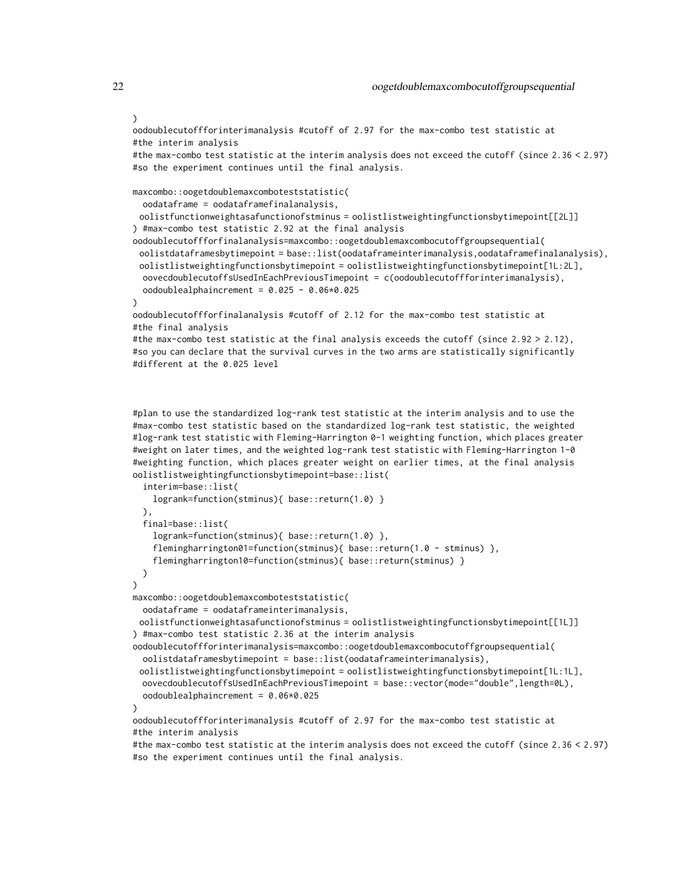```
)
oodoublecutoffforinterimanalysis #cutoff of 2.97 for the max-combo test statistic at
#the interim analysis
#the max-combo test statistic at the interim analysis does not exceed the cutoff (since 2.36 < 2.97)
#so the experiment continues until the final analysis.

maxcombo::oogetdoublemaxcomboteststatistic(
  oodataframe = oodataframefinalanalysis,
 oolistfunctionweightasafunctionofstminus = oolistlistweightingfunctionsbytimepoint[[2L]]
) #max-combo test statistic 2.92 at the final analysis
oodoublecutoffforfinalanalysis=maxcombo::oogetdoublemaxcombocutoffgroupsequential(
 oolistdataframesbytimepoint = base::list(oodataframeinterimanalysis,oodataframefinalanalysis),
 oolistlistweightingfunctionsbytimepoint = oolistlistweightingfunctionsbytimepoint[1L:2L],
  oovecdoublecutoffsUsedInEachPreviousTimepoint = c(oodoublecutoffforinterimanalysis),
  oodoublealphaincrement = 0.025 - 0.06*0.025
)
oodoublecutoffforfinalanalysis #cutoff of 2.12 for the max-combo test statistic at
#the final analysis
#the max-combo test statistic at the final analysis exceeds the cutoff (since 2.92 > 2.12),
#so you can declare that the survival curves in the two arms are statistically significantly
#different at the 0.025 level



#plan to use the standardized log-rank test statistic at the interim analysis and to use the
#max-combo test statistic based on the standardized log-rank test statistic, the weighted
#log-rank test statistic with Fleming-Harrington 0-1 weighting function, which places greater
#weight on later times, and the weighted log-rank test statistic with Fleming-Harrington 1-0
#weighting function, which places greater weight on earlier times, at the final analysis
oolistlistweightingfunctionsbytimepoint=base::list(
  interim=base::list(
    logrank=function(stminus){ base::return(1.0) }
  ),
  final=base::list(
    logrank=function(stminus){ base::return(1.0) },
    flemingharrington01=function(stminus){ base::return(1.0 - stminus) },
    flemingharrington10=function(stminus){ base::return(stminus) }
  )
)
maxcombo::oogetdoublemaxcomboteststatistic(
  oodataframe = oodataframeinterimanalysis,
 oolistfunctionweightasafunctionofstminus = oolistlistweightingfunctionsbytimepoint[[1L]]
) #max-combo test statistic 2.36 at the interim analysis
oodoublecutoffforinterimanalysis=maxcombo::oogetdoublemaxcombocutoffgroupsequential(
  oolistdataframesbytimepoint = base::list(oodataframeinterimanalysis),
 oolistlistweightingfunctionsbytimepoint = oolistlistweightingfunctionsbytimepoint[1L:1L],
  oovecdoublecutoffsUsedInEachPreviousTimepoint = base::vector(mode="double",length=0L),
  oodoublealphaincrement = 0.06*0.025
)
oodoublecutoffforinterimanalysis #cutoff of 2.97 for the max-combo test statistic at
#the interim analysis
#the max-combo test statistic at the interim analysis does not exceed the cutoff (since 2.36 < 2.97)
#so the experiment continues until the final analysis.
```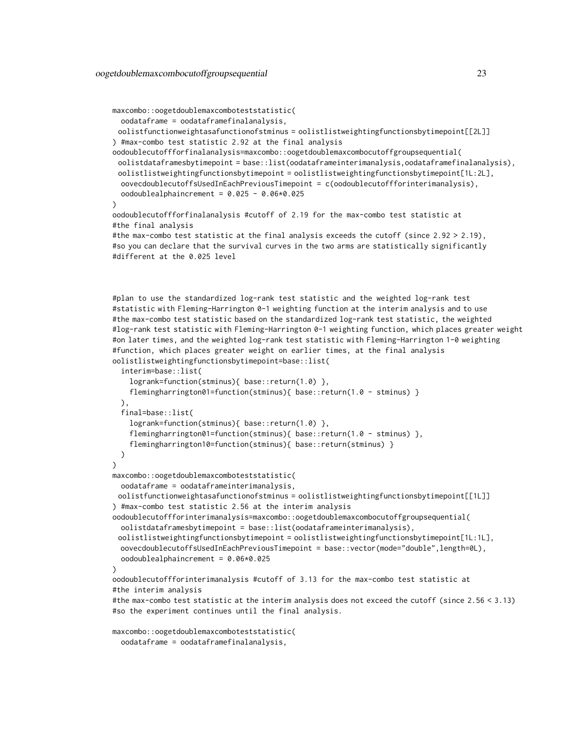```
maxcombo::oogetdoublemaxcomboteststatistic(
  oodataframe = oodataframefinalanalysis,
 oolistfunctionweightasafunctionofstminus = oolistlistweightingfunctionsbytimepoint[[2L]]
) #max-combo test statistic 2.92 at the final analysis
oodoublecutoffforfinalanalysis=maxcombo::oogetdoublemaxcombocutoffgroupsequential(
 oolistdataframesbytimepoint = base::list(oodataframeinterimanalysis,oodataframefinalanalysis),
 oolistlistweightingfunctionsbytimepoint = oolistlistweightingfunctionsbytimepoint[1L:2L],
  oovecdoublecutoffsUsedInEachPreviousTimepoint = c(oodoublecutoffforinterimanalysis),
  oodoublealphaincrement = 0.025 - 0.06*0.025
)
oodoublecutoffforfinalanalysis #cutoff of 2.19 for the max-combo test statistic at
#the final analysis
#the max-combo test statistic at the final analysis exceeds the cutoff (since 2.92 > 2.19),
#so you can declare that the survival curves in the two arms are statistically significantly
#different at the 0.025 level



#plan to use the standardized log-rank test statistic and the weighted log-rank test
#statistic with Fleming-Harrington 0-1 weighting function at the interim analysis and to use
#the max-combo test statistic based on the standardized log-rank test statistic, the weighted
#log-rank test statistic with Fleming-Harrington 0-1 weighting function, which places greater weight
#on later times, and the weighted log-rank test statistic with Fleming-Harrington 1-0 weighting
#function, which places greater weight on earlier times, at the final analysis
oolistlistweightingfunctionsbytimepoint=base::list(
  interim=base::list(
    logrank=function(stminus){ base::return(1.0) },
    flemingharrington01=function(stminus){ base::return(1.0 - stminus) }
  ),
  final=base::list(
    logrank=function(stminus){ base::return(1.0) },
    flemingharrington01=function(stminus){ base::return(1.0 - stminus) },
    flemingharrington10=function(stminus){ base::return(stminus) }
  )
)
maxcombo::oogetdoublemaxcomboteststatistic(
  oodataframe = oodataframeinterimanalysis,
 oolistfunctionweightasafunctionofstminus = oolistlistweightingfunctionsbytimepoint[[1L]]
) #max-combo test statistic 2.56 at the interim analysis
oodoublecutoffforinterimanalysis=maxcombo::oogetdoublemaxcombocutoffgroupsequential(
  oolistdataframesbytimepoint = base::list(oodataframeinterimanalysis),
 oolistlistweightingfunctionsbytimepoint = oolistlistweightingfunctionsbytimepoint[1L:1L],
  oovecdoublecutoffsUsedInEachPreviousTimepoint = base::vector(mode="double",length=0L),
  oodoublealphaincrement = 0.06*0.025
)
oodoublecutoffforinterimanalysis #cutoff of 3.13 for the max-combo test statistic at
#the interim analysis
#the max-combo test statistic at the interim analysis does not exceed the cutoff (since 2.56 < 3.13)
#so the experiment continues until the final analysis.

maxcombo::oogetdoublemaxcomboteststatistic(
  oodataframe = oodataframefinalanalysis,
```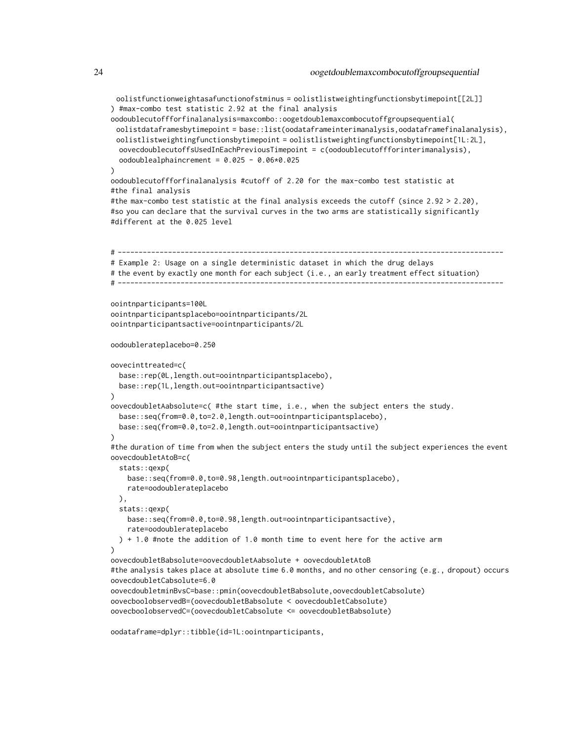```
  oolistfunctionweightasafunctionofstminus = oolistlistweightingfunctionsbytimepoint[[2L]]
) #max-combo test statistic 2.92 at the final analysis
oodoublecutoffforfinalanalysis=maxcombo::oogetdoublemaxcombocutoffgroupsequential(
  oolistdataframesbytimepoint = base::list(oodataframeinterimanalysis,oodataframefinalanalysis),
  oolistlistweightingfunctionsbytimepoint = oolistlistweightingfunctionsbytimepoint[1L:2L],
   oovecdoublecutoffsUsedInEachPreviousTimepoint = c(oodoublecutoffforinterimanalysis),
   oodoublealphaincrement = 0.025 - 0.06*0.025
)
oodoublecutoffforfinalanalysis #cutoff of 2.20 for the max-combo test statistic at
#the final analysis
#the max-combo test statistic at the final analysis exceeds the cutoff (since 2.92 > 2.20),
#so you can declare that the survival curves in the two arms are statistically significantly
#different at the 0.025 level


# ---------------------------------------------------------------------------------------------
# Example 2: Usage on a single deterministic dataset in which the drug delays
# the event by exactly one month for each subject (i.e., an early treatment effect situation)
# ---------------------------------------------------------------------------------------------

oointnparticipants=100L
oointnparticipantsplacebo=oointnparticipants/2L
oointnparticipantsactive=oointnparticipants/2L

oodoublerateplacebo=0.250

oovecinttreated=c(
  base::rep(0L,length.out=oointnparticipantsplacebo),
  base::rep(1L,length.out=oointnparticipantsactive)
)
oovecdoubletAabsolute=c( #the start time, i.e., when the subject enters the study.
  base::seq(from=0.0,to=2.0,length.out=oointnparticipantsplacebo),
  base::seq(from=0.0,to=2.0,length.out=oointnparticipantsactive)
)
#the duration of time from when the subject enters the study until the subject experiences the event
oovecdoubletAtoB=c(
  stats::qexp(
    base::seq(from=0.0,to=0.98,length.out=oointnparticipantsplacebo),
    rate=oodoublerateplacebo
  ),
  stats::qexp(
    base::seq(from=0.0,to=0.98,length.out=oointnparticipantsactive),
    rate=oodoublerateplacebo
  ) + 1.0 #note the addition of 1.0 month time to event here for the active arm
)
oovecdoubletBabsolute=oovecdoubletAabsolute + oovecdoubletAtoB
#the analysis takes place at absolute time 6.0 months, and no other censoring (e.g., dropout) occurs
oovecdoubletCabsolute=6.0
oovecdoubletminBvsC=base::pmin(oovecdoubletBabsolute,oovecdoubletCabsolute)
oovecboolobservedB=(oovecdoubletBabsolute < oovecdoubletCabsolute)
oovecboolobservedC=(oovecdoubletCabsolute <= oovecdoubletBabsolute)

oodataframe=dplyr::tibble(id=1L:oointnparticipants,
```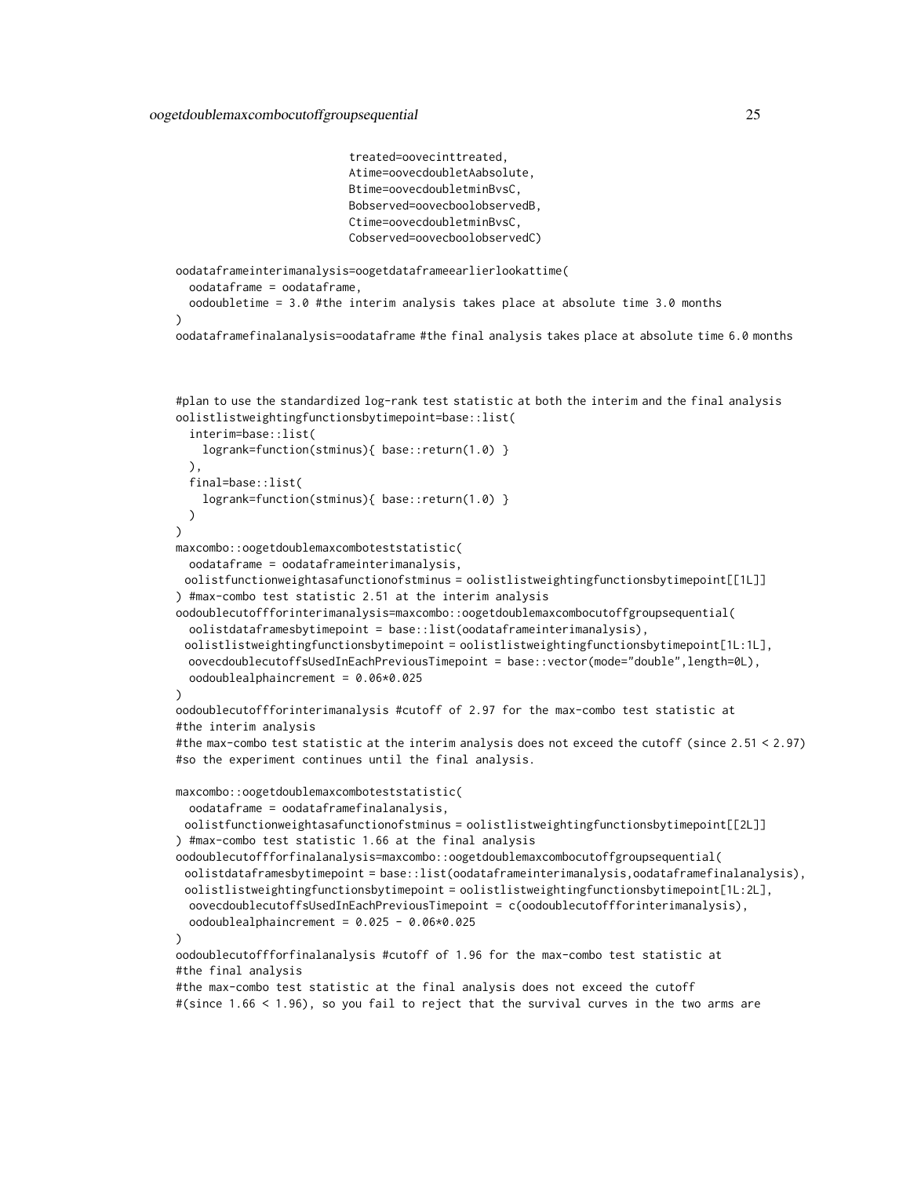```
                         treated=oovecinttreated,
                         Atime=oovecdoubletAabsolute,
                         Btime=oovecdoubletminBvsC,
                         Bobserved=oovecboolobservedB,
                         Ctime=oovecdoubletminBvsC,
                         Cobserved=oovecboolobservedC)

oodataframeinterimanalysis=oogetdataframeearlierlookattime(
  oodataframe = oodataframe,
  oodoubletime = 3.0 #the interim analysis takes place at absolute time 3.0 months
)
oodataframefinalanalysis=oodataframe #the final analysis takes place at absolute time 6.0 months



#plan to use the standardized log-rank test statistic at both the interim and the final analysis
oolistlistweightingfunctionsbytimepoint=base::list(
  interim=base::list(
    logrank=function(stminus){ base::return(1.0) }
  ),
  final=base::list(
    logrank=function(stminus){ base::return(1.0) }
  )
)
maxcombo::oogetdoublemaxcomboteststatistic(
  oodataframe = oodataframeinterimanalysis,
 oolistfunctionweightasafunctionofstminus = oolistlistweightingfunctionsbytimepoint[[1L]]
) #max-combo test statistic 2.51 at the interim analysis
oodoublecutoffforinterimanalysis=maxcombo::oogetdoublemaxcombocutoffgroupsequential(
  oolistdataframesbytimepoint = base::list(oodataframeinterimanalysis),
 oolistlistweightingfunctionsbytimepoint = oolistlistweightingfunctionsbytimepoint[1L:1L],
  oovecdoublecutoffsUsedInEachPreviousTimepoint = base::vector(mode="double",length=0L),
  oodoublealphaincrement = 0.06*0.025
)
oodoublecutoffforinterimanalysis #cutoff of 2.97 for the max-combo test statistic at
#the interim analysis
#the max-combo test statistic at the interim analysis does not exceed the cutoff (since 2.51 < 2.97)
#so the experiment continues until the final analysis.

maxcombo::oogetdoublemaxcomboteststatistic(
  oodataframe = oodataframefinalanalysis,
 oolistfunctionweightasafunctionofstminus = oolistlistweightingfunctionsbytimepoint[[2L]]
) #max-combo test statistic 1.66 at the final analysis
oodoublecutoffforfinalanalysis=maxcombo::oogetdoublemaxcombocutoffgroupsequential(
 oolistdataframesbytimepoint = base::list(oodataframeinterimanalysis,oodataframefinalanalysis),
 oolistlistweightingfunctionsbytimepoint = oolistlistweightingfunctionsbytimepoint[1L:2L],
  oovecdoublecutoffsUsedInEachPreviousTimepoint = c(oodoublecutoffforinterimanalysis),
  oodoublealphaincrement = 0.025 - 0.06*0.025
)
oodoublecutoffforfinalanalysis #cutoff of 1.96 for the max-combo test statistic at
#the final analysis
#the max-combo test statistic at the final analysis does not exceed the cutoff
#(since 1.66 < 1.96), so you fail to reject that the survival curves in the two arms are
```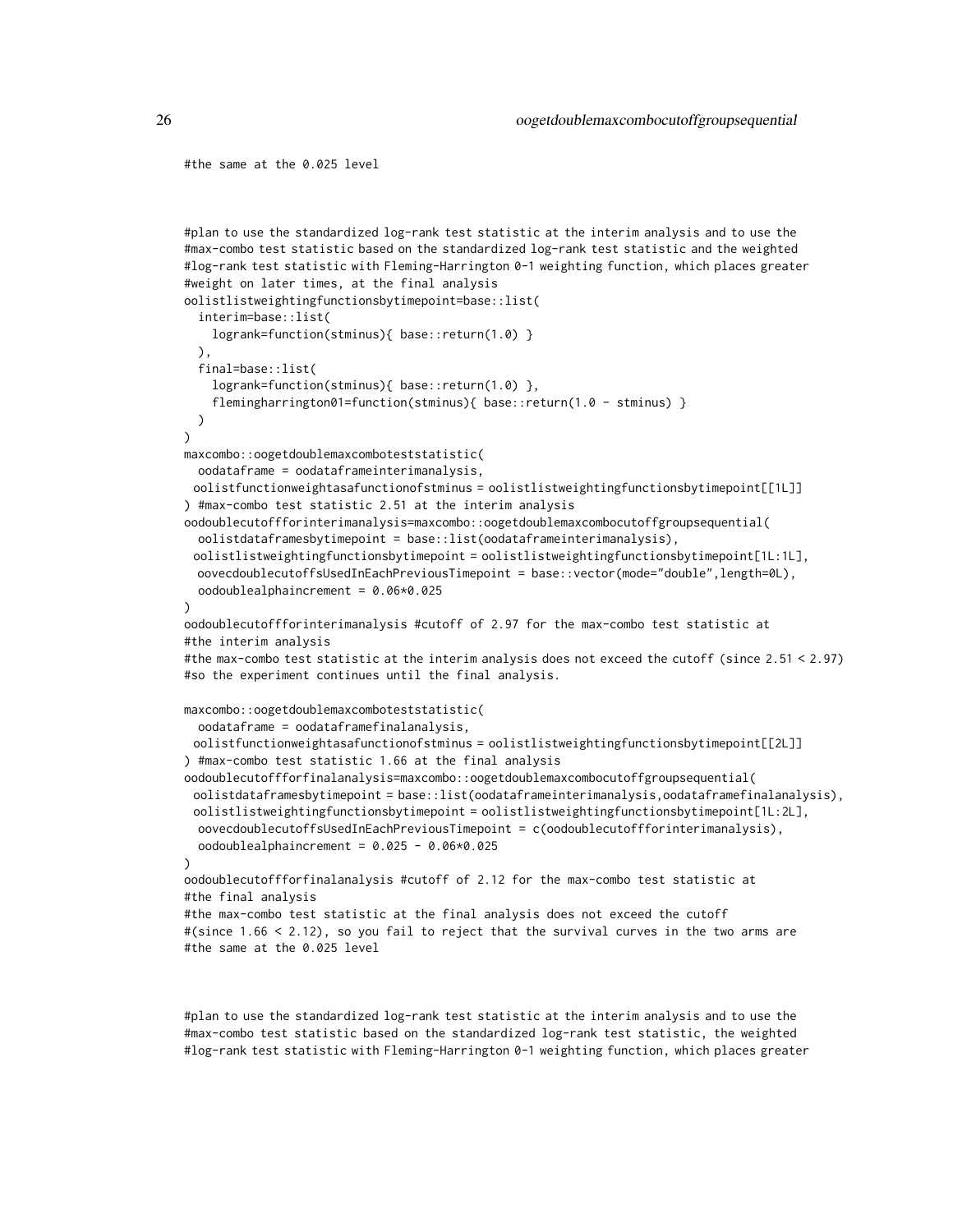```
#the same at the 0.025 level



#plan to use the standardized log-rank test statistic at the interim analysis and to use the
#max-combo test statistic based on the standardized log-rank test statistic and the weighted
#log-rank test statistic with Fleming-Harrington 0-1 weighting function, which places greater
#weight on later times, at the final analysis
oolistlistweightingfunctionsbytimepoint=base::list(
  interim=base::list(
    logrank=function(stminus){ base::return(1.0) }
  ),
  final=base::list(
    logrank=function(stminus){ base::return(1.0) },
    flemingharrington01=function(stminus){ base::return(1.0 - stminus) }
  )
)
maxcombo::oogetdoublemaxcomboteststatistic(
  oodataframe = oodataframeinterimanalysis,
 oolistfunctionweightasafunctionofstminus = oolistlistweightingfunctionsbytimepoint[[1L]]
) #max-combo test statistic 2.51 at the interim analysis
oodoublecutoffforinterimanalysis=maxcombo::oogetdoublemaxcombocutoffgroupsequential(
  oolistdataframesbytimepoint = base::list(oodataframeinterimanalysis),
 oolistlistweightingfunctionsbytimepoint = oolistlistweightingfunctionsbytimepoint[1L:1L],
  oovecdoublecutoffsUsedInEachPreviousTimepoint = base::vector(mode="double",length=0L),
  oodoublealphaincrement = 0.06*0.025
)
oodoublecutoffforinterimanalysis #cutoff of 2.97 for the max-combo test statistic at
#the interim analysis
#the max-combo test statistic at the interim analysis does not exceed the cutoff (since 2.51 < 2.97)
#so the experiment continues until the final analysis.

maxcombo::oogetdoublemaxcomboteststatistic(
  oodataframe = oodataframefinalanalysis,
 oolistfunctionweightasafunctionofstminus = oolistlistweightingfunctionsbytimepoint[[2L]]
) #max-combo test statistic 1.66 at the final analysis
oodoublecutoffforfinalanalysis=maxcombo::oogetdoublemaxcombocutoffgroupsequential(
 oolistdataframesbytimepoint = base::list(oodataframeinterimanalysis,oodataframefinalanalysis),
 oolistlistweightingfunctionsbytimepoint = oolistlistweightingfunctionsbytimepoint[1L:2L],
  oovecdoublecutoffsUsedInEachPreviousTimepoint = c(oodoublecutoffforinterimanalysis),
  oodoublealphaincrement = 0.025 - 0.06*0.025
)
oodoublecutoffforfinalanalysis #cutoff of 2.12 for the max-combo test statistic at
#the final analysis
#the max-combo test statistic at the final analysis does not exceed the cutoff
#(since 1.66 < 2.12), so you fail to reject that the survival curves in the two arms are
#the same at the 0.025 level



#plan to use the standardized log-rank test statistic at the interim analysis and to use the
#max-combo test statistic based on the standardized log-rank test statistic, the weighted
#log-rank test statistic with Fleming-Harrington 0-1 weighting function, which places greater
```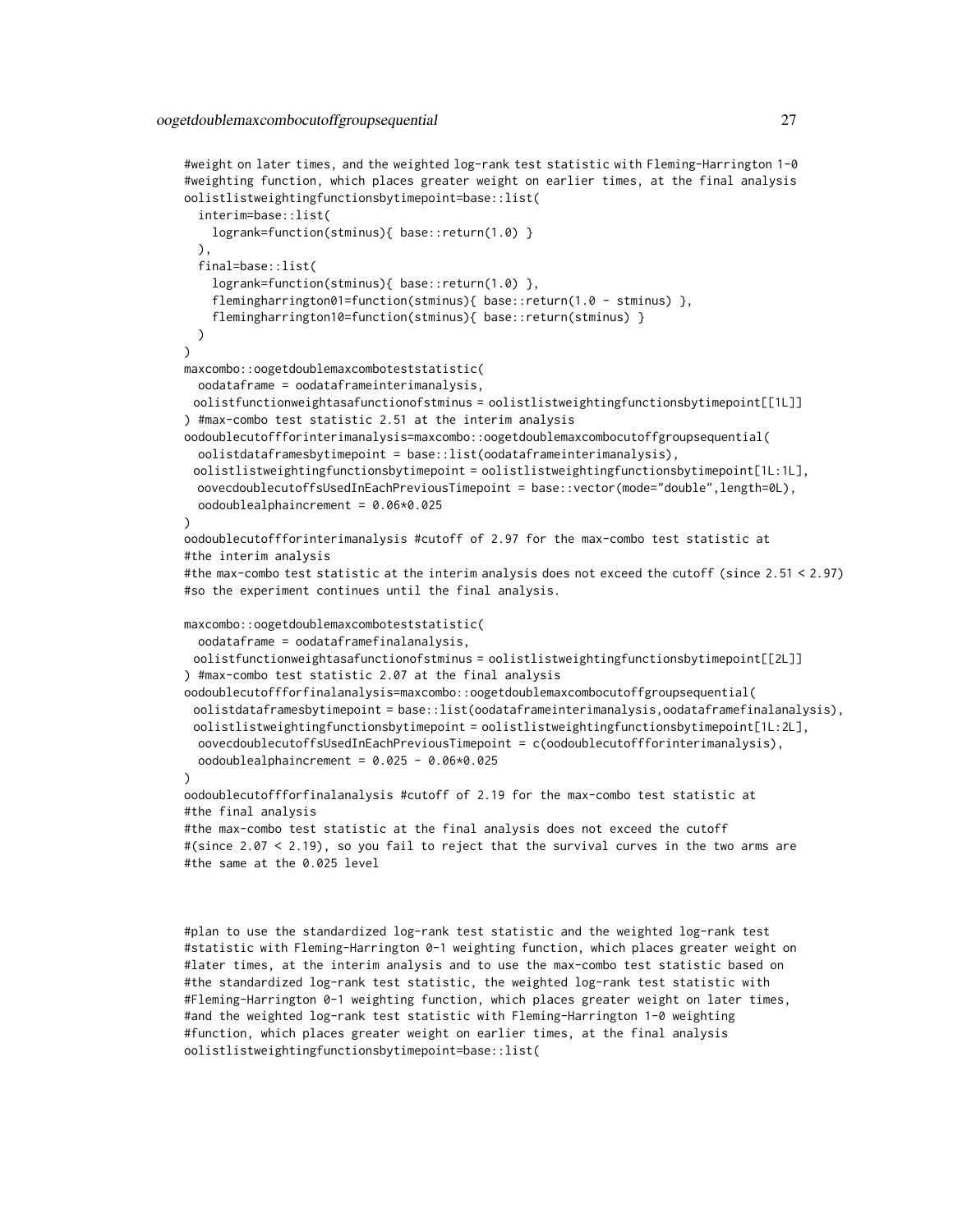```
#weight on later times, and the weighted log-rank test statistic with Fleming-Harrington 1-0
#weighting function, which places greater weight on earlier times, at the final analysis
oolistlistweightingfunctionsbytimepoint=base::list(
  interim=base::list(
    logrank=function(stminus){ base::return(1.0) }
  ),
  final=base::list(
    logrank=function(stminus){ base::return(1.0) },
    flemingharrington01=function(stminus){ base::return(1.0 - stminus) },
    flemingharrington10=function(stminus){ base::return(stminus) }
  )
)
maxcombo::oogetdoublemaxcomboteststatistic(
  oodataframe = oodataframeinterimanalysis,
  oolistfunctionweightasafunctionofstminus = oolistlistweightingfunctionsbytimepoint[[1L]]
) #max-combo test statistic 2.51 at the interim analysis
oodoublecutoffforinterimanalysis=maxcombo::oogetdoublemaxcombocutoffgroupsequential(
  oolistdataframesbytimepoint = base::list(oodataframeinterimanalysis),
  oolistlistweightingfunctionsbytimepoint = oolistlistweightingfunctionsbytimepoint[1L:1L],
  oovecdoublecutoffsUsedInEachPreviousTimepoint = base::vector(mode="double",length=0L),
  oodoublealphaincrement = 0.06*0.025
)
oodoublecutoffforinterimanalysis #cutoff of 2.97 for the max-combo test statistic at
#the interim analysis
#the max-combo test statistic at the interim analysis does not exceed the cutoff (since 2.51 < 2.97)
#so the experiment continues until the final analysis.

maxcombo::oogetdoublemaxcomboteststatistic(
  oodataframe = oodataframefinalanalysis,
  oolistfunctionweightasafunctionofstminus = oolistlistweightingfunctionsbytimepoint[[2L]]
) #max-combo test statistic 2.07 at the final analysis
oodoublecutoffforfinalanalysis=maxcombo::oogetdoublemaxcombocutoffgroupsequential(
  oolistdataframesbytimepoint = base::list(oodataframeinterimanalysis,oodataframefinalanalysis),
  oolistlistweightingfunctionsbytimepoint = oolistlistweightingfunctionsbytimepoint[1L:2L],
  oovecdoublecutoffsUsedInEachPreviousTimepoint = c(oodoublecutoffforinterimanalysis),
  oodoublealphaincrement = 0.025 - 0.06*0.025
)
oodoublecutoffforfinalanalysis #cutoff of 2.19 for the max-combo test statistic at
#the final analysis
#the max-combo test statistic at the final analysis does not exceed the cutoff
#(since 2.07 < 2.19), so you fail to reject that the survival curves in the two arms are
#the same at the 0.025 level



#plan to use the standardized log-rank test statistic and the weighted log-rank test
#statistic with Fleming-Harrington 0-1 weighting function, which places greater weight on
#later times, at the interim analysis and to use the max-combo test statistic based on
#the standardized log-rank test statistic, the weighted log-rank test statistic with
#Fleming-Harrington 0-1 weighting function, which places greater weight on later times,
#and the weighted log-rank test statistic with Fleming-Harrington 1-0 weighting
#function, which places greater weight on earlier times, at the final analysis
oolistlistweightingfunctionsbytimepoint=base::list(
```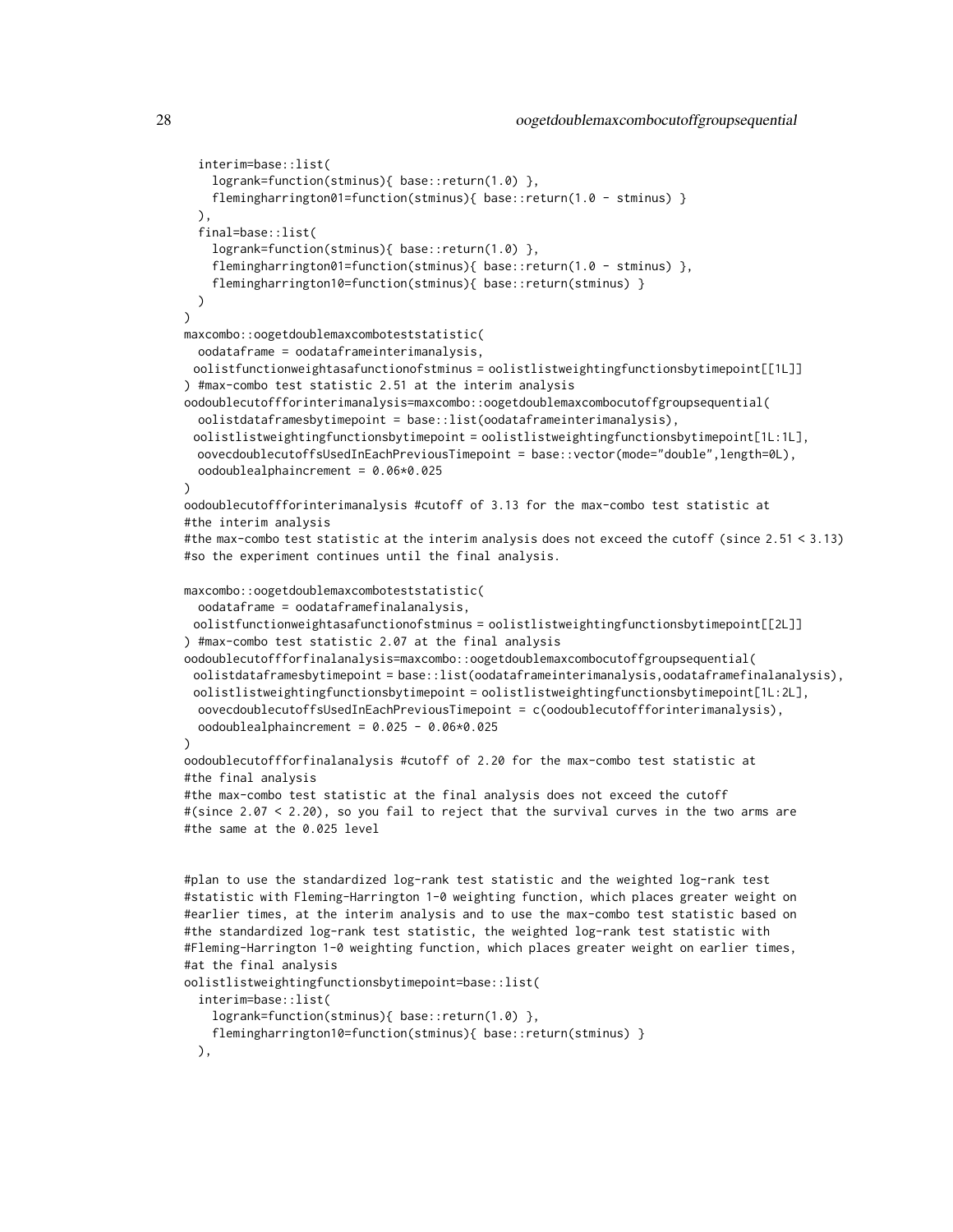```
  interim=base::list(
    logrank=function(stminus){ base::return(1.0) },
    flemingharrington01=function(stminus){ base::return(1.0 - stminus) }
  ),
  final=base::list(
    logrank=function(stminus){ base::return(1.0) },
    flemingharrington01=function(stminus){ base::return(1.0 - stminus) },
    flemingharrington10=function(stminus){ base::return(stminus) }
  )
)
maxcombo::oogetdoublemaxcomboteststatistic(
  oodataframe = oodataframeinterimanalysis,
  oolistfunctionweightasafunctionofstminus = oolistlistweightingfunctionsbytimepoint[[1L]]
) #max-combo test statistic 2.51 at the interim analysis
oodoublecutoffforinterimanalysis=maxcombo::oogetdoublemaxcombocutoffgroupsequential(
  oolistdataframesbytimepoint = base::list(oodataframeinterimanalysis),
  oolistlistweightingfunctionsbytimepoint = oolistlistweightingfunctionsbytimepoint[1L:1L],
  oovecdoublecutoffsUsedInEachPreviousTimepoint = base::vector(mode="double",length=0L),
  oodoublealphaincrement = 0.06*0.025
)
oodoublecutoffforinterimanalysis #cutoff of 3.13 for the max-combo test statistic at
#the interim analysis
#the max-combo test statistic at the interim analysis does not exceed the cutoff (since 2.51 < 3.13)
#so the experiment continues until the final analysis.

maxcombo::oogetdoublemaxcomboteststatistic(
  oodataframe = oodataframefinalanalysis,
  oolistfunctionweightasafunctionofstminus = oolistlistweightingfunctionsbytimepoint[[2L]]
) #max-combo test statistic 2.07 at the final analysis
oodoublecutoffforfinalanalysis=maxcombo::oogetdoublemaxcombocutoffgroupsequential(
  oolistdataframesbytimepoint = base::list(oodataframeinterimanalysis,oodataframefinalanalysis),
  oolistlistweightingfunctionsbytimepoint = oolistlistweightingfunctionsbytimepoint[1L:2L],
  oovecdoublecutoffsUsedInEachPreviousTimepoint = c(oodoublecutoffforinterimanalysis),
  oodoublealphaincrement = 0.025 - 0.06*0.025
)
oodoublecutoffforfinalanalysis #cutoff of 2.20 for the max-combo test statistic at
#the final analysis
#the max-combo test statistic at the final analysis does not exceed the cutoff
#(since 2.07 < 2.20), so you fail to reject that the survival curves in the two arms are
#the same at the 0.025 level


#plan to use the standardized log-rank test statistic and the weighted log-rank test
#statistic with Fleming-Harrington 1-0 weighting function, which places greater weight on
#earlier times, at the interim analysis and to use the max-combo test statistic based on
#the standardized log-rank test statistic, the weighted log-rank test statistic with
#Fleming-Harrington 1-0 weighting function, which places greater weight on earlier times,
#at the final analysis
oolistlistweightingfunctionsbytimepoint=base::list(
  interim=base::list(
    logrank=function(stminus){ base::return(1.0) },
    flemingharrington10=function(stminus){ base::return(stminus) }
  ),
```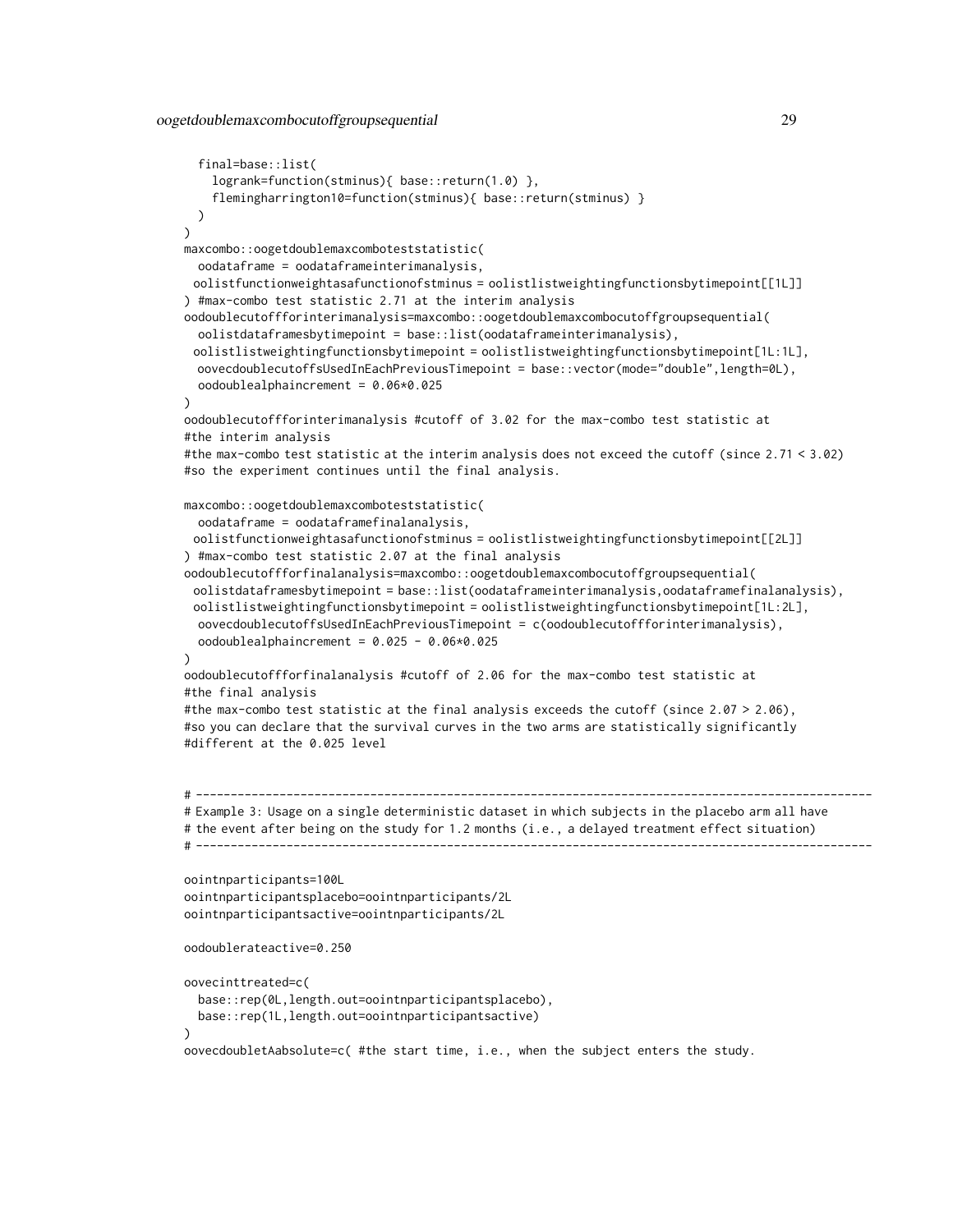```
  final=base::list(
    logrank=function(stminus){ base::return(1.0) },
    flemingharrington10=function(stminus){ base::return(stminus) }
  )
)
maxcombo::oogetdoublemaxcomboteststatistic(
  oodataframe = oodataframeinterimanalysis,
  oolistfunctionweightasafunctionofstminus = oolistlistweightingfunctionsbytimepoint[[1L]]
) #max-combo test statistic 2.71 at the interim analysis
oodoublecutoffforinterimanalysis=maxcombo::oogetdoublemaxcombocutoffgroupsequential(
  oolistdataframesbytimepoint = base::list(oodataframeinterimanalysis),
  oolistlistweightingfunctionsbytimepoint = oolistlistweightingfunctionsbytimepoint[1L:1L],
  oovecdoublecutoffsUsedInEachPreviousTimepoint = base::vector(mode="double",length=0L),
  oodoublealphaincrement = 0.06*0.025
)
oodoublecutoffforinterimanalysis #cutoff of 3.02 for the max-combo test statistic at
#the interim analysis
#the max-combo test statistic at the interim analysis does not exceed the cutoff (since 2.71 < 3.02)
#so the experiment continues until the final analysis.

maxcombo::oogetdoublemaxcomboteststatistic(
  oodataframe = oodataframefinalanalysis,
  oolistfunctionweightasafunctionofstminus = oolistlistweightingfunctionsbytimepoint[[2L]]
) #max-combo test statistic 2.07 at the final analysis
oodoublecutoffforfinalanalysis=maxcombo::oogetdoublemaxcombocutoffgroupsequential(
  oolistdataframesbytimepoint = base::list(oodataframeinterimanalysis,oodataframefinalanalysis),
  oolistlistweightingfunctionsbytimepoint = oolistlistweightingfunctionsbytimepoint[1L:2L],
  oovecdoublecutoffsUsedInEachPreviousTimepoint = c(oodoublecutoffforinterimanalysis),
  oodoublealphaincrement = 0.025 - 0.06*0.025
)
oodoublecutoffforfinalanalysis #cutoff of 2.06 for the max-combo test statistic at
#the final analysis
#the max-combo test statistic at the final analysis exceeds the cutoff (since 2.07 > 2.06),
#so you can declare that the survival curves in the two arms are statistically significantly
#different at the 0.025 level


# -----------------------------------------------------------------------------------------------
# Example 3: Usage on a single deterministic dataset in which subjects in the placebo arm all have
# the event after being on the study for 1.2 months (i.e., a delayed treatment effect situation)
# -----------------------------------------------------------------------------------------------

oointnparticipants=100L
oointnparticipantsplacebo=oointnparticipants/2L
oointnparticipantsactive=oointnparticipants/2L

oodoublerateactive=0.250

oovecinttreated=c(
  base::rep(0L,length.out=oointnparticipantsplacebo),
  base::rep(1L,length.out=oointnparticipantsactive)
)
oovecdoubletAabsolute=c( #the start time, i.e., when the subject enters the study.
```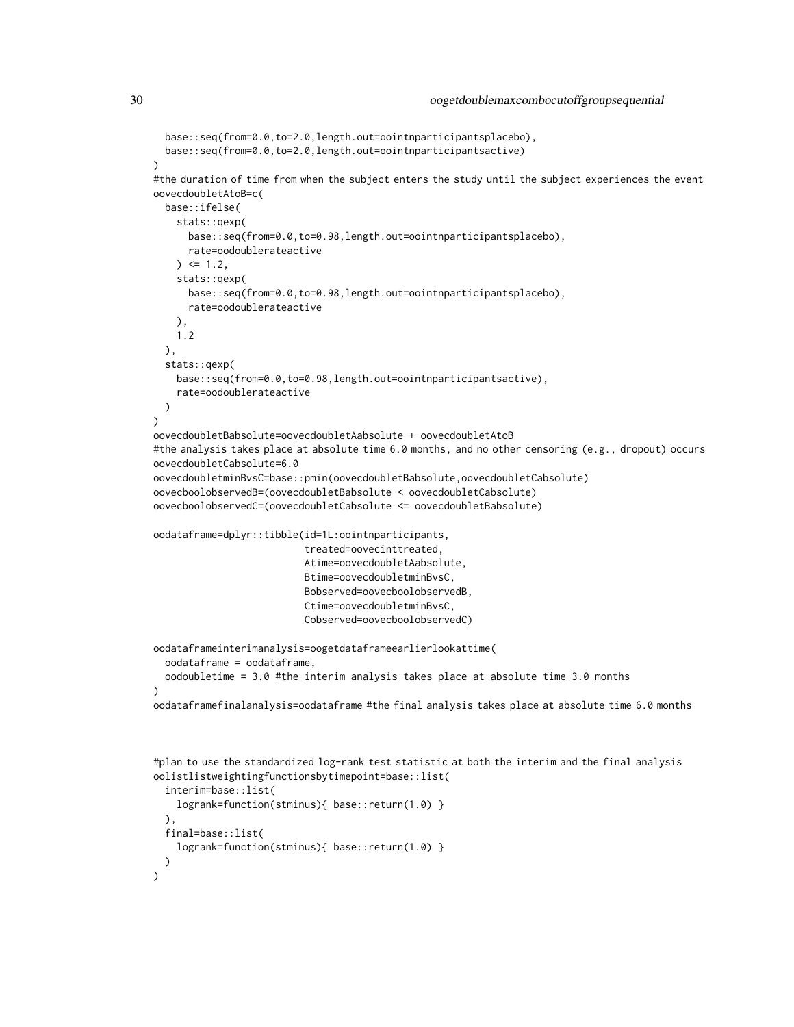```
  base::seq(from=0.0,to=2.0,length.out=oointnparticipantsplacebo),
  base::seq(from=0.0,to=2.0,length.out=oointnparticipantsactive)
)
#the duration of time from when the subject enters the study until the subject experiences the event
oovecdoubletAtoB=c(
  base::ifelse(
    stats::qexp(
      base::seq(from=0.0,to=0.98,length.out=oointnparticipantsplacebo),
      rate=oodoublerateactive
    ) <= 1.2,
    stats::qexp(
      base::seq(from=0.0,to=0.98,length.out=oointnparticipantsplacebo),
      rate=oodoublerateactive
    ),
    1.2
  ),
  stats::qexp(
    base::seq(from=0.0,to=0.98,length.out=oointnparticipantsactive),
    rate=oodoublerateactive
  )
)
oovecdoubletBabsolute=oovecdoubletAabsolute + oovecdoubletAtoB
#the analysis takes place at absolute time 6.0 months, and no other censoring (e.g., dropout) occurs
oovecdoubletCabsolute=6.0
oovecdoubletminBvsC=base::pmin(oovecdoubletBabsolute,oovecdoubletCabsolute)
oovecboolobservedB=(oovecdoubletBabsolute < oovecdoubletCabsolute)
oovecboolobservedC=(oovecdoubletCabsolute <= oovecdoubletBabsolute)

oodataframe=dplyr::tibble(id=1L:oointnparticipants,
                          treated=oovecinttreated,
                          Atime=oovecdoubletAabsolute,
                          Btime=oovecdoubletminBvsC,
                          Bobserved=oovecboolobservedB,
                          Ctime=oovecdoubletminBvsC,
                          Cobserved=oovecboolobservedC)

oodataframeinterimanalysis=oogetdataframeearlierlookattime(
  oodataframe = oodataframe,
  oodoubletime = 3.0 #the interim analysis takes place at absolute time 3.0 months
)
oodataframefinalanalysis=oodataframe #the final analysis takes place at absolute time 6.0 months



#plan to use the standardized log-rank test statistic at both the interim and the final analysis
oolistlistweightingfunctionsbytimepoint=base::list(
  interim=base::list(
    logrank=function(stminus){ base::return(1.0) }
  ),
  final=base::list(
    logrank=function(stminus){ base::return(1.0) }
  )
)
```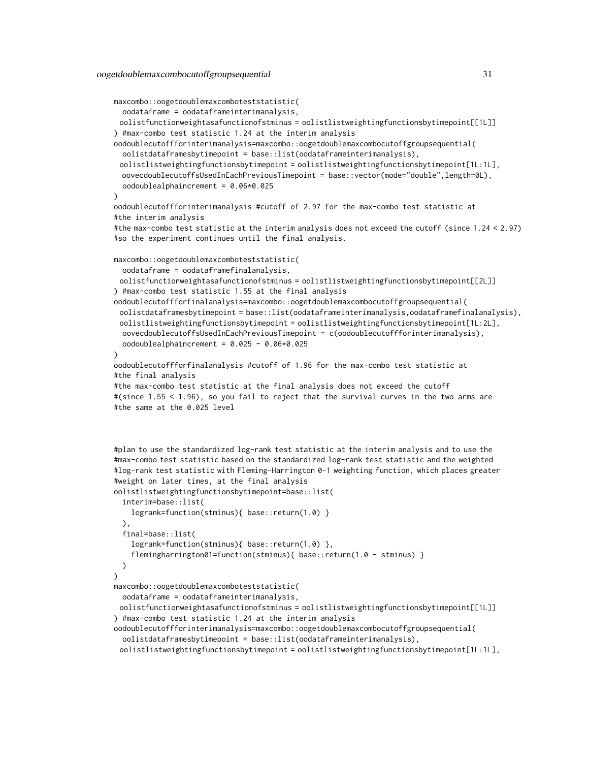```
maxcombo::oogetdoublemaxcomboteststatistic(
  oodataframe = oodataframeinterimanalysis,
  oolistfunctionweightasafunctionofstminus = oolistlistweightingfunctionsbytimepoint[[1L]]
) #max-combo test statistic 1.24 at the interim analysis
oodoublecutoffforinterimanalysis=maxcombo::oogetdoublemaxcombocutoffgroupsequential(
  oolistdataframesbytimepoint = base::list(oodataframeinterimanalysis),
  oolistlistweightingfunctionsbytimepoint = oolistlistweightingfunctionsbytimepoint[1L:1L],
  oovecdoublecutoffsUsedInEachPreviousTimepoint = base::vector(mode="double",length=0L),
  oodoublealphaincrement = 0.06*0.025
)
oodoublecutoffforinterimanalysis #cutoff of 2.97 for the max-combo test statistic at
#the interim analysis
#the max-combo test statistic at the interim analysis does not exceed the cutoff (since 1.24 < 2.97)
#so the experiment continues until the final analysis.

maxcombo::oogetdoublemaxcomboteststatistic(
  oodataframe = oodataframefinalanalysis,
  oolistfunctionweightasafunctionofstminus = oolistlistweightingfunctionsbytimepoint[[2L]]
) #max-combo test statistic 1.55 at the final analysis
oodoublecutoffforfinalanalysis=maxcombo::oogetdoublemaxcombocutoffgroupsequential(
  oolistdataframesbytimepoint = base::list(oodataframeinterimanalysis,oodataframefinalanalysis),
  oolistlistweightingfunctionsbytimepoint = oolistlistweightingfunctionsbytimepoint[1L:2L],
  oovecdoublecutoffsUsedInEachPreviousTimepoint = c(oodoublecutoffforinterimanalysis),
  oodoublealphaincrement = 0.025 - 0.06*0.025
)
oodoublecutoffforfinalanalysis #cutoff of 1.96 for the max-combo test statistic at
#the final analysis
#the max-combo test statistic at the final analysis does not exceed the cutoff
#(since 1.55 < 1.96), so you fail to reject that the survival curves in the two arms are
#the same at the 0.025 level



#plan to use the standardized log-rank test statistic at the interim analysis and to use the
#max-combo test statistic based on the standardized log-rank test statistic and the weighted
#log-rank test statistic with Fleming-Harrington 0-1 weighting function, which places greater
#weight on later times, at the final analysis
oolistlistweightingfunctionsbytimepoint=base::list(
  interim=base::list(
    logrank=function(stminus){ base::return(1.0) }
  ),
  final=base::list(
    logrank=function(stminus){ base::return(1.0) },
    flemingharrington01=function(stminus){ base::return(1.0 - stminus) }
  )
)
maxcombo::oogetdoublemaxcomboteststatistic(
  oodataframe = oodataframeinterimanalysis,
  oolistfunctionweightasafunctionofstminus = oolistlistweightingfunctionsbytimepoint[[1L]]
) #max-combo test statistic 1.24 at the interim analysis
oodoublecutoffforinterimanalysis=maxcombo::oogetdoublemaxcombocutoffgroupsequential(
  oolistdataframesbytimepoint = base::list(oodataframeinterimanalysis),
  oolistlistweightingfunctionsbytimepoint = oolistlistweightingfunctionsbytimepoint[1L:1L],
```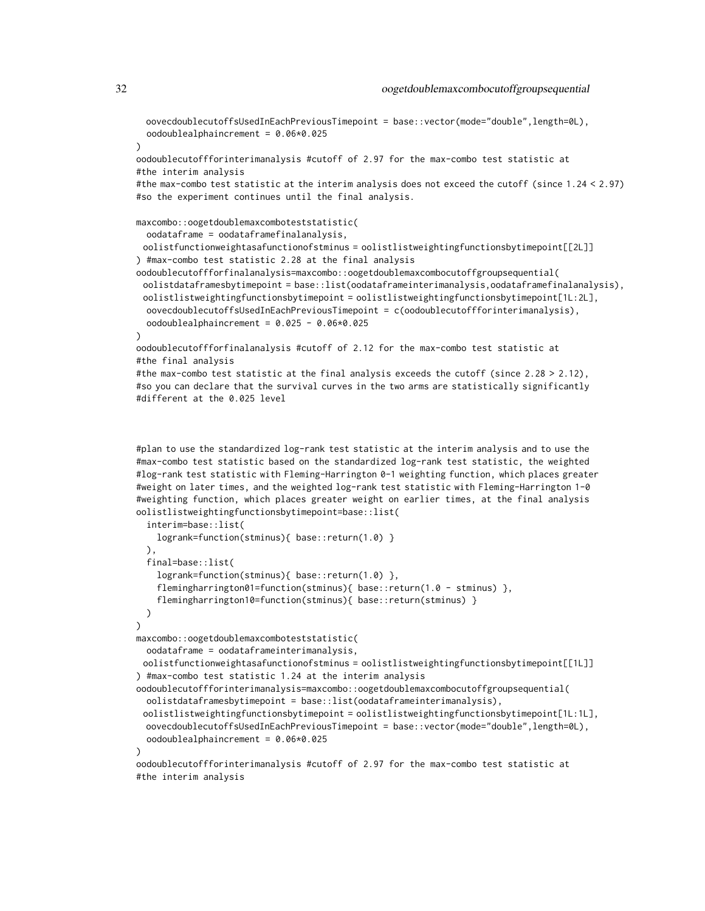```
  oovecdoublecutoffsUsedInEachPreviousTimepoint = base::vector(mode="double",length=0L),
  oodoublealphaincrement = 0.06*0.025
)
oodoublecutoffforinterimanalysis #cutoff of 2.97 for the max-combo test statistic at
#the interim analysis
#the max-combo test statistic at the interim analysis does not exceed the cutoff (since 1.24 < 2.97)
#so the experiment continues until the final analysis.

maxcombo::oogetdoublemaxcomboteststatistic(
  oodataframe = oodataframefinalanalysis,
 oolistfunctionweightasafunctionofstminus = oolistlistweightingfunctionsbytimepoint[[2L]]
) #max-combo test statistic 2.28 at the final analysis
oodoublecutoffforfinalanalysis=maxcombo::oogetdoublemaxcombocutoffgroupsequential(
 oolistdataframesbytimepoint = base::list(oodataframeinterimanalysis,oodataframefinalanalysis),
 oolistlistweightingfunctionsbytimepoint = oolistlistweightingfunctionsbytimepoint[1L:2L],
  oovecdoublecutoffsUsedInEachPreviousTimepoint = c(oodoublecutoffforinterimanalysis),
  oodoublealphaincrement = 0.025 - 0.06*0.025
)
oodoublecutoffforfinalanalysis #cutoff of 2.12 for the max-combo test statistic at
#the final analysis
#the max-combo test statistic at the final analysis exceeds the cutoff (since 2.28 > 2.12),
#so you can declare that the survival curves in the two arms are statistically significantly
#different at the 0.025 level



#plan to use the standardized log-rank test statistic at the interim analysis and to use the
#max-combo test statistic based on the standardized log-rank test statistic, the weighted
#log-rank test statistic with Fleming-Harrington 0-1 weighting function, which places greater
#weight on later times, and the weighted log-rank test statistic with Fleming-Harrington 1-0
#weighting function, which places greater weight on earlier times, at the final analysis
oolistlistweightingfunctionsbytimepoint=base::list(
  interim=base::list(
    logrank=function(stminus){ base::return(1.0) }
  ),
  final=base::list(
    logrank=function(stminus){ base::return(1.0) },
    flemingharrington01=function(stminus){ base::return(1.0 - stminus) },
    flemingharrington10=function(stminus){ base::return(stminus) }
  )
)
maxcombo::oogetdoublemaxcomboteststatistic(
  oodataframe = oodataframeinterimanalysis,
 oolistfunctionweightasafunctionofstminus = oolistlistweightingfunctionsbytimepoint[[1L]]
) #max-combo test statistic 1.24 at the interim analysis
oodoublecutoffforinterimanalysis=maxcombo::oogetdoublemaxcombocutoffgroupsequential(
  oolistdataframesbytimepoint = base::list(oodataframeinterimanalysis),
 oolistlistweightingfunctionsbytimepoint = oolistlistweightingfunctionsbytimepoint[1L:1L],
  oovecdoublecutoffsUsedInEachPreviousTimepoint = base::vector(mode="double",length=0L),
  oodoublealphaincrement = 0.06*0.025
)
oodoublecutoffforinterimanalysis #cutoff of 2.97 for the max-combo test statistic at
#the interim analysis
```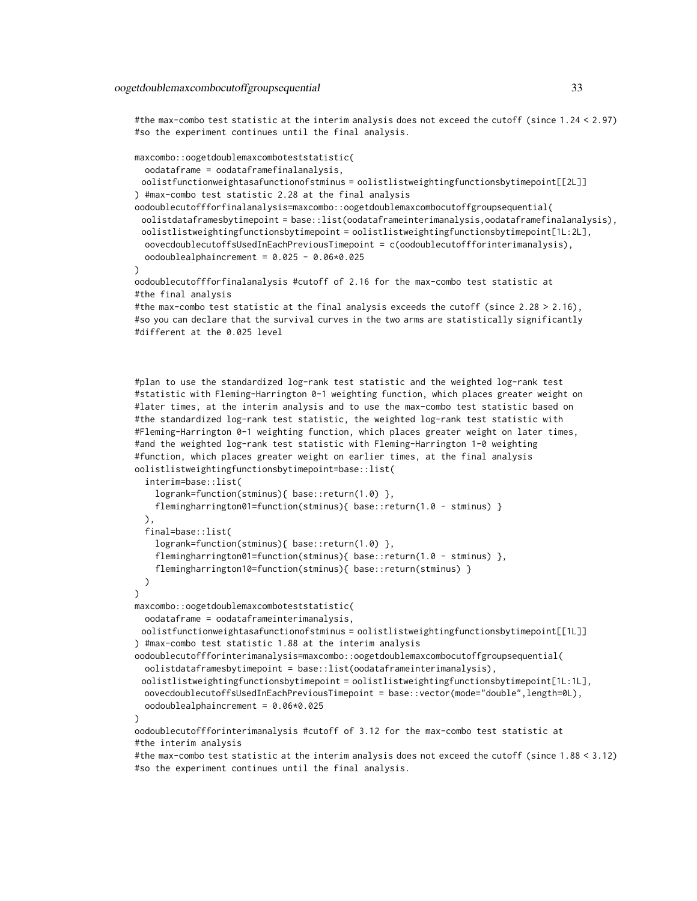```
#the max-combo test statistic at the interim analysis does not exceed the cutoff (since 1.24 < 2.97)
#so the experiment continues until the final analysis.

maxcombo::oogetdoublemaxcomboteststatistic(
  oodataframe = oodataframefinalanalysis,
 oolistfunctionweightasafunctionofstminus = oolistlistweightingfunctionsbytimepoint[[2L]]
) #max-combo test statistic 2.28 at the final analysis
oodoublecutoffforfinalanalysis=maxcombo::oogetdoublemaxcombocutoffgroupsequential(
 oolistdataframesbytimepoint = base::list(oodataframeinterimanalysis,oodataframefinalanalysis),
 oolistlistweightingfunctionsbytimepoint = oolistlistweightingfunctionsbytimepoint[1L:2L],
  oovecdoublecutoffsUsedInEachPreviousTimepoint = c(oodoublecutoffforinterimanalysis),
  oodoublealphaincrement = 0.025 - 0.06*0.025
)
oodoublecutoffforfinalanalysis #cutoff of 2.16 for the max-combo test statistic at
#the final analysis
#the max-combo test statistic at the final analysis exceeds the cutoff (since 2.28 > 2.16),
#so you can declare that the survival curves in the two arms are statistically significantly
#different at the 0.025 level



#plan to use the standardized log-rank test statistic and the weighted log-rank test
#statistic with Fleming-Harrington 0-1 weighting function, which places greater weight on
#later times, at the interim analysis and to use the max-combo test statistic based on
#the standardized log-rank test statistic, the weighted log-rank test statistic with
#Fleming-Harrington 0-1 weighting function, which places greater weight on later times,
#and the weighted log-rank test statistic with Fleming-Harrington 1-0 weighting
#function, which places greater weight on earlier times, at the final analysis
oolistlistweightingfunctionsbytimepoint=base::list(
  interim=base::list(
    logrank=function(stminus){ base::return(1.0) },
    flemingharrington01=function(stminus){ base::return(1.0 - stminus) }
  ),
  final=base::list(
    logrank=function(stminus){ base::return(1.0) },
    flemingharrington01=function(stminus){ base::return(1.0 - stminus) },
    flemingharrington10=function(stminus){ base::return(stminus) }
  )
)
maxcombo::oogetdoublemaxcomboteststatistic(
  oodataframe = oodataframeinterimanalysis,
 oolistfunctionweightasafunctionofstminus = oolistlistweightingfunctionsbytimepoint[[1L]]
) #max-combo test statistic 1.88 at the interim analysis
oodoublecutoffforinterimanalysis=maxcombo::oogetdoublemaxcombocutoffgroupsequential(
  oolistdataframesbytimepoint = base::list(oodataframeinterimanalysis),
 oolistlistweightingfunctionsbytimepoint = oolistlistweightingfunctionsbytimepoint[1L:1L],
  oovecdoublecutoffsUsedInEachPreviousTimepoint = base::vector(mode="double",length=0L),
  oodoublealphaincrement = 0.06*0.025
)
oodoublecutoffforinterimanalysis #cutoff of 3.12 for the max-combo test statistic at
#the interim analysis
#the max-combo test statistic at the interim analysis does not exceed the cutoff (since 1.88 < 3.12)
#so the experiment continues until the final analysis.
```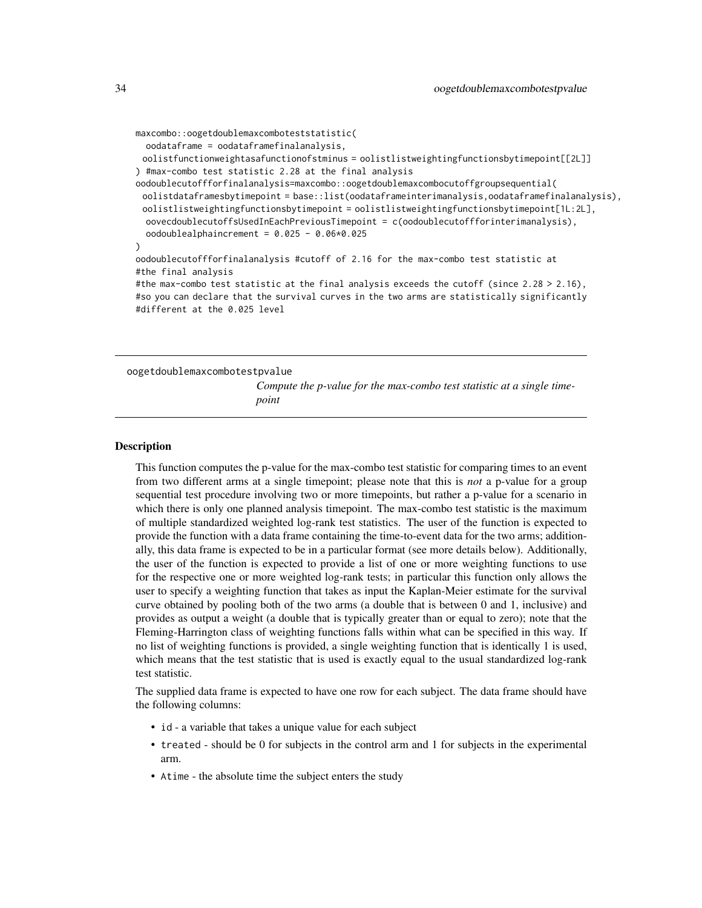```
maxcombo::oogetdoublemaxcomboteststatistic(
  oodataframe = oodataframefinalanalysis,
 oolistfunctionweightasafunctionofstminus = oolistlistweightingfunctionsbytimepoint[[2L]]
) #max-combo test statistic 2.28 at the final analysis
oodoublecutoffforfinalanalysis=maxcombo::oogetdoublemaxcombocutoffgroupsequential(
 oolistdataframesbytimepoint = base::list(oodataframeinterimanalysis,oodataframefinalanalysis),
 oolistlistweightingfunctionsbytimepoint = oolistlistweightingfunctionsbytimepoint[1L:2L],
  oovecdoublecutoffsUsedInEachPreviousTimepoint = c(oodoublecutoffforinterimanalysis),
  oodoublealphaincrement = 0.025 - 0.06*0.025
)
oodoublecutoffforfinalanalysis #cutoff of 2.16 for the max-combo test statistic at
#the final analysis
#the max-combo test statistic at the final analysis exceeds the cutoff (since 2.28 > 2.16),
#so you can declare that the survival curves in the two arms are statistically significantly
#different at the 0.025 level
```

## oogetdoublemaxcombotestpvalue

*Compute the p-value for the max-combo test statistic at a single timepoint*

### Description

This function computes the p-value for the max-combo test statistic for comparing times to an event from two different arms at a single timepoint; please note that this is *not* a p-value for a group sequential test procedure involving two or more timepoints, but rather a p-value for a scenario in which there is only one planned analysis timepoint. The max-combo test statistic is the maximum of multiple standardized weighted log-rank test statistics. The user of the function is expected to provide the function with a data frame containing the time-to-event data for the two arms; additionally, this data frame is expected to be in a particular format (see more details below). Additionally, the user of the function is expected to provide a list of one or more weighting functions to use for the respective one or more weighted log-rank tests; in particular this function only allows the user to specify a weighting function that takes as input the Kaplan-Meier estimate for the survival curve obtained by pooling both of the two arms (a double that is between 0 and 1, inclusive) and provides as output a weight (a double that is typically greater than or equal to zero); note that the Fleming-Harrington class of weighting functions falls within what can be specified in this way. If no list of weighting functions is provided, a single weighting function that is identically 1 is used, which means that the test statistic that is used is exactly equal to the usual standardized log-rank test statistic.

The supplied data frame is expected to have one row for each subject. The data frame should have the following columns:

- id - a variable that takes a unique value for each subject
- treated - should be 0 for subjects in the control arm and 1 for subjects in the experimental arm.
- Atime - the absolute time the subject enters the study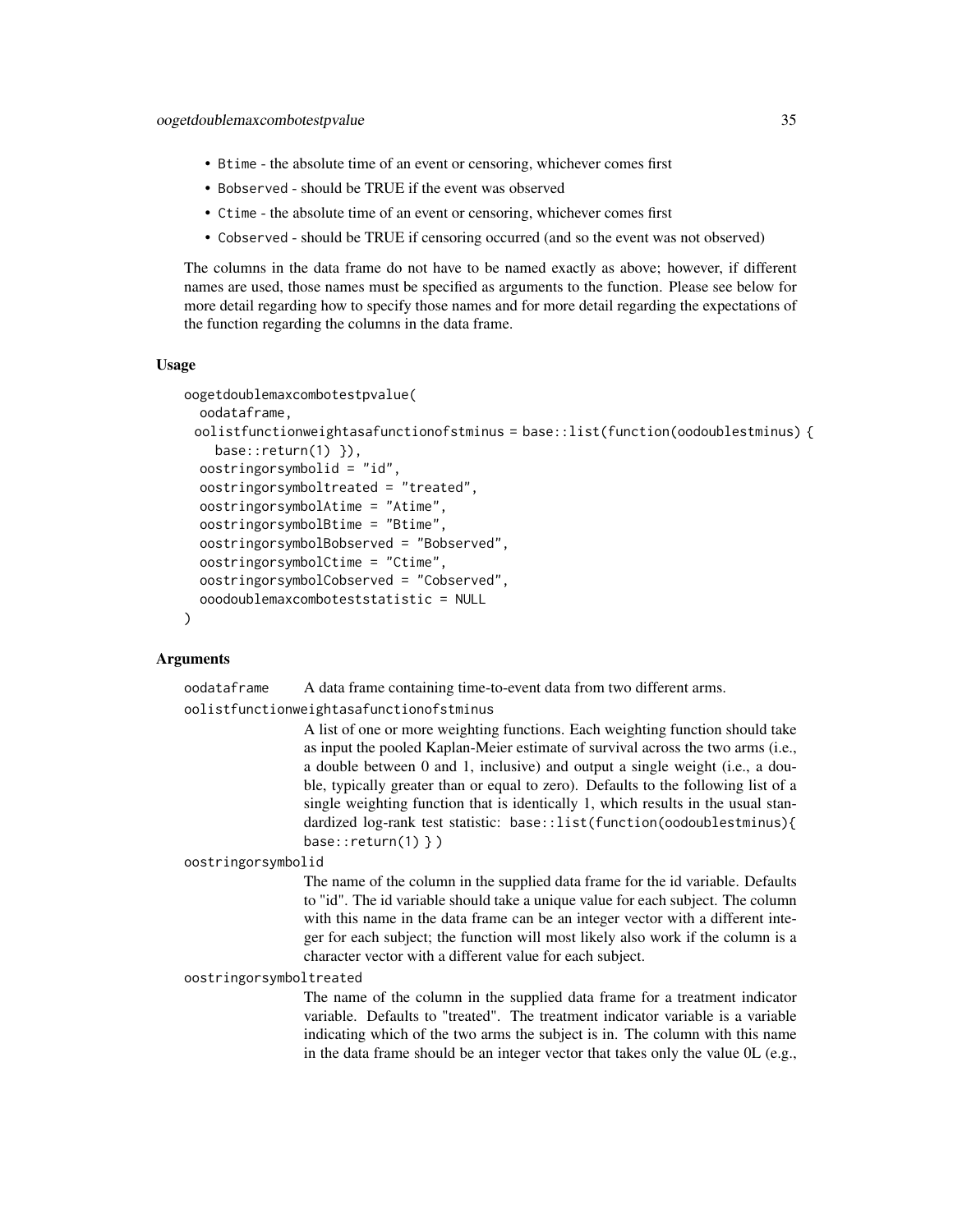- `Btime` - the absolute time of an event or censoring, whichever comes first
- `Bobserved` - should be TRUE if the event was observed
- `Ctime` - the absolute time of an event or censoring, whichever comes first
- `Cobserved` - should be TRUE if censoring occurred (and so the event was not observed)

The columns in the data frame do not have to be named exactly as above; however, if different names are used, those names must be specified as arguments to the function. Please see below for more detail regarding how to specify those names and for more detail regarding the expectations of the function regarding the columns in the data frame.

### Usage

```
oogetdoublemaxcombotestpvalue(
  oodataframe,
 oolistfunctionweightasafunctionofstminus = base::list(function(oodoublestminus) {
    base::return(1) }),
  oostringorsymbolid = "id",
  oostringorsymboltreated = "treated",
  oostringorsymbolAtime = "Atime",
  oostringorsymbolBtime = "Btime",
  oostringorsymbolBobserved = "Bobserved",
  oostringorsymbolCtime = "Ctime",
  oostringorsymbolCobserved = "Cobserved",
  ooodoublemaxcomboteststatistic = NULL
)
```

### Arguments

`oodataframe` A data frame containing time-to-event data from two different arms.

`oolistfunctionweightasafunctionofstminus`
A list of one or more weighting functions. Each weighting function should take as input the pooled Kaplan-Meier estimate of survival across the two arms (i.e., a double between 0 and 1, inclusive) and output a single weight (i.e., a double, typically greater than or equal to zero). Defaults to the following list of a single weighting function that is identically 1, which results in the usual standardized log-rank test statistic: `base::list(function(oodoublestminus){ base::return(1) } )`

`oostringorsymbolid`
The name of the column in the supplied data frame for the id variable. Defaults to "id". The id variable should take a unique value for each subject. The column with this name in the data frame can be an integer vector with a different integer for each subject; the function will most likely also work if the column is a character vector with a different value for each subject.

`oostringorsymboltreated`
The name of the column in the supplied data frame for a treatment indicator variable. Defaults to "treated". The treatment indicator variable is a variable indicating which of the two arms the subject is in. The column with this name in the data frame should be an integer vector that takes only the value 0L (e.g.,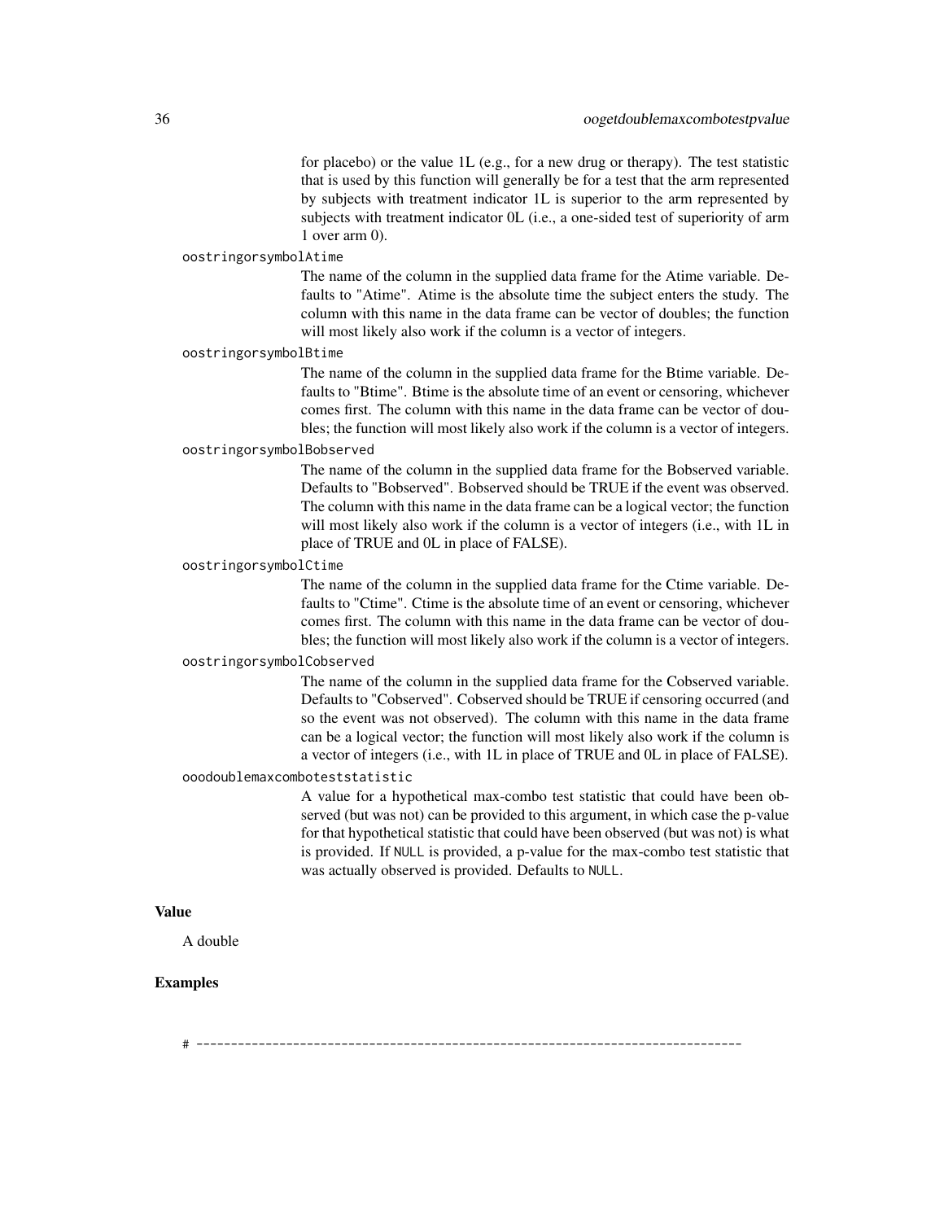for placebo) or the value 1L (e.g., for a new drug or therapy). The test statistic that is used by this function will generally be for a test that the arm represented by subjects with treatment indicator 1L is superior to the arm represented by subjects with treatment indicator 0L (i.e., a one-sided test of superiority of arm 1 over arm 0).

`oostringorsymbolAtime`
: The name of the column in the supplied data frame for the Atime variable. Defaults to "Atime". Atime is the absolute time the subject enters the study. The column with this name in the data frame can be vector of doubles; the function will most likely also work if the column is a vector of integers.

`oostringorsymbolBtime`
: The name of the column in the supplied data frame for the Btime variable. Defaults to "Btime". Btime is the absolute time of an event or censoring, whichever comes first. The column with this name in the data frame can be vector of doubles; the function will most likely also work if the column is a vector of integers.

`oostringorsymbolBobserved`
: The name of the column in the supplied data frame for the Bobserved variable. Defaults to "Bobserved". Bobserved should be TRUE if the event was observed. The column with this name in the data frame can be a logical vector; the function will most likely also work if the column is a vector of integers (i.e., with 1L in place of TRUE and 0L in place of FALSE).

`oostringorsymbolCtime`
: The name of the column in the supplied data frame for the Ctime variable. Defaults to "Ctime". Ctime is the absolute time of an event or censoring, whichever comes first. The column with this name in the data frame can be vector of doubles; the function will most likely also work if the column is a vector of integers.

`oostringorsymbolCobserved`
: The name of the column in the supplied data frame for the Cobserved variable. Defaults to "Cobserved". Cobserved should be TRUE if censoring occurred (and so the event was not observed). The column with this name in the data frame can be a logical vector; the function will most likely also work if the column is a vector of integers (i.e., with 1L in place of TRUE and 0L in place of FALSE).

`ooodoublemaxcomboteststatistic`
: A value for a hypothetical max-combo test statistic that could have been observed (but was not) can be provided to this argument, in which case the p-value for that hypothetical statistic that could have been observed (but was not) is what is provided. If `NULL` is provided, a p-value for the max-combo test statistic that was actually observed is provided. Defaults to `NULL`.

## Value

A double

## Examples

```
# ------------------------------------------------------------------------------
```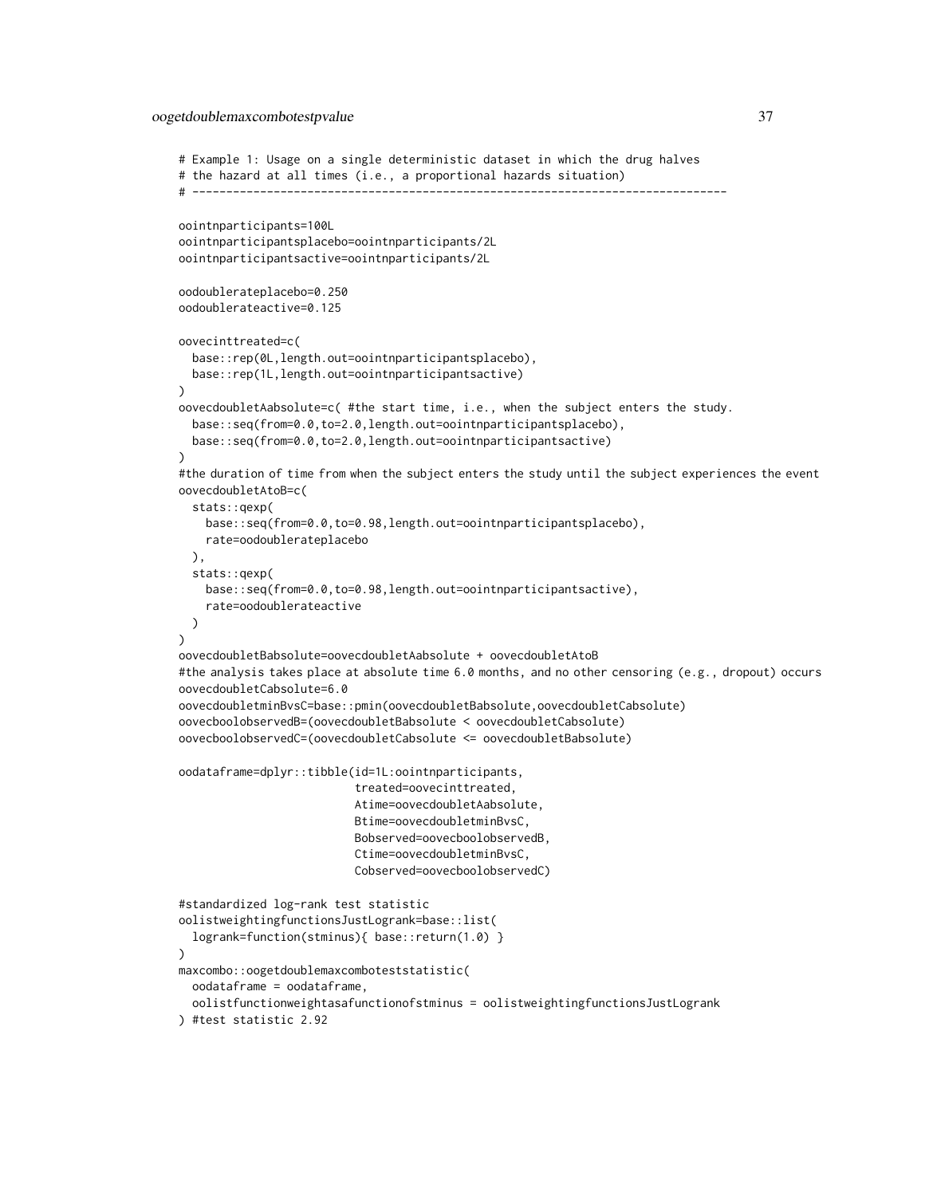```
# Example 1: Usage on a single deterministic dataset in which the drug halves
# the hazard at all times (i.e., a proportional hazards situation)
# ------------------------------------------------------------------------------

oointnparticipants=100L
oointnparticipantsplacebo=oointnparticipants/2L
oointnparticipantsactive=oointnparticipants/2L

oodoublerateplacebo=0.250
oodoublerateactive=0.125

oovecinttreated=c(
  base::rep(0L,length.out=oointnparticipantsplacebo),
  base::rep(1L,length.out=oointnparticipantsactive)
)
oovecdoubletAabsolute=c( #the start time, i.e., when the subject enters the study.
  base::seq(from=0.0,to=2.0,length.out=oointnparticipantsplacebo),
  base::seq(from=0.0,to=2.0,length.out=oointnparticipantsactive)
)
#the duration of time from when the subject enters the study until the subject experiences the event
oovecdoubletAtoB=c(
  stats::qexp(
    base::seq(from=0.0,to=0.98,length.out=oointnparticipantsplacebo),
    rate=oodoublerateplacebo
  ),
  stats::qexp(
    base::seq(from=0.0,to=0.98,length.out=oointnparticipantsactive),
    rate=oodoublerateactive
  )
)
oovecdoubletBabsolute=oovecdoubletAabsolute + oovecdoubletAtoB
#the analysis takes place at absolute time 6.0 months, and no other censoring (e.g., dropout) occurs
oovecdoubletCabsolute=6.0
oovecdoubletminBvsC=base::pmin(oovecdoubletBabsolute,oovecdoubletCabsolute)
oovecboolobservedB=(oovecdoubletBabsolute < oovecdoubletCabsolute)
oovecboolobservedC=(oovecdoubletCabsolute <= oovecdoubletBabsolute)

oodataframe=dplyr::tibble(id=1L:oointnparticipants,
                          treated=oovecinttreated,
                          Atime=oovecdoubletAabsolute,
                          Btime=oovecdoubletminBvsC,
                          Bobserved=oovecboolobservedB,
                          Ctime=oovecdoubletminBvsC,
                          Cobserved=oovecboolobservedC)

#standardized log-rank test statistic
oolistweightingfunctionsJustLogrank=base::list(
  logrank=function(stminus){ base::return(1.0) }
)
maxcombo::oogetdoublemaxcomboteststatistic(
  oodataframe = oodataframe,
  oolistfunctionweightasafunctionofstminus = oolistweightingfunctionsJustLogrank
) #test statistic 2.92
```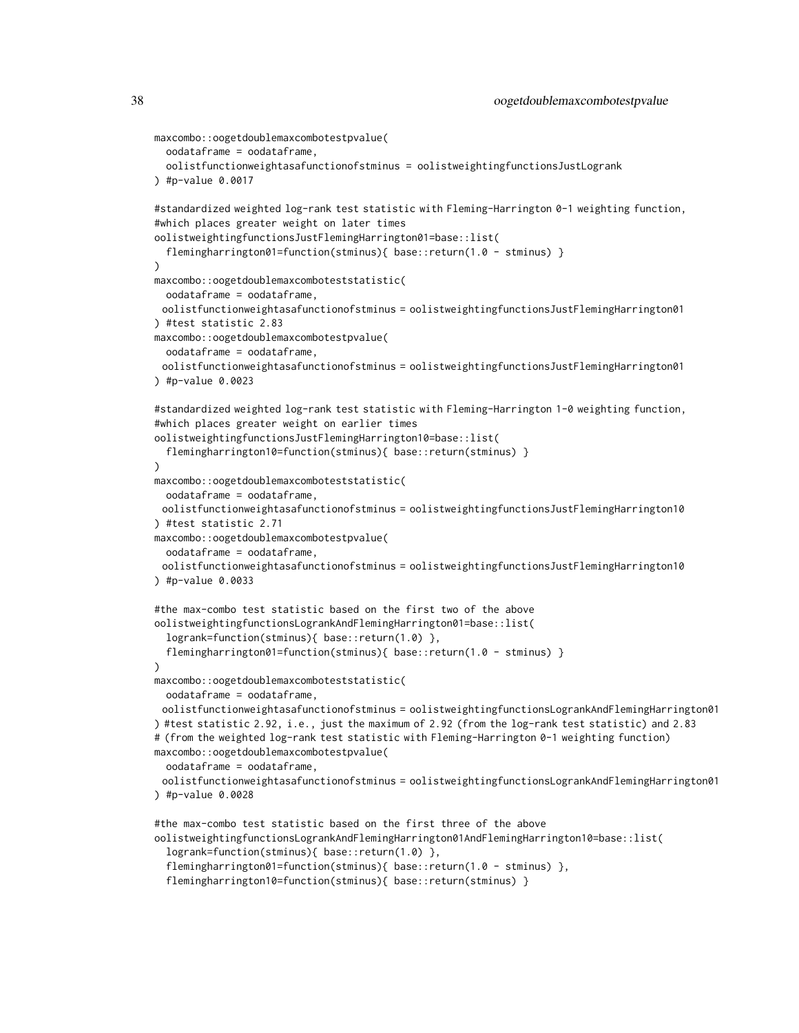```
maxcombo::oogetdoublemaxcombotestpvalue(
  oodataframe = oodataframe,
  oolistfunctionweightasafunctionofstminus = oolistweightingfunctionsJustLogrank
) #p-value 0.0017

#standardized weighted log-rank test statistic with Fleming-Harrington 0-1 weighting function,
#which places greater weight on later times
oolistweightingfunctionsJustFlemingHarrington01=base::list(
  flemingharrington01=function(stminus){ base::return(1.0 - stminus) }
)
maxcombo::oogetdoublemaxcomboteststatistic(
  oodataframe = oodataframe,
  oolistfunctionweightasafunctionofstminus = oolistweightingfunctionsJustFlemingHarrington01
) #test statistic 2.83
maxcombo::oogetdoublemaxcombotestpvalue(
  oodataframe = oodataframe,
  oolistfunctionweightasafunctionofstminus = oolistweightingfunctionsJustFlemingHarrington01
) #p-value 0.0023

#standardized weighted log-rank test statistic with Fleming-Harrington 1-0 weighting function,
#which places greater weight on earlier times
oolistweightingfunctionsJustFlemingHarrington10=base::list(
  flemingharrington10=function(stminus){ base::return(stminus) }
)
maxcombo::oogetdoublemaxcomboteststatistic(
  oodataframe = oodataframe,
  oolistfunctionweightasafunctionofstminus = oolistweightingfunctionsJustFlemingHarrington10
) #test statistic 2.71
maxcombo::oogetdoublemaxcombotestpvalue(
  oodataframe = oodataframe,
  oolistfunctionweightasafunctionofstminus = oolistweightingfunctionsJustFlemingHarrington10
) #p-value 0.0033

#the max-combo test statistic based on the first two of the above
oolistweightingfunctionsLogrankAndFlemingHarrington01=base::list(
  logrank=function(stminus){ base::return(1.0) },
  flemingharrington01=function(stminus){ base::return(1.0 - stminus) }
)
maxcombo::oogetdoublemaxcomboteststatistic(
  oodataframe = oodataframe,
  oolistfunctionweightasafunctionofstminus = oolistweightingfunctionsLogrankAndFlemingHarrington01
) #test statistic 2.92, i.e., just the maximum of 2.92 (from the log-rank test statistic) and 2.83
# (from the weighted log-rank test statistic with Fleming-Harrington 0-1 weighting function)
maxcombo::oogetdoublemaxcombotestpvalue(
  oodataframe = oodataframe,
  oolistfunctionweightasafunctionofstminus = oolistweightingfunctionsLogrankAndFlemingHarrington01
) #p-value 0.0028

#the max-combo test statistic based on the first three of the above
oolistweightingfunctionsLogrankAndFlemingHarrington01AndFlemingHarrington10=base::list(
  logrank=function(stminus){ base::return(1.0) },
  flemingharrington01=function(stminus){ base::return(1.0 - stminus) },
  flemingharrington10=function(stminus){ base::return(stminus) }
```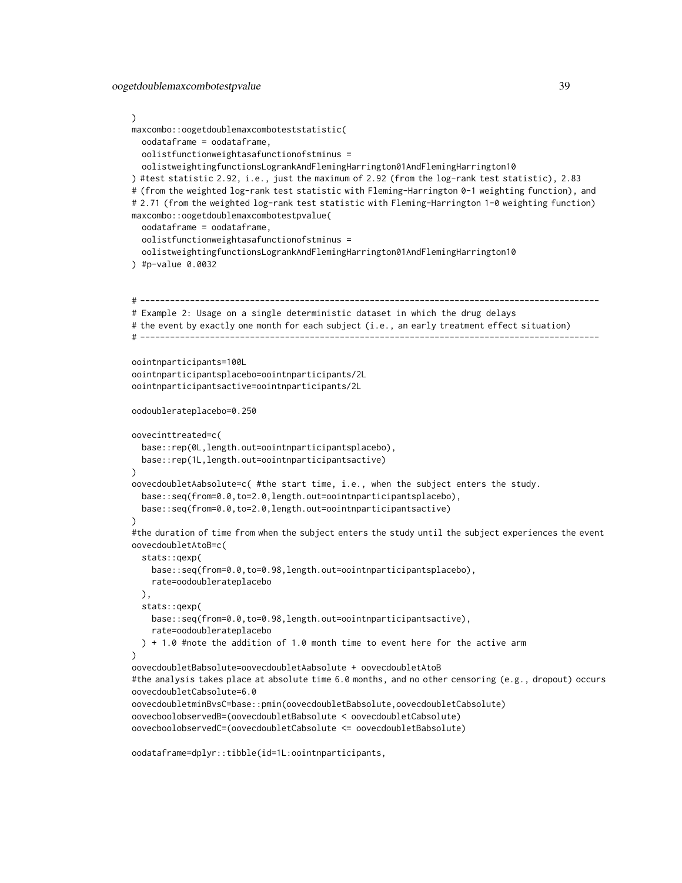```
)
maxcombo::oogetdoublemaxcombotestststatistic(
  oodataframe = oodataframe,
  oolistfunctionweightasafunctionofstminus =
  oolistweightingfunctionsLogrankAndFlemingHarrington01AndFlemingHarrington10
) #test statistic 2.92, i.e., just the maximum of 2.92 (from the log-rank test statistic), 2.83
# (from the weighted log-rank test statistic with Fleming-Harrington 0-1 weighting function), and
# 2.71 (from the weighted log-rank test statistic with Fleming-Harrington 1-0 weighting function)
maxcombo::oogetdoublemaxcombotestpvalue(
  oodataframe = oodataframe,
  oolistfunctionweightasafunctionofstminus =
  oolistweightingfunctionsLogrankAndFlemingHarrington01AndFlemingHarrington10
) #p-value 0.0032


# -------------------------------------------------------------------------------------------
# Example 2: Usage on a single deterministic dataset in which the drug delays
# the event by exactly one month for each subject (i.e., an early treatment effect situation)
# -------------------------------------------------------------------------------------------

oointnparticipants=100L
oointnparticipantsplacebo=oointnparticipants/2L
oointnparticipantsactive=oointnparticipants/2L

oodoublerateplacebo=0.250

oovecinttreated=c(
  base::rep(0L,length.out=oointnparticipantsplacebo),
  base::rep(1L,length.out=oointnparticipantsactive)
)
oovecdoubletAabsolute=c( #the start time, i.e., when the subject enters the study.
  base::seq(from=0.0,to=2.0,length.out=oointnparticipantsplacebo),
  base::seq(from=0.0,to=2.0,length.out=oointnparticipantsactive)
)
#the duration of time from when the subject enters the study until the subject experiences the event
oovecdoubletAtoB=c(
  stats::qexp(
    base::seq(from=0.0,to=0.98,length.out=oointnparticipantsplacebo),
    rate=oodoublerateplacebo
  ),
  stats::qexp(
    base::seq(from=0.0,to=0.98,length.out=oointnparticipantsactive),
    rate=oodoublerateplacebo
  ) + 1.0 #note the addition of 1.0 month time to event here for the active arm
)
oovecdoubletBabsolute=oovecdoubletAabsolute + oovecdoubletAtoB
#the analysis takes place at absolute time 6.0 months, and no other censoring (e.g., dropout) occurs
oovecdoubletCabsolute=6.0
oovecdoubletminBvsC=base::pmin(oovecdoubletBabsolute,oovecdoubletCabsolute)
oovecboolobservedB=(oovecdoubletBabsolute < oovecdoubletCabsolute)
oovecboolobservedC=(oovecdoubletCabsolute <= oovecdoubletBabsolute)

oodataframe=dplyr::tibble(id=1L:oointnparticipants,
```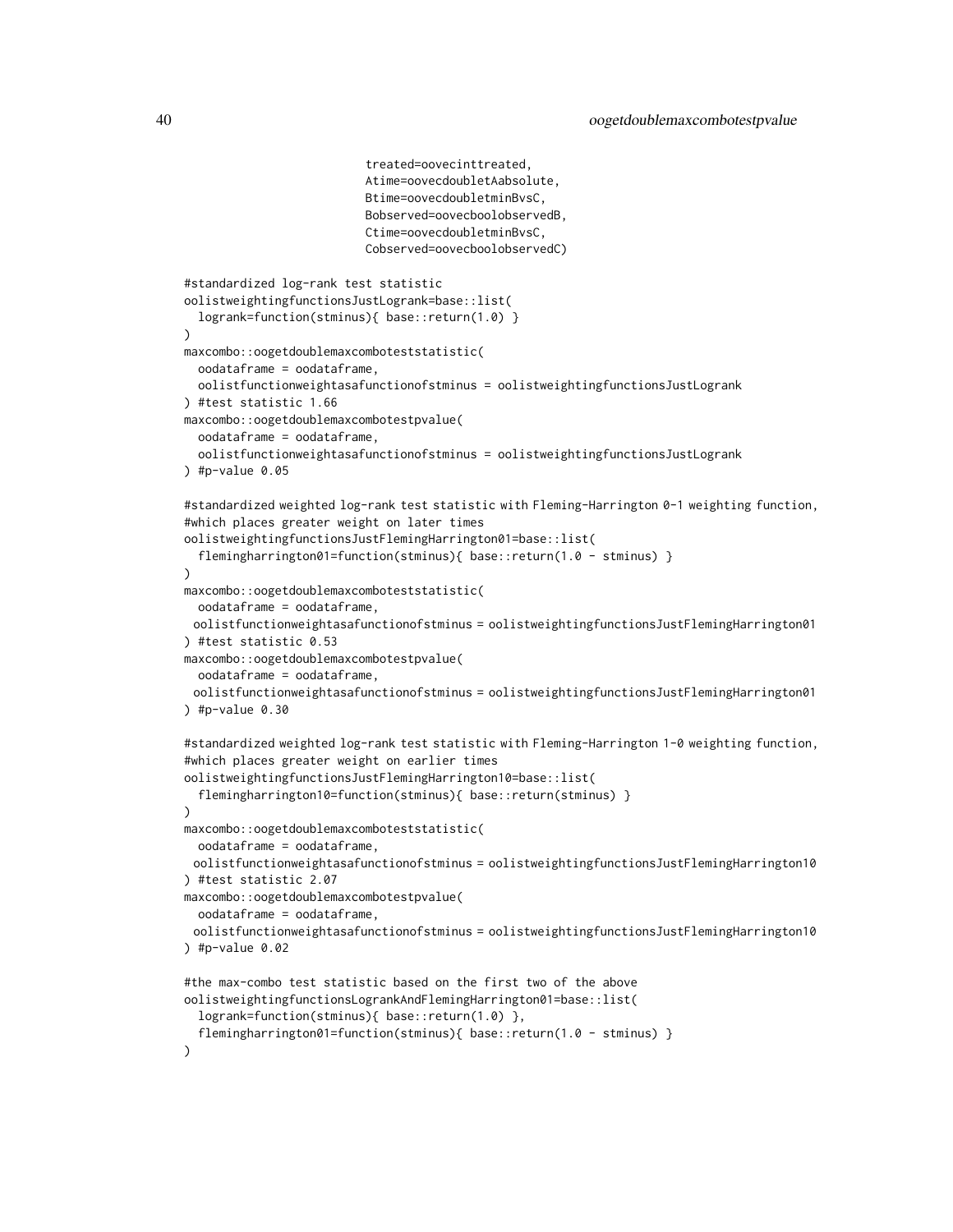```
                          treated=oovecinttreated,
                          Atime=oovecdoubletAabsolute,
                          Btime=oovecdoubletminBvsC,
                          Bobserved=oovecboolobservedB,
                          Ctime=oovecdoubletminBvsC,
                          Cobserved=oovecboolobservedC)

#standardized log-rank test statistic
oolistweightingfunctionsJustLogrank=base::list(
  logrank=function(stminus){ base::return(1.0) }
)
maxcombo::oogetdoublemaxcomboteststatistic(
  oodataframe = oodataframe,
  oolistfunctionweightasafunctionofstminus = oolistweightingfunctionsJustLogrank
) #test statistic 1.66
maxcombo::oogetdoublemaxcombotestpvalue(
  oodataframe = oodataframe,
  oolistfunctionweightasafunctionofstminus = oolistweightingfunctionsJustLogrank
) #p-value 0.05

#standardized weighted log-rank test statistic with Fleming-Harrington 0-1 weighting function,
#which places greater weight on later times
oolistweightingfunctionsJustFlemingHarrington01=base::list(
  flemingharrington01=function(stminus){ base::return(1.0 - stminus) }
)
maxcombo::oogetdoublemaxcomboteststatistic(
  oodataframe = oodataframe,
  oolistfunctionweightasafunctionofstminus = oolistweightingfunctionsJustFlemingHarrington01
) #test statistic 0.53
maxcombo::oogetdoublemaxcombotestpvalue(
  oodataframe = oodataframe,
  oolistfunctionweightasafunctionofstminus = oolistweightingfunctionsJustFlemingHarrington01
) #p-value 0.30

#standardized weighted log-rank test statistic with Fleming-Harrington 1-0 weighting function,
#which places greater weight on earlier times
oolistweightingfunctionsJustFlemingHarrington10=base::list(
  flemingharrington10=function(stminus){ base::return(stminus) }
)
maxcombo::oogetdoublemaxcomboteststatistic(
  oodataframe = oodataframe,
  oolistfunctionweightasafunctionofstminus = oolistweightingfunctionsJustFlemingHarrington10
) #test statistic 2.07
maxcombo::oogetdoublemaxcombotestpvalue(
  oodataframe = oodataframe,
  oolistfunctionweightasafunctionofstminus = oolistweightingfunctionsJustFlemingHarrington10
) #p-value 0.02

#the max-combo test statistic based on the first two of the above
oolistweightingfunctionsLogrankAndFlemingHarrington01=base::list(
  logrank=function(stminus){ base::return(1.0) },
  flemingharrington01=function(stminus){ base::return(1.0 - stminus) }
)
```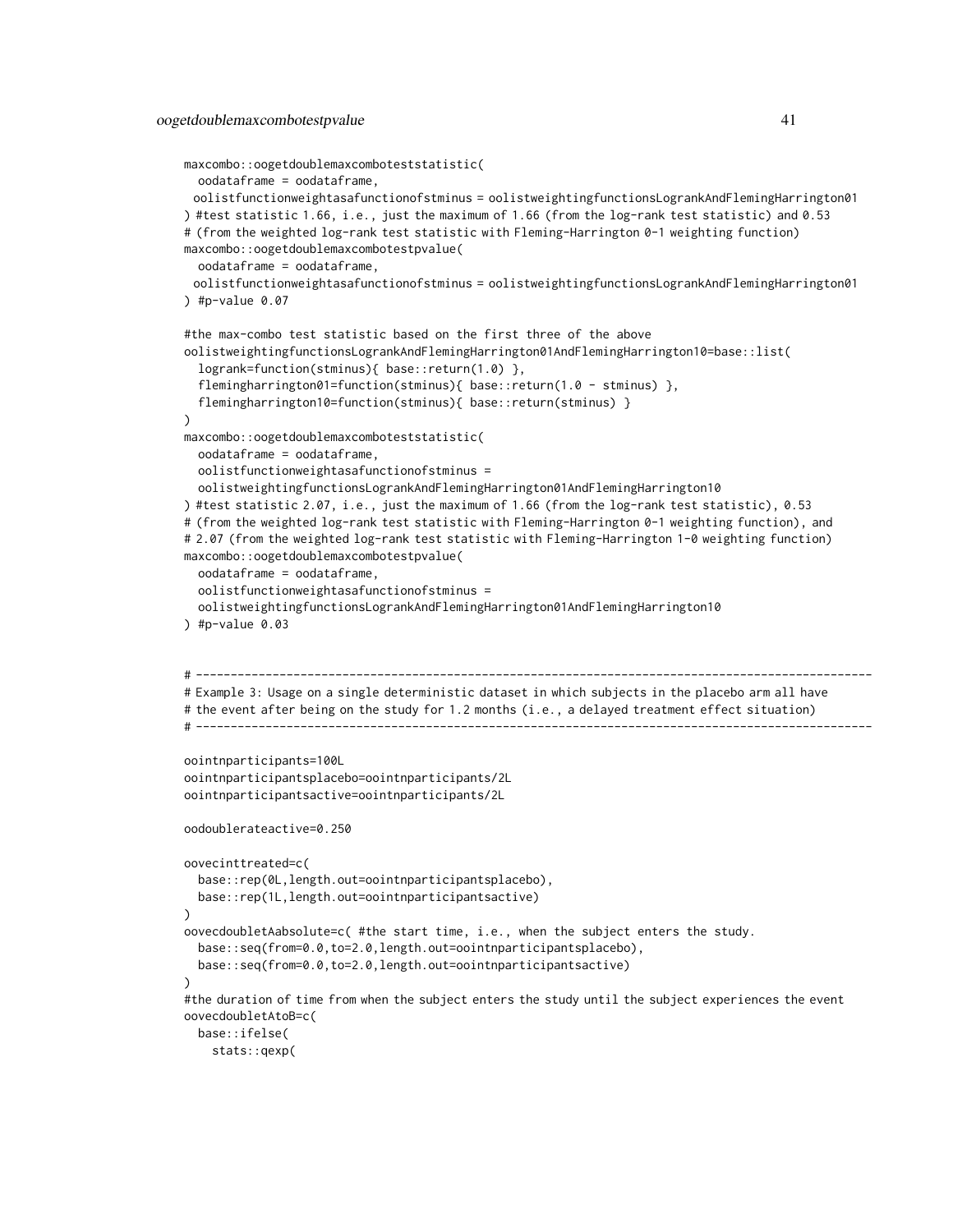```
maxcombo::oogetdoublemaxcomboteststatistic(
  oodataframe = oodataframe,
 oolistfunctionweightasafunctionofstminus = oolistweightingfunctionsLogrankAndFlemingHarrington01
) #test statistic 1.66, i.e., just the maximum of 1.66 (from the log-rank test statistic) and 0.53
# (from the weighted log-rank test statistic with Fleming-Harrington 0-1 weighting function)
maxcombo::oogetdoublemaxcombotestpvalue(
  oodataframe = oodataframe,
 oolistfunctionweightasafunctionofstminus = oolistweightingfunctionsLogrankAndFlemingHarrington01
) #p-value 0.07

#the max-combo test statistic based on the first three of the above
oolistweightingfunctionsLogrankAndFlemingHarrington01AndFlemingHarrington10=base::list(
  logrank=function(stminus){ base::return(1.0) },
  flemingharrington01=function(stminus){ base::return(1.0 - stminus) },
  flemingharrington10=function(stminus){ base::return(stminus) }
)
maxcombo::oogetdoublemaxcomboteststatistic(
  oodataframe = oodataframe,
  oolistfunctionweightasafunctionofstminus =
  oolistweightingfunctionsLogrankAndFlemingHarrington01AndFlemingHarrington10
) #test statistic 2.07, i.e., just the maximum of 1.66 (from the log-rank test statistic), 0.53
# (from the weighted log-rank test statistic with Fleming-Harrington 0-1 weighting function), and
# 2.07 (from the weighted log-rank test statistic with Fleming-Harrington 1-0 weighting function)
maxcombo::oogetdoublemaxcombotestpvalue(
  oodataframe = oodataframe,
  oolistfunctionweightasafunctionofstminus =
  oolistweightingfunctionsLogrankAndFlemingHarrington01AndFlemingHarrington10
) #p-value 0.03


# -------------------------------------------------------------------------------------------------
# Example 3: Usage on a single deterministic dataset in which subjects in the placebo arm all have
# the event after being on the study for 1.2 months (i.e., a delayed treatment effect situation)
# -------------------------------------------------------------------------------------------------

oointnparticipants=100L
oointnparticipantsplacebo=oointnparticipants/2L
oointnparticipantsactive=oointnparticipants/2L

oodoublerateactive=0.250

oovecinttreated=c(
  base::rep(0L,length.out=oointnparticipantsplacebo),
  base::rep(1L,length.out=oointnparticipantsactive)
)
oovecdoubletAabsolute=c( #the start time, i.e., when the subject enters the study.
  base::seq(from=0.0,to=2.0,length.out=oointnparticipantsplacebo),
  base::seq(from=0.0,to=2.0,length.out=oointnparticipantsactive)
)
#the duration of time from when the subject enters the study until the subject experiences the event
oovecdoubletAtoB=c(
  base::ifelse(
    stats::qexp(
```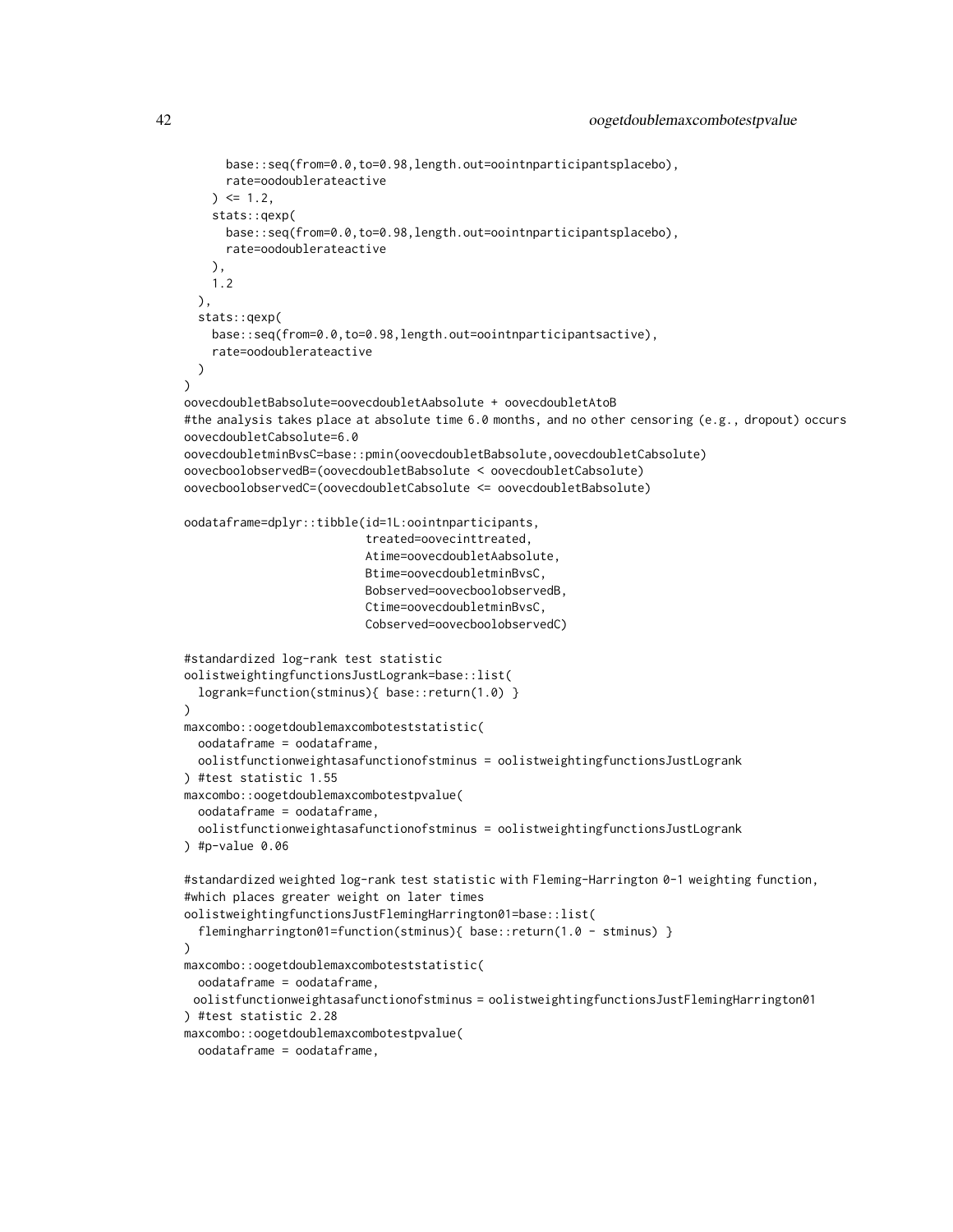```
      base::seq(from=0.0,to=0.98,length.out=oointnparticipantsplacebo),
      rate=oodoublerateactive
    ) <= 1.2,
    stats::qexp(
      base::seq(from=0.0,to=0.98,length.out=oointnparticipantsplacebo),
      rate=oodoublerateactive
    ),
    1.2
  ),
  stats::qexp(
    base::seq(from=0.0,to=0.98,length.out=oointnparticipantsactive),
    rate=oodoublerateactive
  )
)
oovecdoubletBabsolute=oovecdoubletAabsolute + oovecdoubletAtoB
#the analysis takes place at absolute time 6.0 months, and no other censoring (e.g., dropout) occurs
oovecdoubletCabsolute=6.0
oovecdoubletminBvsC=base::pmin(oovecdoubletBabsolute,oovecdoubletCabsolute)
oovecboolobservedB=(oovecdoubletBabsolute < oovecdoubletCabsolute)
oovecboolobservedC=(oovecdoubletCabsolute <= oovecdoubletBabsolute)

oodataframe=dplyr::tibble(id=1L:oointnparticipants,
                          treated=oovecinttreated,
                          Atime=oovecdoubletAabsolute,
                          Btime=oovecdoubletminBvsC,
                          Bobserved=oovecboolobservedB,
                          Ctime=oovecdoubletminBvsC,
                          Cobserved=oovecboolobservedC)

#standardized log-rank test statistic
oolistweightingfunctionsJustLogrank=base::list(
  logrank=function(stminus){ base::return(1.0) }
)
maxcombo::oogetdoublemaxcomboteststatistic(
  oodataframe = oodataframe,
  oolistfunctionweightasafunctionofstminus = oolistweightingfunctionsJustLogrank
) #test statistic 1.55
maxcombo::oogetdoublemaxcombotestpvalue(
  oodataframe = oodataframe,
  oolistfunctionweightasafunctionofstminus = oolistweightingfunctionsJustLogrank
) #p-value 0.06

#standardized weighted log-rank test statistic with Fleming-Harrington 0-1 weighting function,
#which places greater weight on later times
oolistweightingfunctionsJustFlemingHarrington01=base::list(
  flemingharrington01=function(stminus){ base::return(1.0 - stminus) }
)
maxcombo::oogetdoublemaxcomboteststatistic(
  oodataframe = oodataframe,
 oolistfunctionweightasafunctionofstminus = oolistweightingfunctionsJustFlemingHarrington01
) #test statistic 2.28
maxcombo::oogetdoublemaxcombotestpvalue(
  oodataframe = oodataframe,
```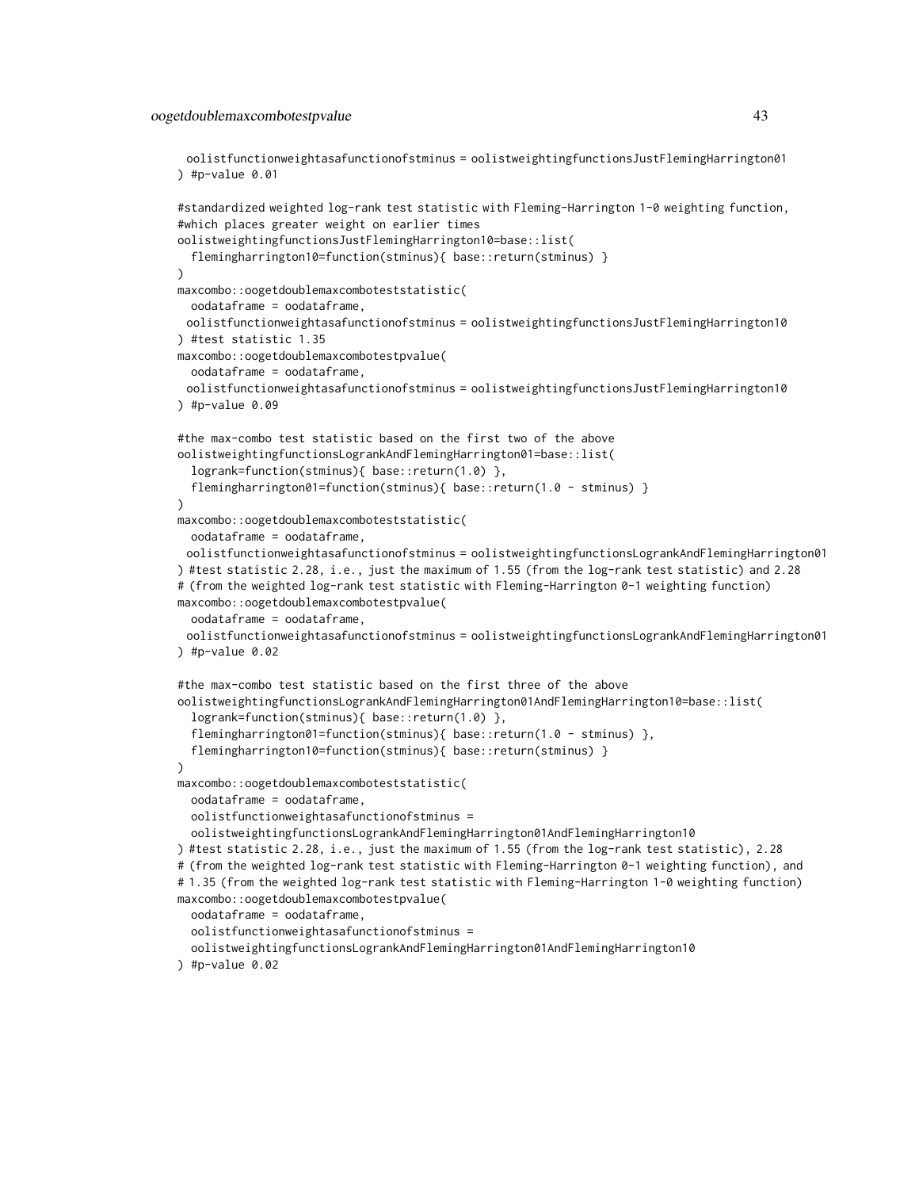```
  oolistfunctionweightasafunctionofstminus = oolistweightingfunctionsJustFlemingHarrington01
) #p-value 0.01

#standardized weighted log-rank test statistic with Fleming-Harrington 1-0 weighting function,
#which places greater weight on earlier times
oolistweightingfunctionsJustFlemingHarrington10=base::list(
  flemingharrington10=function(stminus){ base::return(stminus) }
)
maxcombo::oogetdoublemaxcomboteststatistic(
  oodataframe = oodataframe,
  oolistfunctionweightasafunctionofstminus = oolistweightingfunctionsJustFlemingHarrington10
) #test statistic 1.35
maxcombo::oogetdoublemaxcombotestpvalue(
  oodataframe = oodataframe,
  oolistfunctionweightasafunctionofstminus = oolistweightingfunctionsJustFlemingHarrington10
) #p-value 0.09

#the max-combo test statistic based on the first two of the above
oolistweightingfunctionsLogrankAndFlemingHarrington01=base::list(
  logrank=function(stminus){ base::return(1.0) },
  flemingharrington01=function(stminus){ base::return(1.0 - stminus) }
)
maxcombo::oogetdoublemaxcomboteststatistic(
  oodataframe = oodataframe,
  oolistfunctionweightasafunctionofstminus = oolistweightingfunctionsLogrankAndFlemingHarrington01
) #test statistic 2.28, i.e., just the maximum of 1.55 (from the log-rank test statistic) and 2.28
# (from the weighted log-rank test statistic with Fleming-Harrington 0-1 weighting function)
maxcombo::oogetdoublemaxcombotestpvalue(
  oodataframe = oodataframe,
  oolistfunctionweightasafunctionofstminus = oolistweightingfunctionsLogrankAndFlemingHarrington01
) #p-value 0.02

#the max-combo test statistic based on the first three of the above
oolistweightingfunctionsLogrankAndFlemingHarrington01AndFlemingHarrington10=base::list(
  logrank=function(stminus){ base::return(1.0) },
  flemingharrington01=function(stminus){ base::return(1.0 - stminus) },
  flemingharrington10=function(stminus){ base::return(stminus) }
)
maxcombo::oogetdoublemaxcomboteststatistic(
  oodataframe = oodataframe,
  oolistfunctionweightasafunctionofstminus =
  oolistweightingfunctionsLogrankAndFlemingHarrington01AndFlemingHarrington10
) #test statistic 2.28, i.e., just the maximum of 1.55 (from the log-rank test statistic), 2.28
# (from the weighted log-rank test statistic with Fleming-Harrington 0-1 weighting function), and
# 1.35 (from the weighted log-rank test statistic with Fleming-Harrington 1-0 weighting function)
maxcombo::oogetdoublemaxcombotestpvalue(
  oodataframe = oodataframe,
  oolistfunctionweightasafunctionofstminus =
  oolistweightingfunctionsLogrankAndFlemingHarrington01AndFlemingHarrington10
) #p-value 0.02
```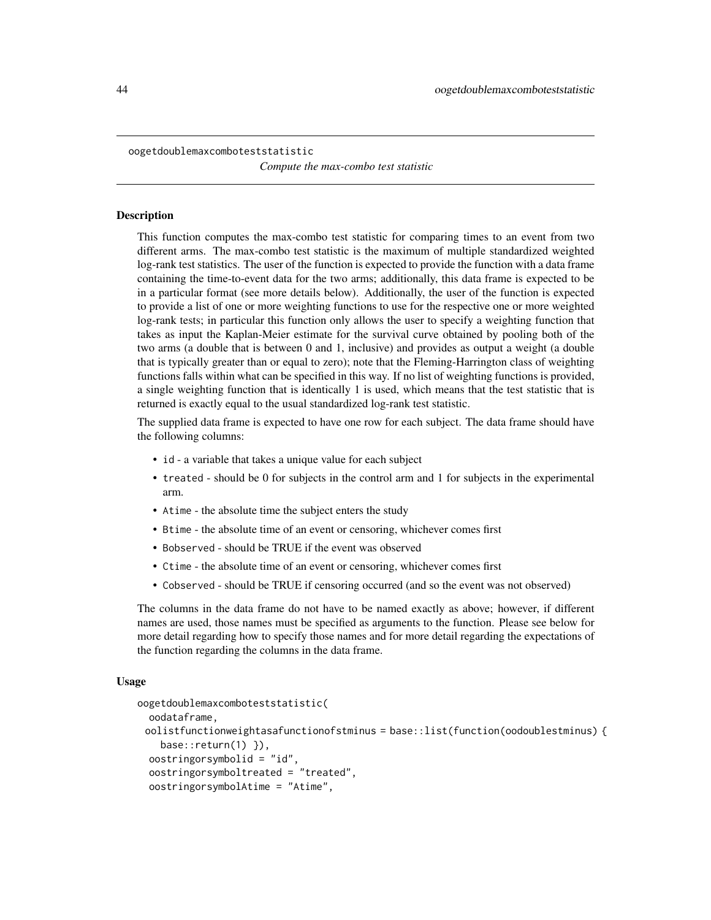oogetdoublemaxcomboteststatistic

*Compute the max-combo test statistic*

## Description

This function computes the max-combo test statistic for comparing times to an event from two different arms. The max-combo test statistic is the maximum of multiple standardized weighted log-rank test statistics. The user of the function is expected to provide the function with a data frame containing the time-to-event data for the two arms; additionally, this data frame is expected to be in a particular format (see more details below). Additionally, the user of the function is expected to provide a list of one or more weighting functions to use for the respective one or more weighted log-rank tests; in particular this function only allows the user to specify a weighting function that takes as input the Kaplan-Meier estimate for the survival curve obtained by pooling both of the two arms (a double that is between 0 and 1, inclusive) and provides as output a weight (a double that is typically greater than or equal to zero); note that the Fleming-Harrington class of weighting functions falls within what can be specified in this way. If no list of weighting functions is provided, a single weighting function that is identically 1 is used, which means that the test statistic that is returned is exactly equal to the usual standardized log-rank test statistic.

The supplied data frame is expected to have one row for each subject. The data frame should have the following columns:

- `id` - a variable that takes a unique value for each subject
- `treated` - should be 0 for subjects in the control arm and 1 for subjects in the experimental arm.
- `Atime` - the absolute time the subject enters the study
- `Btime` - the absolute time of an event or censoring, whichever comes first
- `Bobserved` - should be TRUE if the event was observed
- `Ctime` - the absolute time of an event or censoring, whichever comes first
- `Cobserved` - should be TRUE if censoring occurred (and so the event was not observed)

The columns in the data frame do not have to be named exactly as above; however, if different names are used, those names must be specified as arguments to the function. Please see below for more detail regarding how to specify those names and for more detail regarding the expectations of the function regarding the columns in the data frame.

## Usage

```
oogetdoublemaxcomboteststatistic(
  oodataframe,
  oolistfunctionweightasafunctionofstminus = base::list(function(oodoublestminus) {
    base::return(1) }),
  oostringorsymbolid = "id",
  oostringorsymboltreated = "treated",
  oostringorsymbolAtime = "Atime",
```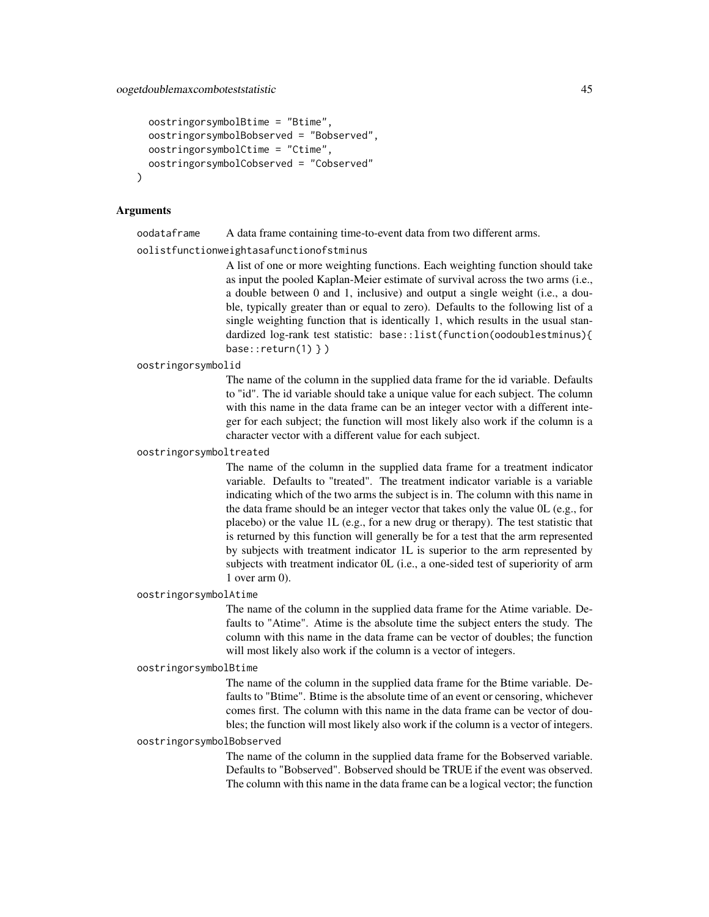```
  oostringorsymbolBtime = "Btime",
  oostringorsymbolBobserved = "Bobserved",
  oostringorsymbolCtime = "Ctime",
  oostringorsymbolCobserved = "Cobserved"
)
```

### Arguments

`oodataframe` A data frame containing time-to-event data from two different arms.

`oolistfunctionweightasafunctionofstminus`
A list of one or more weighting functions. Each weighting function should take as input the pooled Kaplan-Meier estimate of survival across the two arms (i.e., a double between 0 and 1, inclusive) and output a single weight (i.e., a double, typically greater than or equal to zero). Defaults to the following list of a single weighting function that is identically 1, which results in the usual standardized log-rank test statistic: `base::list(function(oodoublestminus){ base::return(1) } )`

`oostringorsymbolid`
The name of the column in the supplied data frame for the id variable. Defaults to "id". The id variable should take a unique value for each subject. The column with this name in the data frame can be an integer vector with a different integer for each subject; the function will most likely also work if the column is a character vector with a different value for each subject.

`oostringorsymboltreated`
The name of the column in the supplied data frame for a treatment indicator variable. Defaults to "treated". The treatment indicator variable is a variable indicating which of the two arms the subject is in. The column with this name in the data frame should be an integer vector that takes only the value 0L (e.g., for placebo) or the value 1L (e.g., for a new drug or therapy). The test statistic that is returned by this function will generally be for a test that the arm represented by subjects with treatment indicator 1L is superior to the arm represented by subjects with treatment indicator 0L (i.e., a one-sided test of superiority of arm 1 over arm 0).

`oostringorsymbolAtime`
The name of the column in the supplied data frame for the Atime variable. Defaults to "Atime". Atime is the absolute time the subject enters the study. The column with this name in the data frame can be vector of doubles; the function will most likely also work if the column is a vector of integers.

`oostringorsymbolBtime`
The name of the column in the supplied data frame for the Btime variable. Defaults to "Btime". Btime is the absolute time of an event or censoring, whichever comes first. The column with this name in the data frame can be vector of doubles; the function will most likely also work if the column is a vector of integers.

`oostringorsymbolBobserved`
The name of the column in the supplied data frame for the Bobserved variable. Defaults to "Bobserved". Bobserved should be TRUE if the event was observed. The column with this name in the data frame can be a logical vector; the function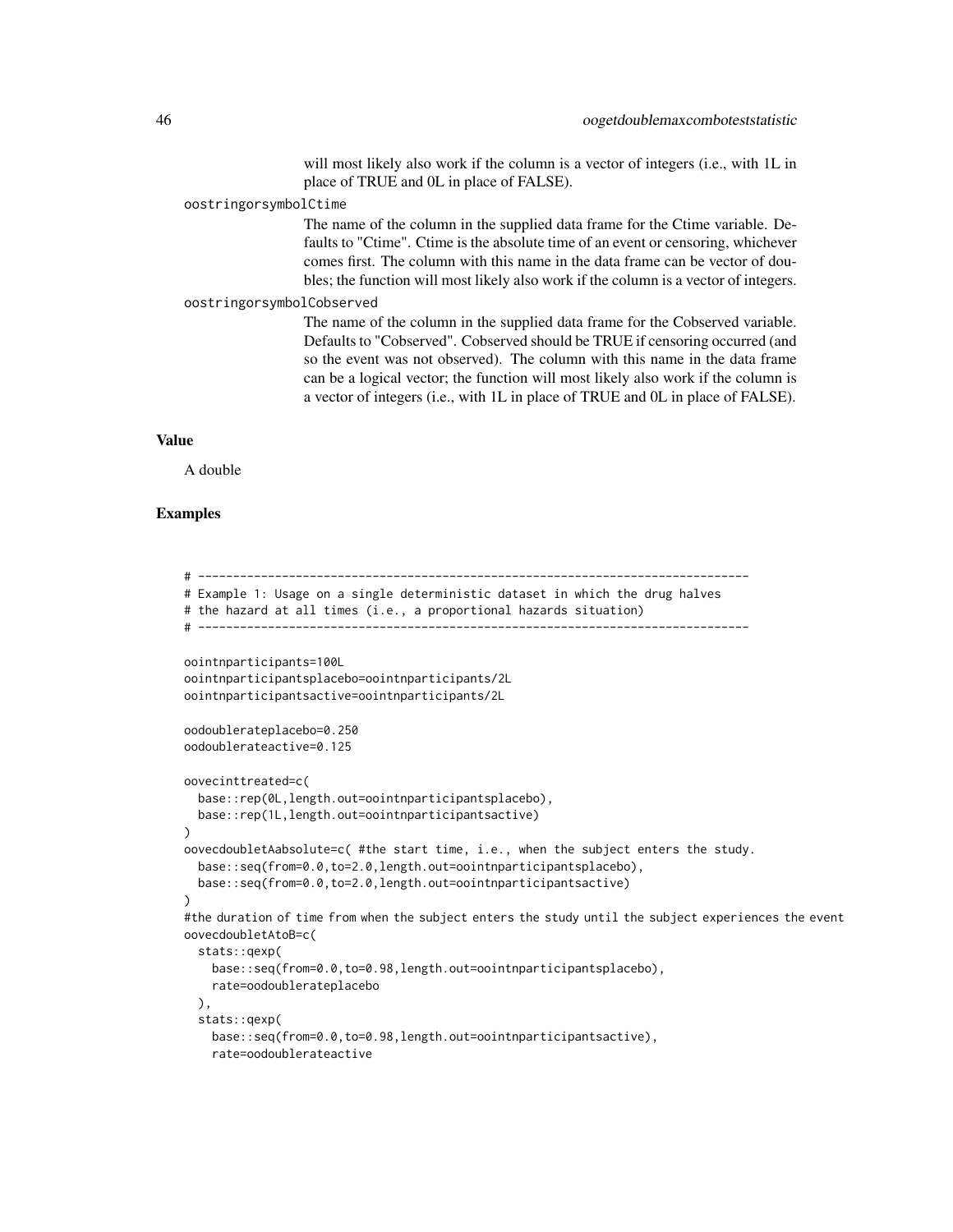will most likely also work if the column is a vector of integers (i.e., with 1L in place of TRUE and 0L in place of FALSE).

`oostringorsymbolCtime`
: The name of the column in the supplied data frame for the Ctime variable. Defaults to "Ctime". Ctime is the absolute time of an event or censoring, whichever comes first. The column with this name in the data frame can be vector of doubles; the function will most likely also work if the column is a vector of integers.

`oostringorsymbolCobserved`
: The name of the column in the supplied data frame for the Cobserved variable. Defaults to "Cobserved". Cobserved should be TRUE if censoring occurred (and so the event was not observed). The column with this name in the data frame can be a logical vector; the function will most likely also work if the column is a vector of integers (i.e., with 1L in place of TRUE and 0L in place of FALSE).

## Value

A double

## Examples

```
# -------------------------------------------------------------------------------
# Example 1: Usage on a single deterministic dataset in which the drug halves
# the hazard at all times (i.e., a proportional hazards situation)
# -------------------------------------------------------------------------------

oointnparticipants=100L
oointnparticipantsplacebo=oointnparticipants/2L
oointnparticipantsactive=oointnparticipants/2L

oodoublerateplacebo=0.250
oodoublerateactive=0.125

oovecinttreated=c(
  base::rep(0L,length.out=oointnparticipantsplacebo),
  base::rep(1L,length.out=oointnparticipantsactive)
)
oovecdoubletAabsolute=c( #the start time, i.e., when the subject enters the study.
  base::seq(from=0.0,to=2.0,length.out=oointnparticipantsplacebo),
  base::seq(from=0.0,to=2.0,length.out=oointnparticipantsactive)
)
#the duration of time from when the subject enters the study until the subject experiences the event
oovecdoubletAtoB=c(
  stats::qexp(
    base::seq(from=0.0,to=0.98,length.out=oointnparticipantsplacebo),
    rate=oodoublerateplacebo
  ),
  stats::qexp(
    base::seq(from=0.0,to=0.98,length.out=oointnparticipantsactive),
    rate=oodoublerateactive
```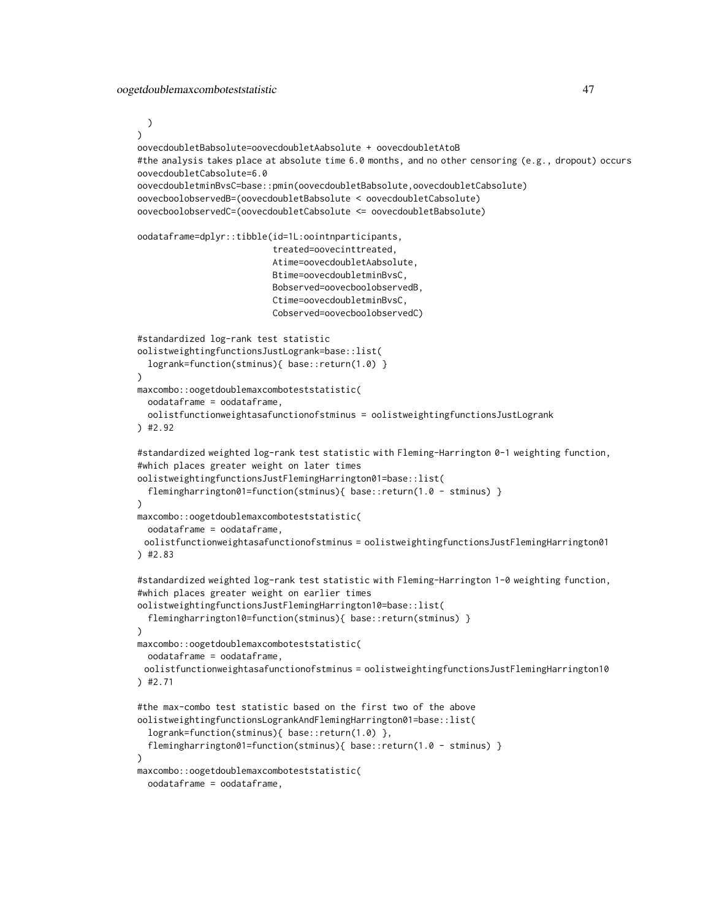```
  )
)
oovecdoubletBabsolute=oovecdoubletAabsolute + oovecdoubletAtoB
#the analysis takes place at absolute time 6.0 months, and no other censoring (e.g., dropout) occurs
oovecdoubletCabsolute=6.0
oovecdoubletminBvsC=base::pmin(oovecdoubletBabsolute,oovecdoubletCabsolute)
oovecboolobservedB=(oovecdoubletBabsolute < oovecdoubletCabsolute)
oovecboolobservedC=(oovecdoubletCabsolute <= oovecdoubletBabsolute)

oodataframe=dplyr::tibble(id=1L:oointnparticipants,
                          treated=oovecinttreated,
                          Atime=oovecdoubletAabsolute,
                          Btime=oovecdoubletminBvsC,
                          Bobserved=oovecboolobservedB,
                          Ctime=oovecdoubletminBvsC,
                          Cobserved=oovecboolobservedC)

#standardized log-rank test statistic
oolistweightingfunctionsJustLogrank=base::list(
  logrank=function(stminus){ base::return(1.0) }
)
maxcombo::oogetdoublemaxcomboteststatistic(
  oodataframe = oodataframe,
  oolistfunctionweightasafunctionofstminus = oolistweightingfunctionsJustLogrank
) #2.92

#standardized weighted log-rank test statistic with Fleming-Harrington 0-1 weighting function,
#which places greater weight on later times
oolistweightingfunctionsJustFlemingHarrington01=base::list(
  flemingharrington01=function(stminus){ base::return(1.0 - stminus) }
)
maxcombo::oogetdoublemaxcomboteststatistic(
  oodataframe = oodataframe,
 oolistfunctionweightasafunctionofstminus = oolistweightingfunctionsJustFlemingHarrington01
) #2.83

#standardized weighted log-rank test statistic with Fleming-Harrington 1-0 weighting function,
#which places greater weight on earlier times
oolistweightingfunctionsJustFlemingHarrington10=base::list(
  flemingharrington10=function(stminus){ base::return(stminus) }
)
maxcombo::oogetdoublemaxcomboteststatistic(
  oodataframe = oodataframe,
 oolistfunctionweightasafunctionofstminus = oolistweightingfunctionsJustFlemingHarrington10
) #2.71

#the max-combo test statistic based on the first two of the above
oolistweightingfunctionsLogrankAndFlemingHarrington01=base::list(
  logrank=function(stminus){ base::return(1.0) },
  flemingharrington01=function(stminus){ base::return(1.0 - stminus) }
)
maxcombo::oogetdoublemaxcomboteststatistic(
  oodataframe = oodataframe,
```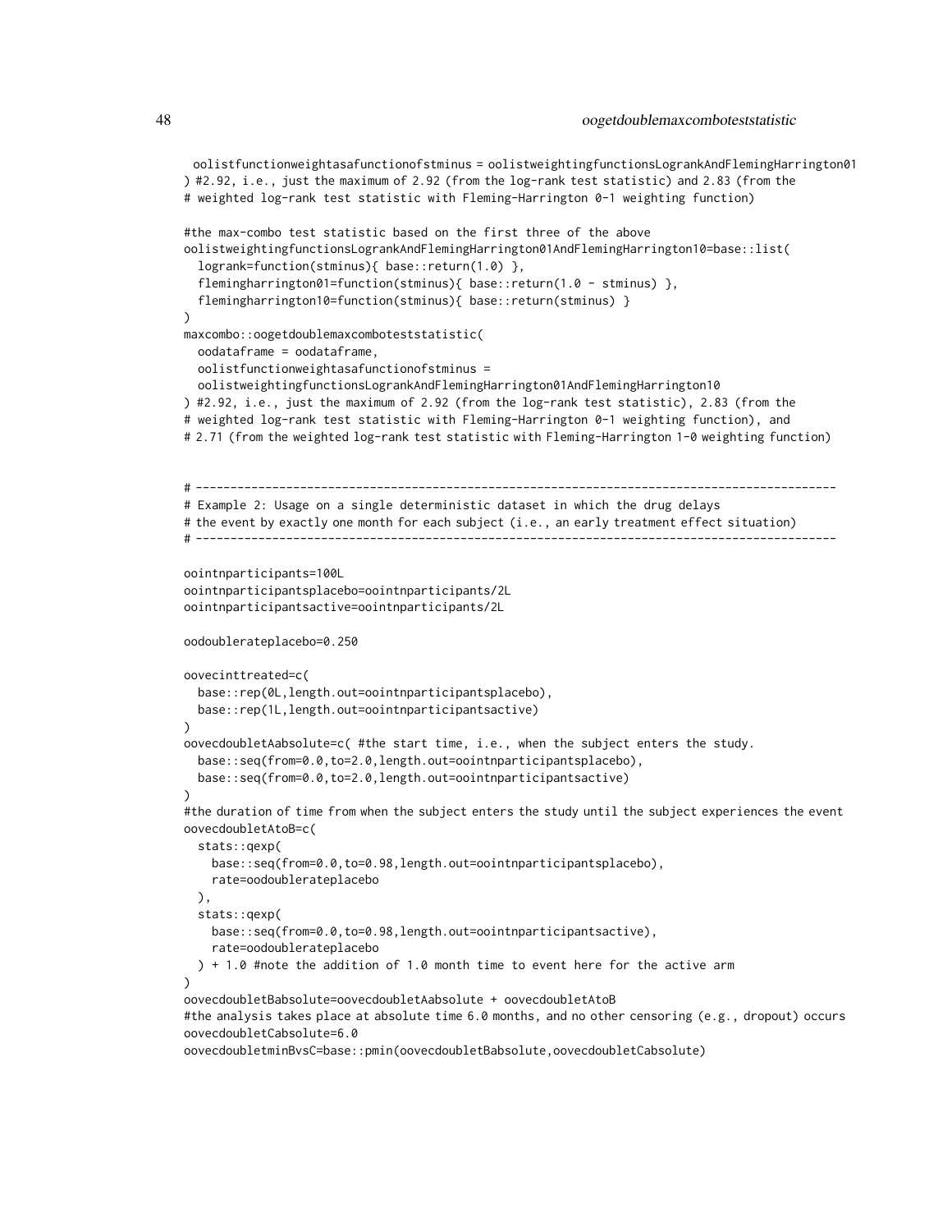```
  oolistfunctionweightasafunctionofstminus = oolistweightingfunctionsLogrankAndFlemingHarrington01
) #2.92, i.e., just the maximum of 2.92 (from the log-rank test statistic) and 2.83 (from the
# weighted log-rank test statistic with Fleming-Harrington 0-1 weighting function)

#the max-combo test statistic based on the first three of the above
oolistweightingfunctionsLogrankAndFlemingHarrington01AndFlemingHarrington10=base::list(
  logrank=function(stminus){ base::return(1.0) },
  flemingharrington01=function(stminus){ base::return(1.0 - stminus) },
  flemingharrington10=function(stminus){ base::return(stminus) }
)
maxcombo::oogetdoublemaxcomboteststatistic(
  oodataframe = oodataframe,
  oolistfunctionweightasafunctionofstminus =
  oolistweightingfunctionsLogrankAndFlemingHarrington01AndFlemingHarrington10
) #2.92, i.e., just the maximum of 2.92 (from the log-rank test statistic), 2.83 (from the
# weighted log-rank test statistic with Fleming-Harrington 0-1 weighting function), and
# 2.71 (from the weighted log-rank test statistic with Fleming-Harrington 1-0 weighting function)


# -------------------------------------------------------------------------------------------
# Example 2: Usage on a single deterministic dataset in which the drug delays
# the event by exactly one month for each subject (i.e., an early treatment effect situation)
# -------------------------------------------------------------------------------------------

oointnparticipants=100L
oointnparticipantsplacebo=oointnparticipants/2L
oointnparticipantsactive=oointnparticipants/2L

oodoublerateplacebo=0.250

oovecinttreated=c(
  base::rep(0L,length.out=oointnparticipantsplacebo),
  base::rep(1L,length.out=oointnparticipantsactive)
)
oovecdoubletAabsolute=c( #the start time, i.e., when the subject enters the study.
  base::seq(from=0.0,to=2.0,length.out=oointnparticipantsplacebo),
  base::seq(from=0.0,to=2.0,length.out=oointnparticipantsactive)
)
#the duration of time from when the subject enters the study until the subject experiences the event
oovecdoubletAtoB=c(
  stats::qexp(
    base::seq(from=0.0,to=0.98,length.out=oointnparticipantsplacebo),
    rate=oodoublerateplacebo
  ),
  stats::qexp(
    base::seq(from=0.0,to=0.98,length.out=oointnparticipantsactive),
    rate=oodoublerateplacebo
  ) + 1.0 #note the addition of 1.0 month time to event here for the active arm
)
oovecdoubletBabsolute=oovecdoubletAabsolute + oovecdoubletAtoB
#the analysis takes place at absolute time 6.0 months, and no other censoring (e.g., dropout) occurs
oovecdoubletCabsolute=6.0
oovecdoubletminBvsC=base::pmin(oovecdoubletBabsolute,oovecdoubletCabsolute)
```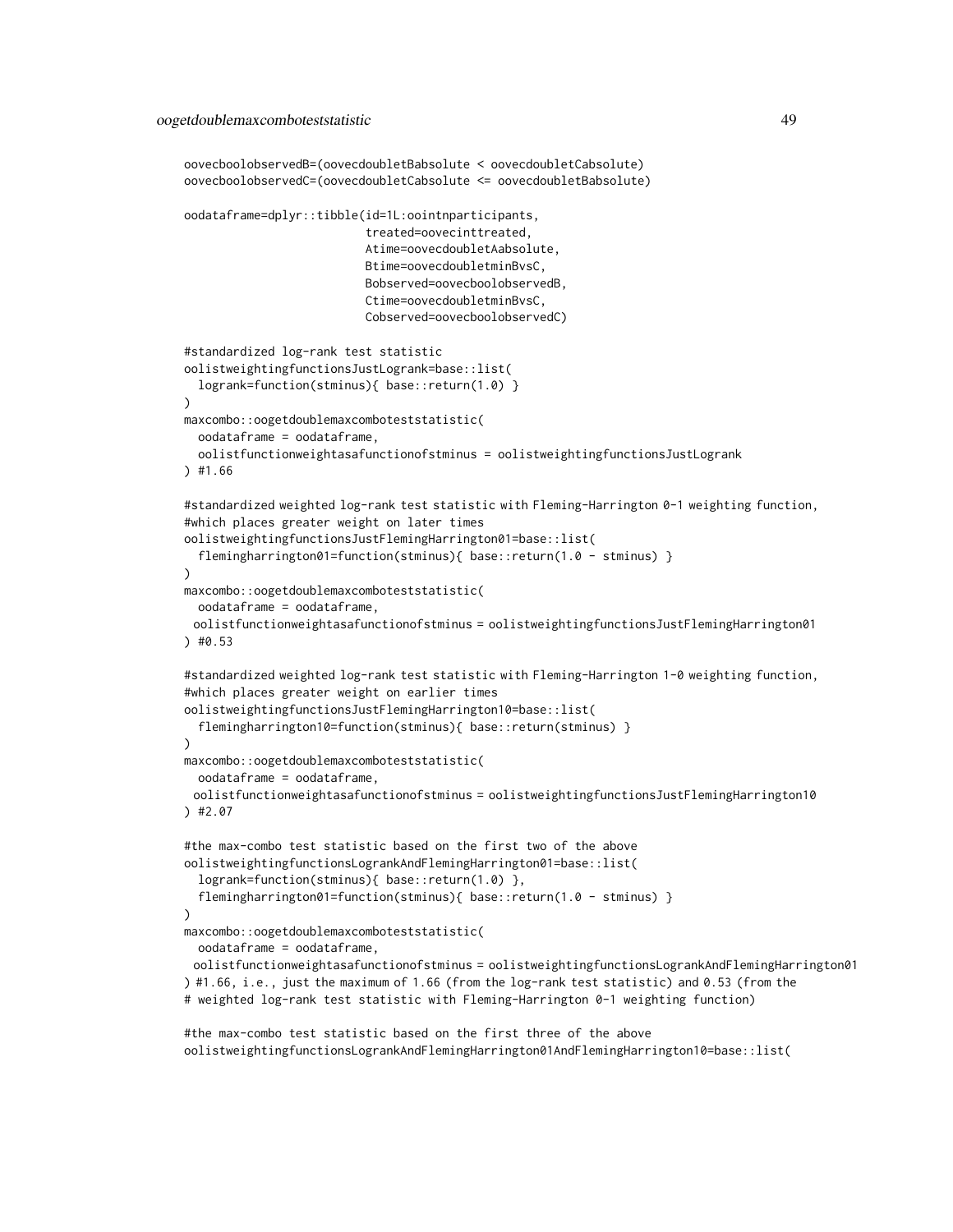```
oovecboolobservedB=(oovecdoubletBabsolute < oovecdoubletCabsolute)
oovecboolobservedC=(oovecdoubletCabsolute <= oovecdoubletBabsolute)

oodataframe=dplyr::tibble(id=1L:oointnparticipants,
                          treated=oovecinttreated,
                          Atime=oovecdoubletAabsolute,
                          Btime=oovecdoubletminBvsC,
                          Bobserved=oovecboolobservedB,
                          Ctime=oovecdoubletminBvsC,
                          Cobserved=oovecboolobservedC)

#standardized log-rank test statistic
oolistweightingfunctionsJustLogrank=base::list(
  logrank=function(stminus){ base::return(1.0) }
)
maxcombo::oogetdoublemaxcomboteststatistic(
  oodataframe = oodataframe,
  oolistfunctionweightasafunctionofstminus = oolistweightingfunctionsJustLogrank
) #1.66

#standardized weighted log-rank test statistic with Fleming-Harrington 0-1 weighting function,
#which places greater weight on later times
oolistweightingfunctionsJustFlemingHarrington01=base::list(
  flemingharrington01=function(stminus){ base::return(1.0 - stminus) }
)
maxcombo::oogetdoublemaxcomboteststatistic(
  oodataframe = oodataframe,
 oolistfunctionweightasafunctionofstminus = oolistweightingfunctionsJustFlemingHarrington01
) #0.53

#standardized weighted log-rank test statistic with Fleming-Harrington 1-0 weighting function,
#which places greater weight on earlier times
oolistweightingfunctionsJustFlemingHarrington10=base::list(
  flemingharrington10=function(stminus){ base::return(stminus) }
)
maxcombo::oogetdoublemaxcomboteststatistic(
  oodataframe = oodataframe,
 oolistfunctionweightasafunctionofstminus = oolistweightingfunctionsJustFlemingHarrington10
) #2.07

#the max-combo test statistic based on the first two of the above
oolistweightingfunctionsLogrankAndFlemingHarrington01=base::list(
  logrank=function(stminus){ base::return(1.0) },
  flemingharrington01=function(stminus){ base::return(1.0 - stminus) }
)
maxcombo::oogetdoublemaxcomboteststatistic(
  oodataframe = oodataframe,
 oolistfunctionweightasafunctionofstminus = oolistweightingfunctionsLogrankAndFlemingHarrington01
) #1.66, i.e., just the maximum of 1.66 (from the log-rank test statistic) and 0.53 (from the
# weighted log-rank test statistic with Fleming-Harrington 0-1 weighting function)

#the max-combo test statistic based on the first three of the above
oolistweightingfunctionsLogrankAndFlemingHarrington01AndFlemingHarrington10=base::list(
```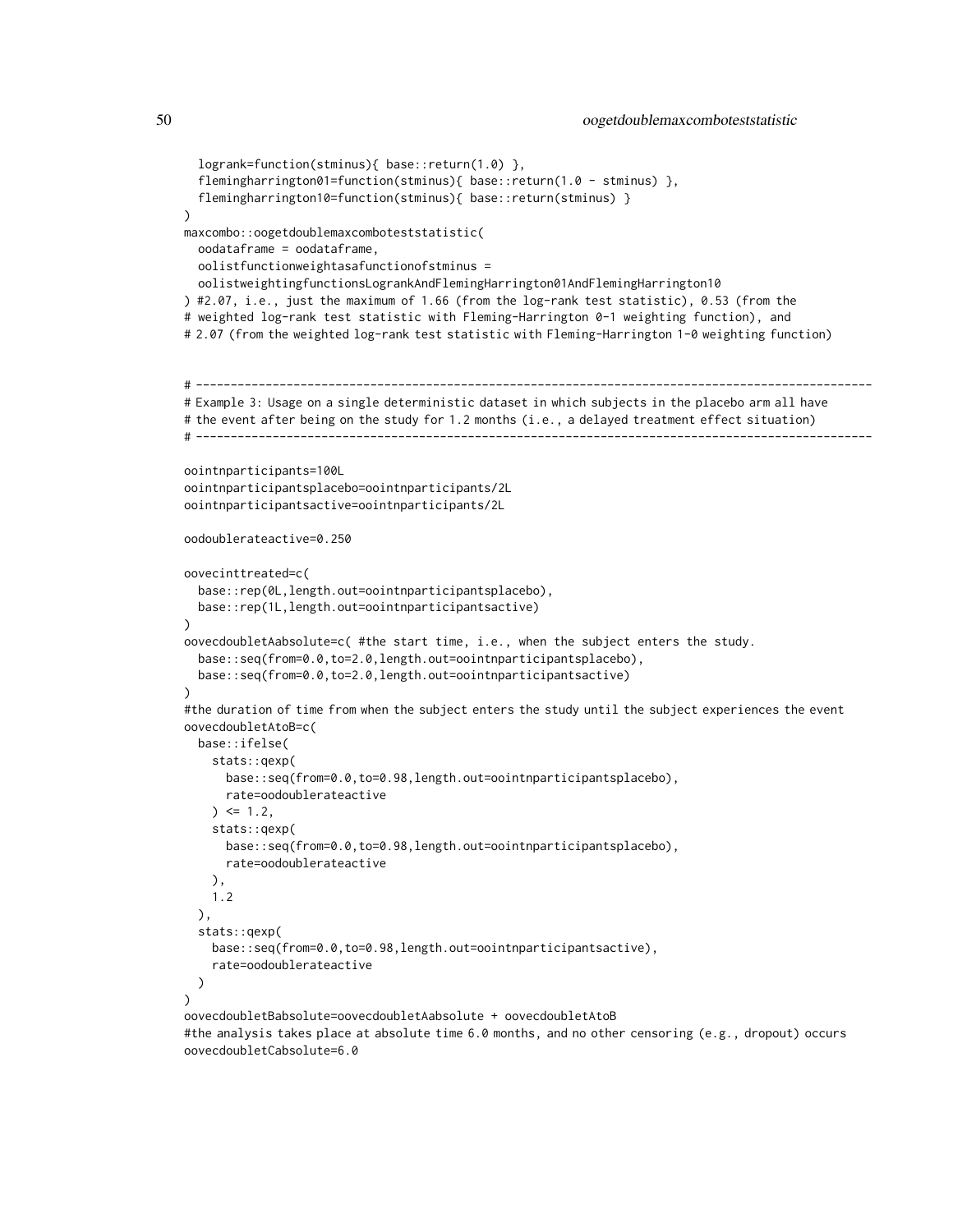```
  logrank=function(stminus){ base::return(1.0) },
  flemingharrington01=function(stminus){ base::return(1.0 - stminus) },
  flemingharrington10=function(stminus){ base::return(stminus) }
)
maxcombo::oogetdoublemaxcomboteststatistic(
  oodataframe = oodataframe,
  oolistfunctionweightasafunctionofstminus =
  oolistweightingfunctionsLogrankAndFlemingHarrington01AndFlemingHarrington10
) #2.07, i.e., just the maximum of 1.66 (from the log-rank test statistic), 0.53 (from the
# weighted log-rank test statistic with Fleming-Harrington 0-1 weighting function), and
# 2.07 (from the weighted log-rank test statistic with Fleming-Harrington 1-0 weighting function)


# ---------------------------------------------------------------------------------------------------
# Example 3: Usage on a single deterministic dataset in which subjects in the placebo arm all have
# the event after being on the study for 1.2 months (i.e., a delayed treatment effect situation)
# ---------------------------------------------------------------------------------------------------

oointnparticipants=100L
oointnparticipantsplacebo=oointnparticipants/2L
oointnparticipantsactive=oointnparticipants/2L

oodoublerateactive=0.250

oovecinttreated=c(
  base::rep(0L,length.out=oointnparticipantsplacebo),
  base::rep(1L,length.out=oointnparticipantsactive)
)
oovecdoubletAabsolute=c( #the start time, i.e., when the subject enters the study.
  base::seq(from=0.0,to=2.0,length.out=oointnparticipantsplacebo),
  base::seq(from=0.0,to=2.0,length.out=oointnparticipantsactive)
)
#the duration of time from when the subject enters the study until the subject experiences the event
oovecdoubletAtoB=c(
  base::ifelse(
    stats::qexp(
      base::seq(from=0.0,to=0.98,length.out=oointnparticipantsplacebo),
      rate=oodoublerateactive
    ) <= 1.2,
    stats::qexp(
      base::seq(from=0.0,to=0.98,length.out=oointnparticipantsplacebo),
      rate=oodoublerateactive
    ),
    1.2
  ),
  stats::qexp(
    base::seq(from=0.0,to=0.98,length.out=oointnparticipantsactive),
    rate=oodoublerateactive
  )
)
oovecdoubletBabsolute=oovecdoubletAabsolute + oovecdoubletAtoB
#the analysis takes place at absolute time 6.0 months, and no other censoring (e.g., dropout) occurs
oovecdoubletCabsolute=6.0
```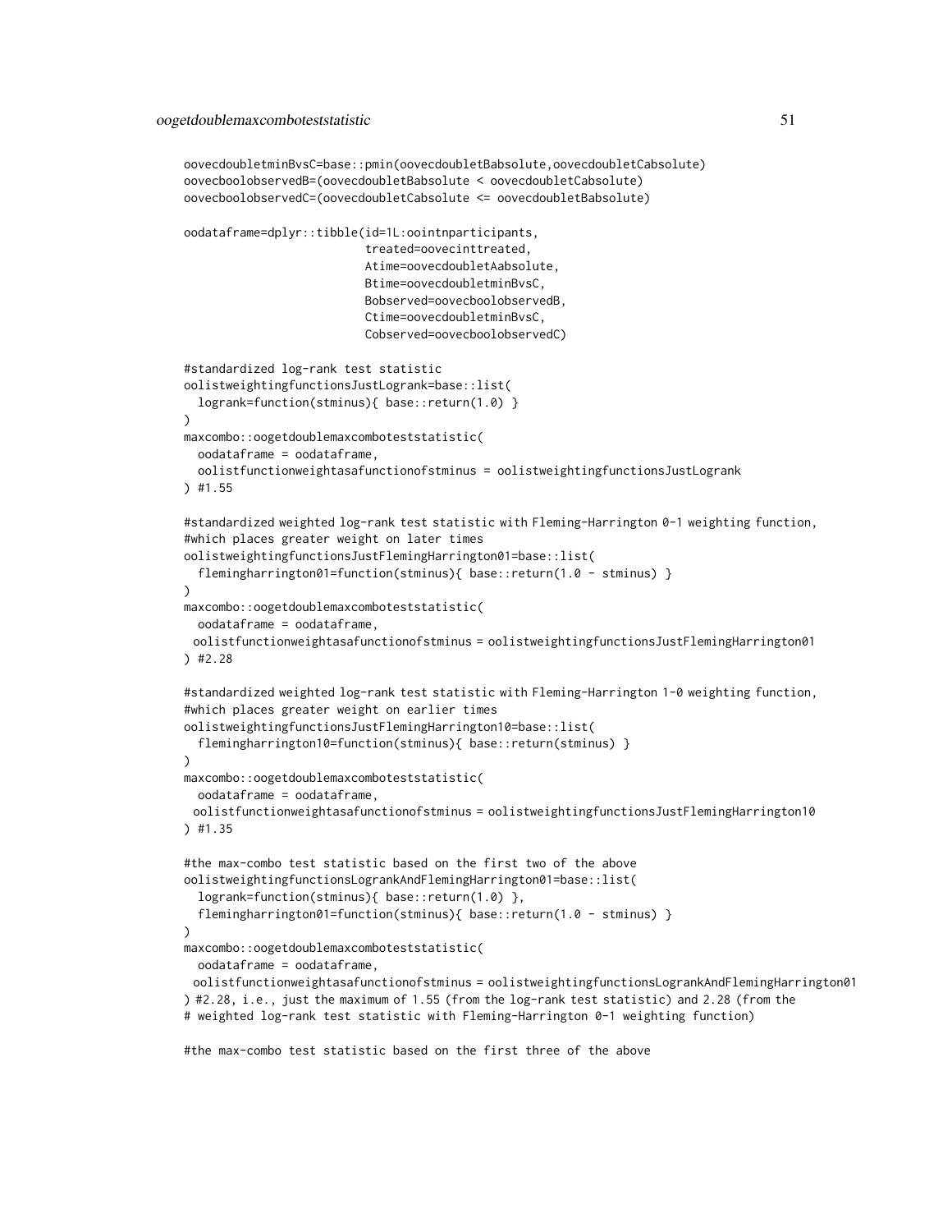```
oovecdoubletminBvsC=base::pmin(oovecdoubletBabsolute,oovecdoubletCabsolute)
oovecboolobservedB=(oovecdoubletBabsolute < oovecdoubletCabsolute)
oovecboolobservedC=(oovecdoubletCabsolute <= oovecdoubletBabsolute)

oodataframe=dplyr::tibble(id=1L:oointnparticipants,
                         treated=oovecinttreated,
                         Atime=oovecdoubletAabsolute,
                         Btime=oovecdoubletminBvsC,
                         Bobserved=oovecboolobservedB,
                         Ctime=oovecdoubletminBvsC,
                         Cobserved=oovecboolobservedC)

#standardized log-rank test statistic
oolistweightingfunctionsJustLogrank=base::list(
  logrank=function(stminus){ base::return(1.0) }
)
maxcombo::oogetdoublemaxcomboteststatistic(
  oodataframe = oodataframe,
  oolistfunctionweightasafunctionofstminus = oolistweightingfunctionsJustLogrank
) #1.55

#standardized weighted log-rank test statistic with Fleming-Harrington 0-1 weighting function,
#which places greater weight on later times
oolistweightingfunctionsJustFlemingHarrington01=base::list(
  flemingharrington01=function(stminus){ base::return(1.0 - stminus) }
)
maxcombo::oogetdoublemaxcomboteststatistic(
  oodataframe = oodataframe,
  oolistfunctionweightasafunctionofstminus = oolistweightingfunctionsJustFlemingHarrington01
) #2.28

#standardized weighted log-rank test statistic with Fleming-Harrington 1-0 weighting function,
#which places greater weight on earlier times
oolistweightingfunctionsJustFlemingHarrington10=base::list(
  flemingharrington10=function(stminus){ base::return(stminus) }
)
maxcombo::oogetdoublemaxcomboteststatistic(
  oodataframe = oodataframe,
  oolistfunctionweightasafunctionofstminus = oolistweightingfunctionsJustFlemingHarrington10
) #1.35

#the max-combo test statistic based on the first two of the above
oolistweightingfunctionsLogrankAndFlemingHarrington01=base::list(
  logrank=function(stminus){ base::return(1.0) },
  flemingharrington01=function(stminus){ base::return(1.0 - stminus) }
)
maxcombo::oogetdoublemaxcomboteststatistic(
  oodataframe = oodataframe,
  oolistfunctionweightasafunctionofstminus = oolistweightingfunctionsLogrankAndFlemingHarrington01
) #2.28, i.e., just the maximum of 1.55 (from the log-rank test statistic) and 2.28 (from the
# weighted log-rank test statistic with Fleming-Harrington 0-1 weighting function)

#the max-combo test statistic based on the first three of the above
```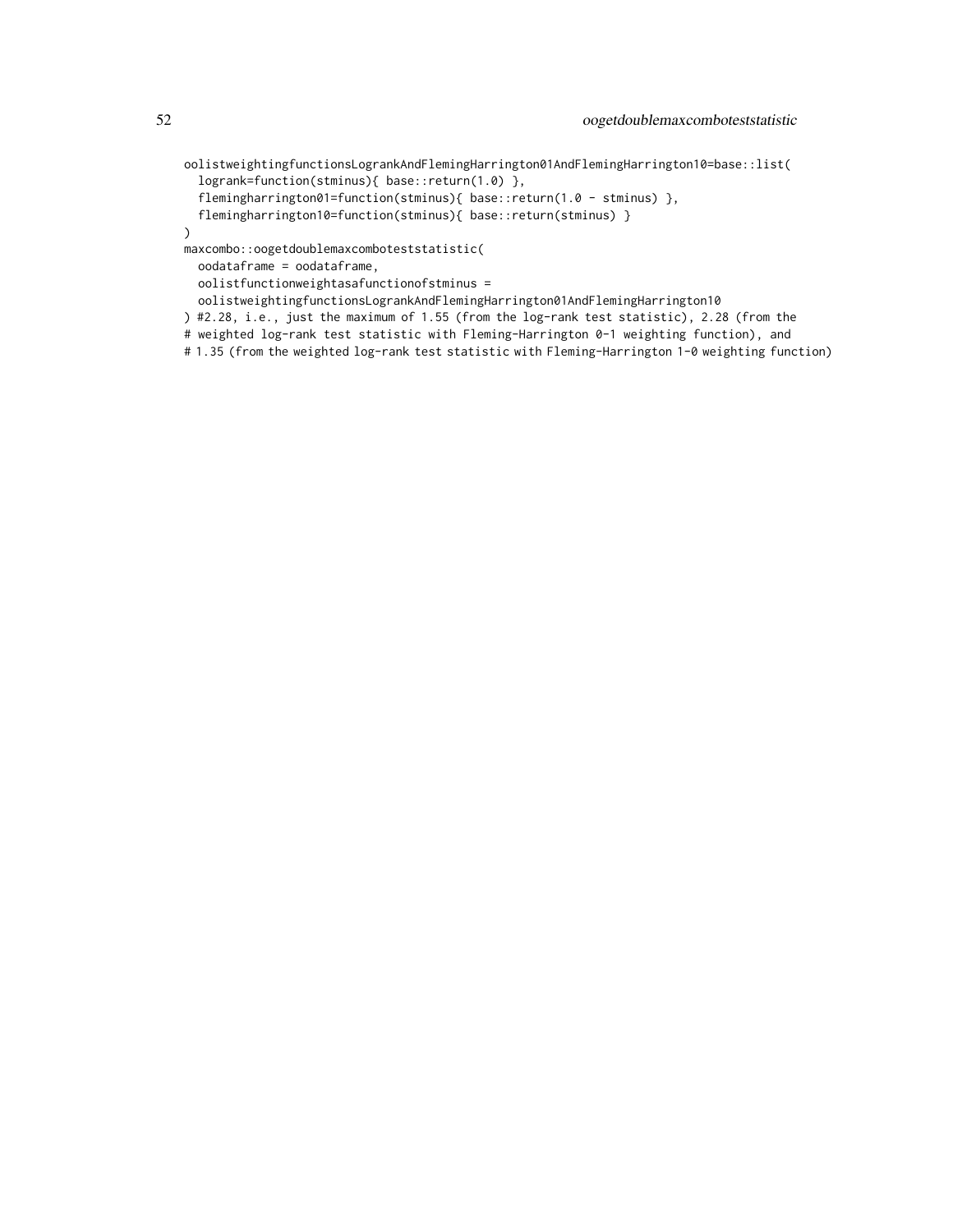```
oolistweightingfunctionsLogrankAndFlemingHarrington01AndFlemingHarrington10=base::list(
  logrank=function(stminus){ base::return(1.0) },
  flemingharrington01=function(stminus){ base::return(1.0 - stminus) },
  flemingharrington10=function(stminus){ base::return(stminus) }
)
maxcombo::oogetdoublemaxcomboteststatistic(
  oodataframe = oodataframe,
  oolistfunctionweightasafunctionofstminus =
  oolistweightingfunctionsLogrankAndFlemingHarrington01AndFlemingHarrington10
) #2.28, i.e., just the maximum of 1.55 (from the log-rank test statistic), 2.28 (from the
# weighted log-rank test statistic with Fleming-Harrington 0-1 weighting function), and
# 1.35 (from the weighted log-rank test statistic with Fleming-Harrington 1-0 weighting function)
```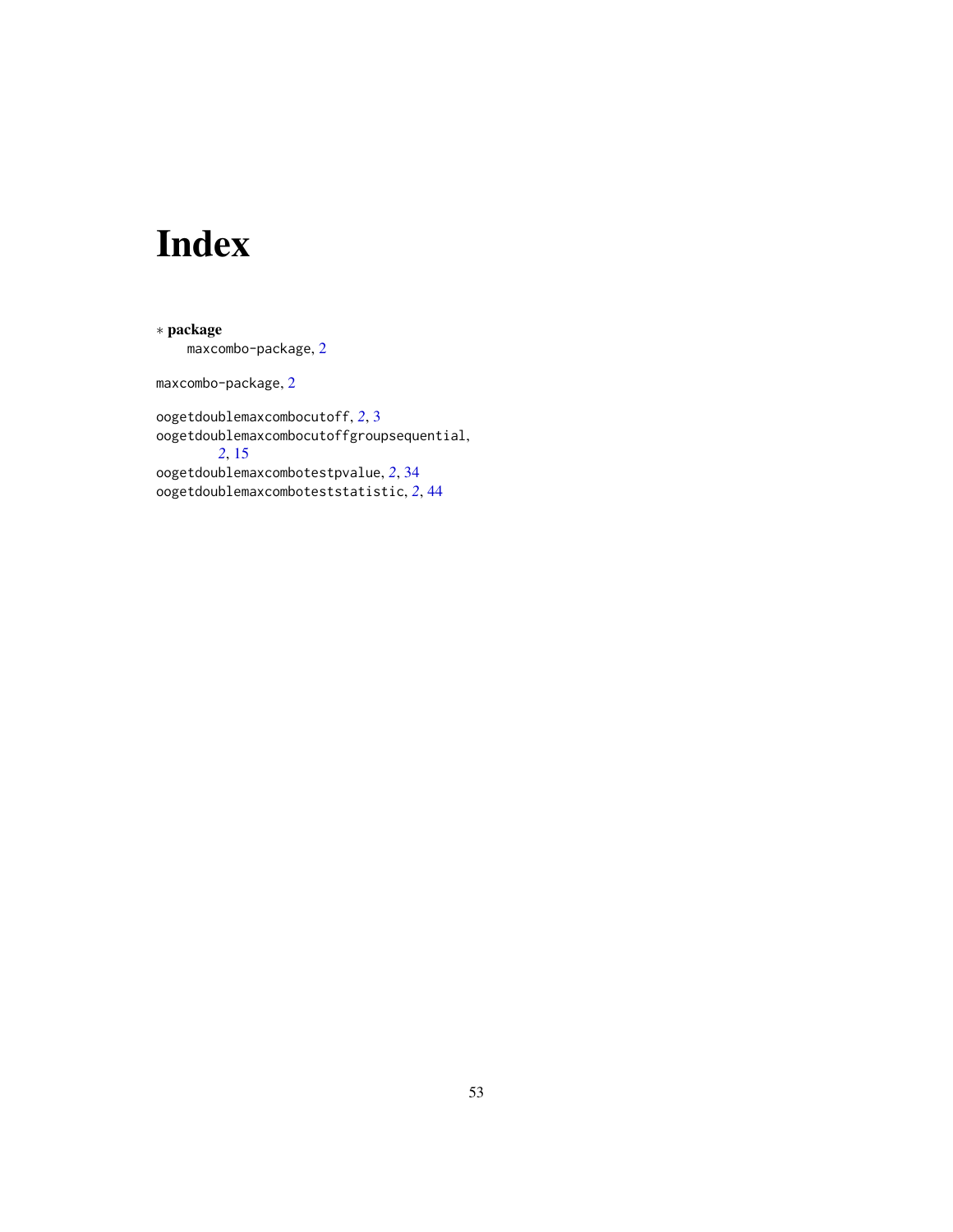# Index

∗ **package**
    maxcombo-package, 2

maxcombo-package, 2

oogetdoublemaxcombocutoff, *2*, 3
oogetdoublemaxcombocutoffgroupsequential, *2*, 15
oogetdoublemaxcombotestpvalue, *2*, 34
oogetdoublemaxcomboteststatistic, *2*, 44